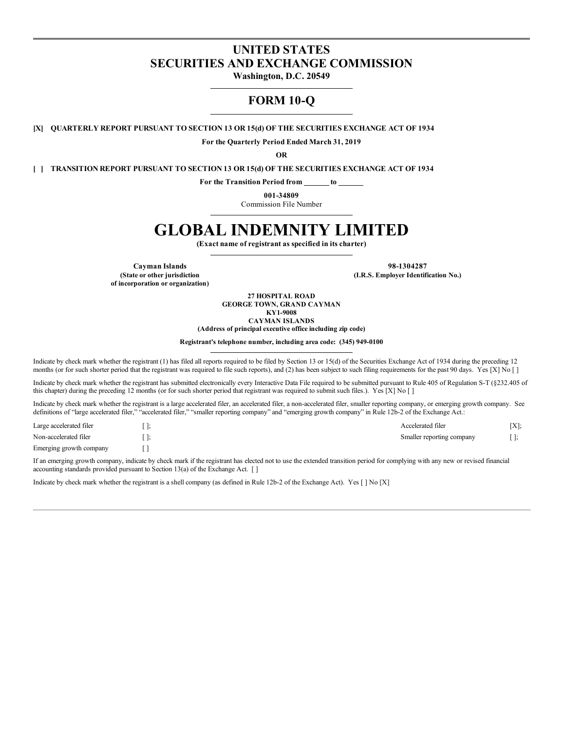# UNITED STATES
# SECURITIES AND EXCHANGE COMMISSION

**Washington, D.C. 20549**

## FORM 10-Q

**[X] QUARTERLY REPORT PURSUANT TO SECTION 13 OR 15(d) OF THE SECURITIES EXCHANGE ACT OF 1934**

**For the Quarterly Period Ended March 31, 2019**

**OR**

**[ ] TRANSITION REPORT PURSUANT TO SECTION 13 OR 15(d) OF THE SECURITIES EXCHANGE ACT OF 1934**

**For the Transition Period from \_\_\_\_\_\_ to \_\_\_\_\_\_**

**001-34809**
Commission File Number

# GLOBAL INDEMNITY LIMITED

**(Exact name of registrant as specified in its charter)**

| **Cayman Islands** | **98-1304287** |
|---|---|
| **(State or other jurisdiction of incorporation or organization)** | **(I.R.S. Employer Identification No.)** |

**27 HOSPITAL ROAD**
**GEORGE TOWN, GRAND CAYMAN**
**KY1-9008**
**CAYMAN ISLANDS**
**(Address of principal executive office including zip code)**

**Registrant's telephone number, including area code: (345) 949-0100**

Indicate by check mark whether the registrant (1) has filed all reports required to be filed by Section 13 or 15(d) of the Securities Exchange Act of 1934 during the preceding 12 months (or for such shorter period that the registrant was required to file such reports), and (2) has been subject to such filing requirements for the past 90 days. Yes [X] No [ ]

Indicate by check mark whether the registrant has submitted electronically every Interactive Data File required to be submitted pursuant to Rule 405 of Regulation S-T (§232.405 of this chapter) during the preceding 12 months (or for such shorter period that registrant was required to submit such files.). Yes [X] No [ ]

Indicate by check mark whether the registrant is a large accelerated filer, an accelerated filer, a non-accelerated filer, smaller reporting company, or emerging growth company. See definitions of "large accelerated filer," "accelerated filer," "smaller reporting company" and "emerging growth company" in Rule 12b-2 of the Exchange Act.:

| | | | |
|---|---|---|---|
| Large accelerated filer | [ ]; | Accelerated filer | [X]; |
| Non-accelerated filer | [ ]; | Smaller reporting company | [ ]; |
| Emerging growth company | [ ] | | |

If an emerging growth company, indicate by check mark if the registrant has elected not to use the extended transition period for complying with any new or revised financial accounting standards provided pursuant to Section 13(a) of the Exchange Act. [ ]

Indicate by check mark whether the registrant is a shell company (as defined in Rule 12b-2 of the Exchange Act). Yes [ ] No [X]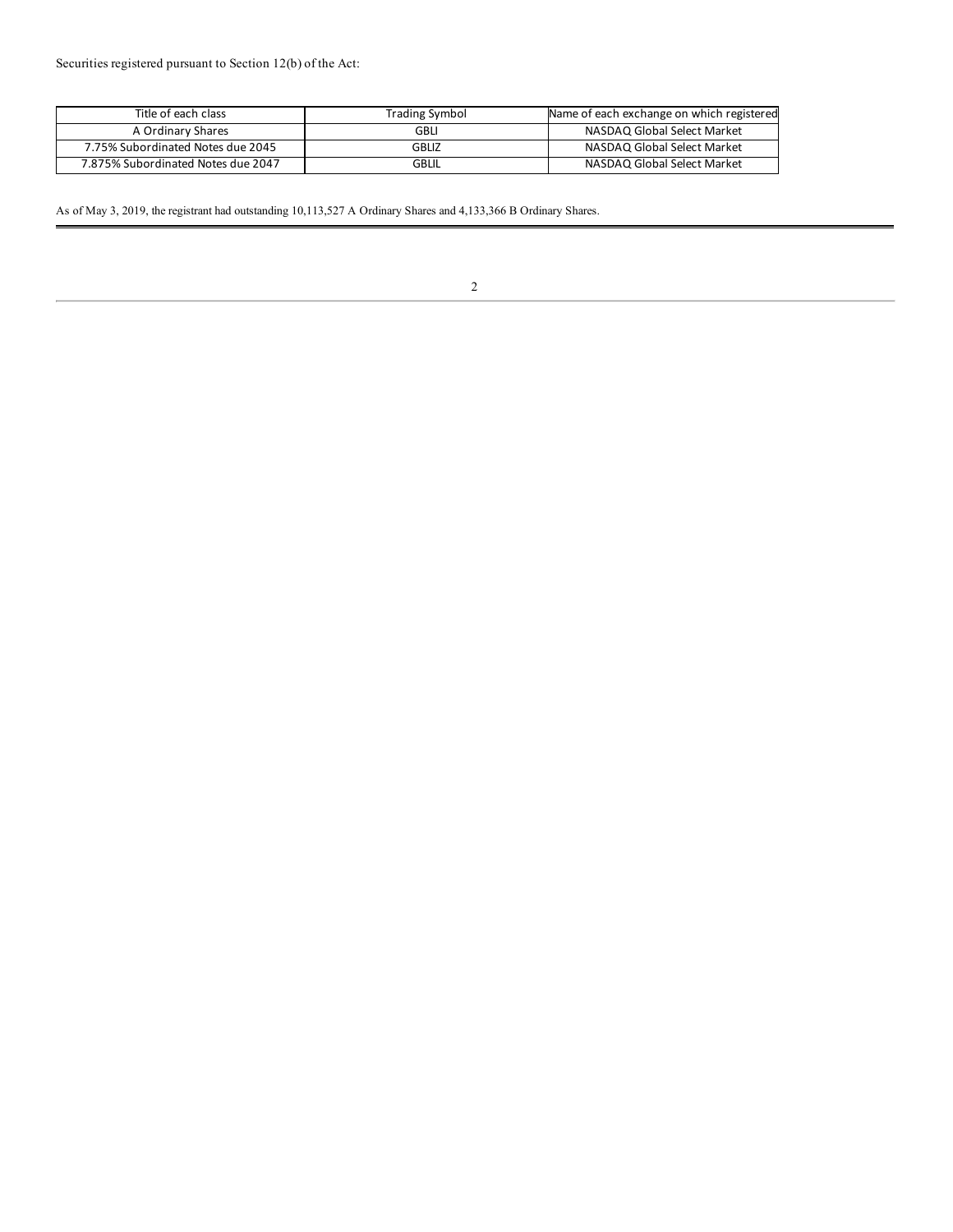Securities registered pursuant to Section 12(b) of the Act:

| Title of each class | Trading Symbol | Name of each exchange on which registered |
| --- | --- | --- |
| A Ordinary Shares | GBLI | NASDAQ Global Select Market |
| 7.75% Subordinated Notes due 2045 | GBLIZ | NASDAQ Global Select Market |
| 7.875% Subordinated Notes due 2047 | GBLIL | NASDAQ Global Select Market |

As of May 3, 2019, the registrant had outstanding 10,113,527 A Ordinary Shares and 4,133,366 B Ordinary Shares.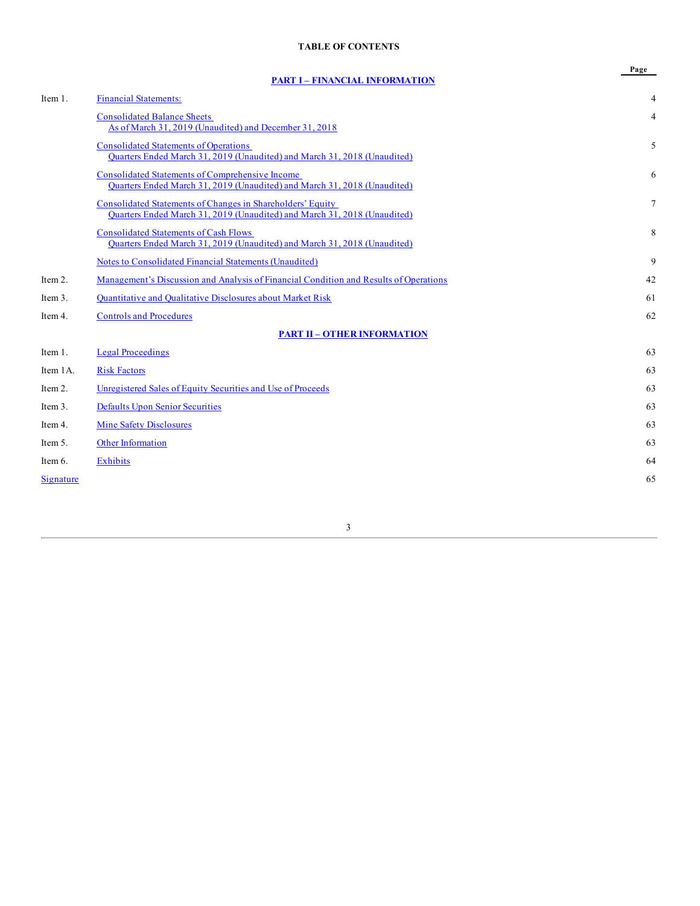**TABLE OF CONTENTS**

| | | Page |
|---|---|---|
| | **PART I – FINANCIAL INFORMATION** | |
| Item 1. | Financial Statements: | 4 |
| | Consolidated Balance Sheets As of March 31, 2019 (Unaudited) and December 31, 2018 | 4 |
| | Consolidated Statements of Operations Quarters Ended March 31, 2019 (Unaudited) and March 31, 2018 (Unaudited) | 5 |
| | Consolidated Statements of Comprehensive Income Quarters Ended March 31, 2019 (Unaudited) and March 31, 2018 (Unaudited) | 6 |
| | Consolidated Statements of Changes in Shareholders' Equity Quarters Ended March 31, 2019 (Unaudited) and March 31, 2018 (Unaudited) | 7 |
| | Consolidated Statements of Cash Flows Quarters Ended March 31, 2019 (Unaudited) and March 31, 2018 (Unaudited) | 8 |
| | Notes to Consolidated Financial Statements (Unaudited) | 9 |
| Item 2. | Management's Discussion and Analysis of Financial Condition and Results of Operations | 42 |
| Item 3. | Quantitative and Qualitative Disclosures about Market Risk | 61 |
| Item 4. | Controls and Procedures | 62 |
| | **PART II – OTHER INFORMATION** | |
| Item 1. | Legal Proceedings | 63 |
| Item 1A. | Risk Factors | 63 |
| Item 2. | Unregistered Sales of Equity Securities and Use of Proceeds | 63 |
| Item 3. | Defaults Upon Senior Securities | 63 |
| Item 4. | Mine Safety Disclosures | 63 |
| Item 5. | Other Information | 63 |
| Item 6. | Exhibits | 64 |
| Signature | | 65 |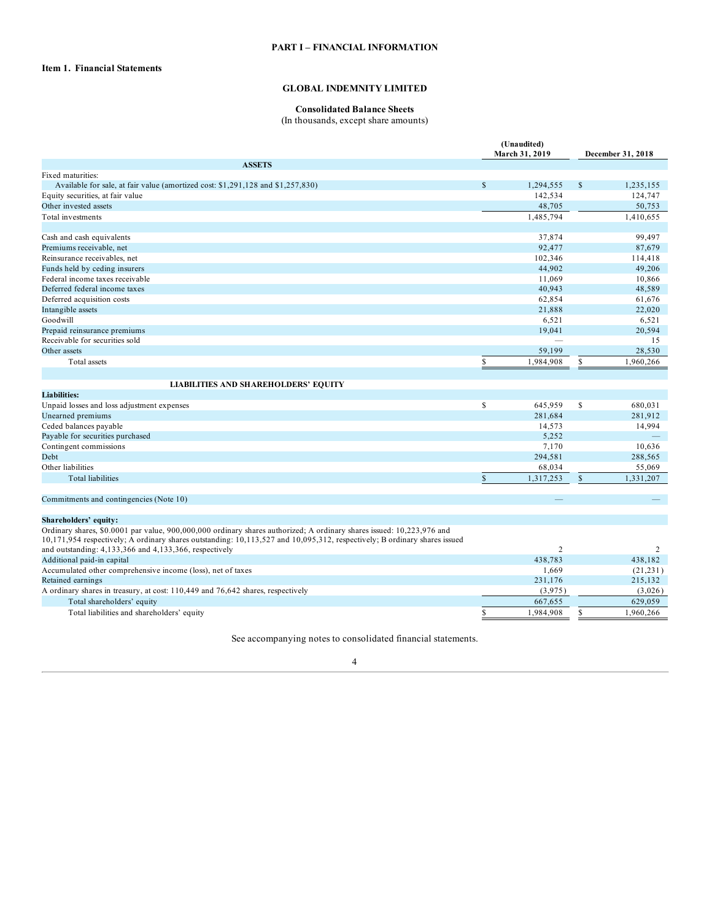# PART I – FINANCIAL INFORMATION

## Item 1. Financial Statements

### GLOBAL INDEMNITY LIMITED

**Consolidated Balance Sheets**
(In thousands, except share amounts)

| | (Unaudited) March 31, 2019 | December 31, 2018 |
|---|---|---|
| **ASSETS** | | |
| Fixed maturities: | | |
| Available for sale, at fair value (amortized cost: $1,291,128 and $1,257,830) | $ 1,294,555 | $ 1,235,155 |
| Equity securities, at fair value | 142,534 | 124,747 |
| Other invested assets | 48,705 | 50,753 |
| Total investments | 1,485,794 | 1,410,655 |
| | | |
| Cash and cash equivalents | 37,874 | 99,497 |
| Premiums receivable, net | 92,477 | 87,679 |
| Reinsurance receivables, net | 102,346 | 114,418 |
| Funds held by ceding insurers | 44,902 | 49,206 |
| Federal income taxes receivable | 11,069 | 10,866 |
| Deferred federal income taxes | 40,943 | 48,589 |
| Deferred acquisition costs | 62,854 | 61,676 |
| Intangible assets | 21,888 | 22,020 |
| Goodwill | 6,521 | 6,521 |
| Prepaid reinsurance premiums | 19,041 | 20,594 |
| Receivable for securities sold | — | 15 |
| Other assets | 59,199 | 28,530 |
| Total assets | $ 1,984,908 | $ 1,960,266 |
| | | |
| **LIABILITIES AND SHAREHOLDERS' EQUITY** | | |
| **Liabilities:** | | |
| Unpaid losses and loss adjustment expenses | $ 645,959 | $ 680,031 |
| Unearned premiums | 281,684 | 281,912 |
| Ceded balances payable | 14,573 | 14,994 |
| Payable for securities purchased | 5,252 | — |
| Contingent commissions | 7,170 | 10,636 |
| Debt | 294,581 | 288,565 |
| Other liabilities | 68,034 | 55,069 |
| Total liabilities | $ 1,317,253 | $ 1,331,207 |
| | | |
| Commitments and contingencies (Note 10) | — | — |
| | | |
| **Shareholders' equity:** | | |
| Ordinary shares, $0.0001 par value, 900,000,000 ordinary shares authorized; A ordinary shares issued: 10,223,976 and 10,171,954 respectively; A ordinary shares outstanding: 10,113,527 and 10,095,312, respectively; B ordinary shares issued and outstanding: 4,133,366 and 4,133,366, respectively | 2 | 2 |
| Additional paid-in capital | 438,783 | 438,182 |
| Accumulated other comprehensive income (loss), net of taxes | 1,669 | (21,231) |
| Retained earnings | 231,176 | 215,132 |
| A ordinary shares in treasury, at cost: 110,449 and 76,642 shares, respectively | (3,975) | (3,026) |
| Total shareholders' equity | 667,655 | 629,059 |
| Total liabilities and shareholders' equity | $ 1,984,908 | $ 1,960,266 |

See accompanying notes to consolidated financial statements.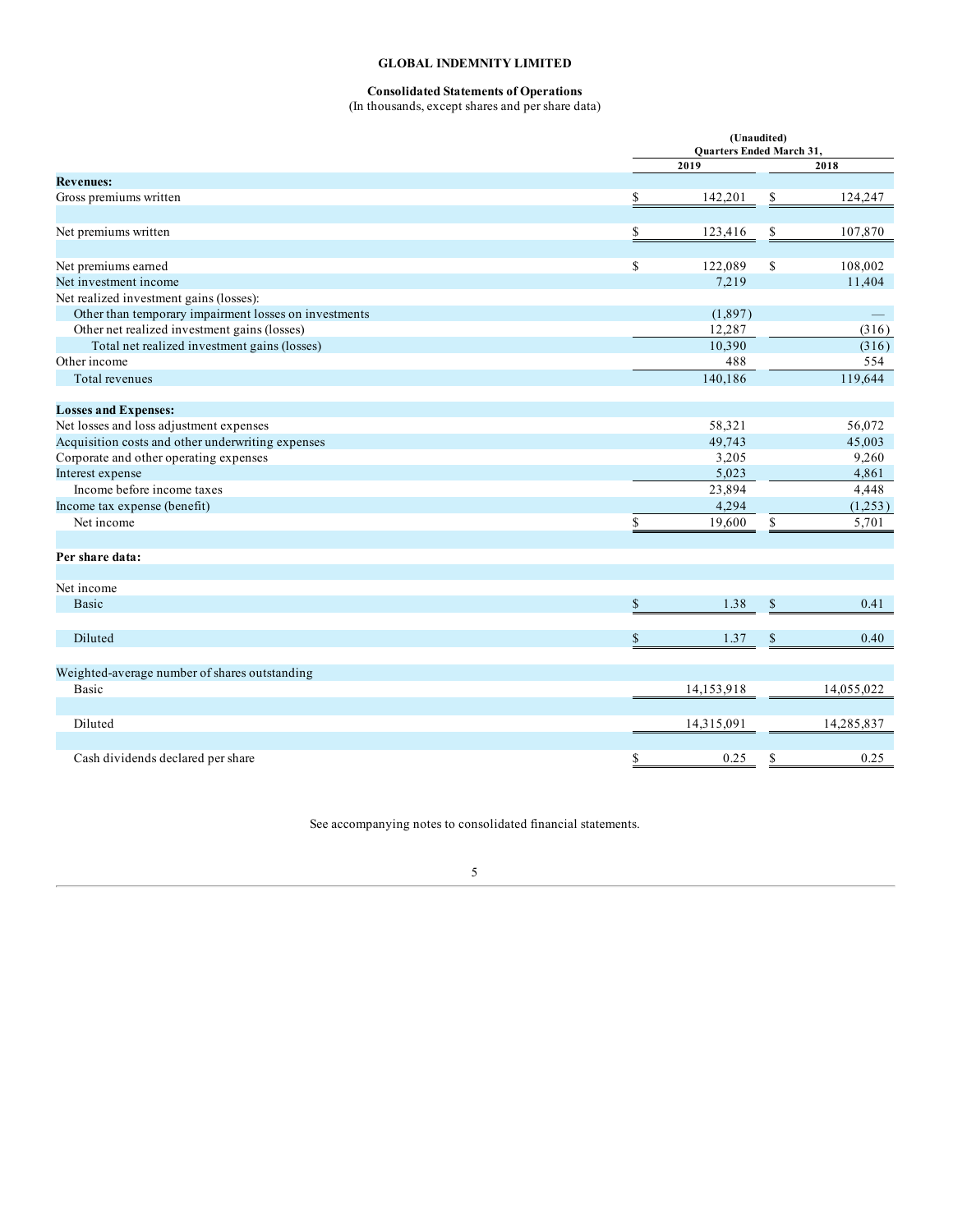**GLOBAL INDEMNITY LIMITED**

**Consolidated Statements of Operations**
(In thousands, except shares and per share data)

| | (Unaudited) Quarters Ended March 31, | |
|---|---|---|
| | 2019 | 2018 |
| **Revenues:** | | |
| Gross premiums written | $ 142,201 | $ 124,247 |
| | | |
| Net premiums written | $ 123,416 | $ 107,870 |
| | | |
| Net premiums earned | $ 122,089 | $ 108,002 |
| Net investment income | 7,219 | 11,404 |
| Net realized investment gains (losses): | | |
| Other than temporary impairment losses on investments | (1,897) | — |
| Other net realized investment gains (losses) | 12,287 | (316) |
| Total net realized investment gains (losses) | 10,390 | (316) |
| Other income | 488 | 554 |
| Total revenues | 140,186 | 119,644 |
| | | |
| **Losses and Expenses:** | | |
| Net losses and loss adjustment expenses | 58,321 | 56,072 |
| Acquisition costs and other underwriting expenses | 49,743 | 45,003 |
| Corporate and other operating expenses | 3,205 | 9,260 |
| Interest expense | 5,023 | 4,861 |
| Income before income taxes | 23,894 | 4,448 |
| Income tax expense (benefit) | 4,294 | (1,253) |
| Net income | $ 19,600 | $ 5,701 |
| | | |
| **Per share data:** | | |
| | | |
| Net income | | |
| Basic | $ 1.38 | $ 0.41 |
| | | |
| Diluted | $ 1.37 | $ 0.40 |
| | | |
| Weighted-average number of shares outstanding | | |
| Basic | 14,153,918 | 14,055,022 |
| | | |
| Diluted | 14,315,091 | 14,285,837 |
| | | |
| Cash dividends declared per share | $ 0.25 | $ 0.25 |

See accompanying notes to consolidated financial statements.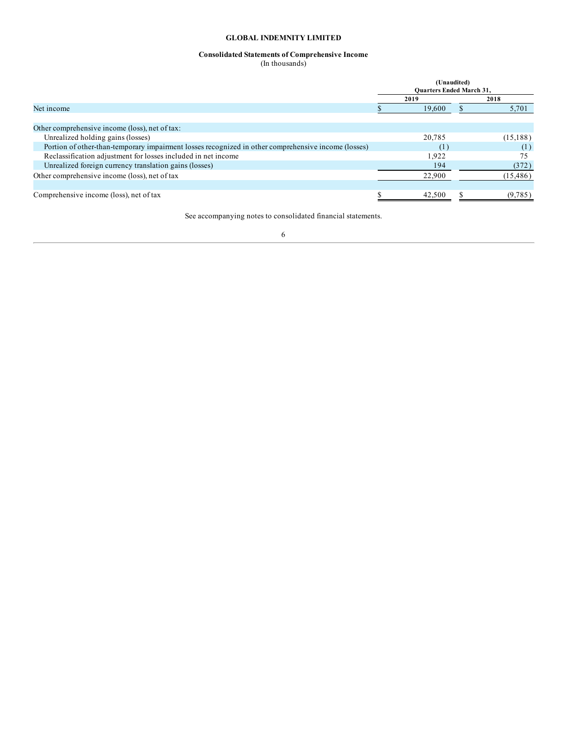**GLOBAL INDEMNITY LIMITED**

**Consolidated Statements of Comprehensive Income**
(In thousands)

| | (Unaudited) Quarters Ended March 31, | |
|---|---|---|
| | 2019 | 2018 |
| Net income | $ 19,600 | $ 5,701 |
| | | |
| Other comprehensive income (loss), net of tax: | | |
| Unrealized holding gains (losses) | 20,785 | (15,188) |
| Portion of other-than-temporary impairment losses recognized in other comprehensive income (losses) | (1) | (1) |
| Reclassification adjustment for losses included in net income | 1,922 | 75 |
| Unrealized foreign currency translation gains (losses) | 194 | (372) |
| Other comprehensive income (loss), net of tax | 22,900 | (15,486) |
| | | |
| Comprehensive income (loss), net of tax | $ 42,500 | $ (9,785) |

See accompanying notes to consolidated financial statements.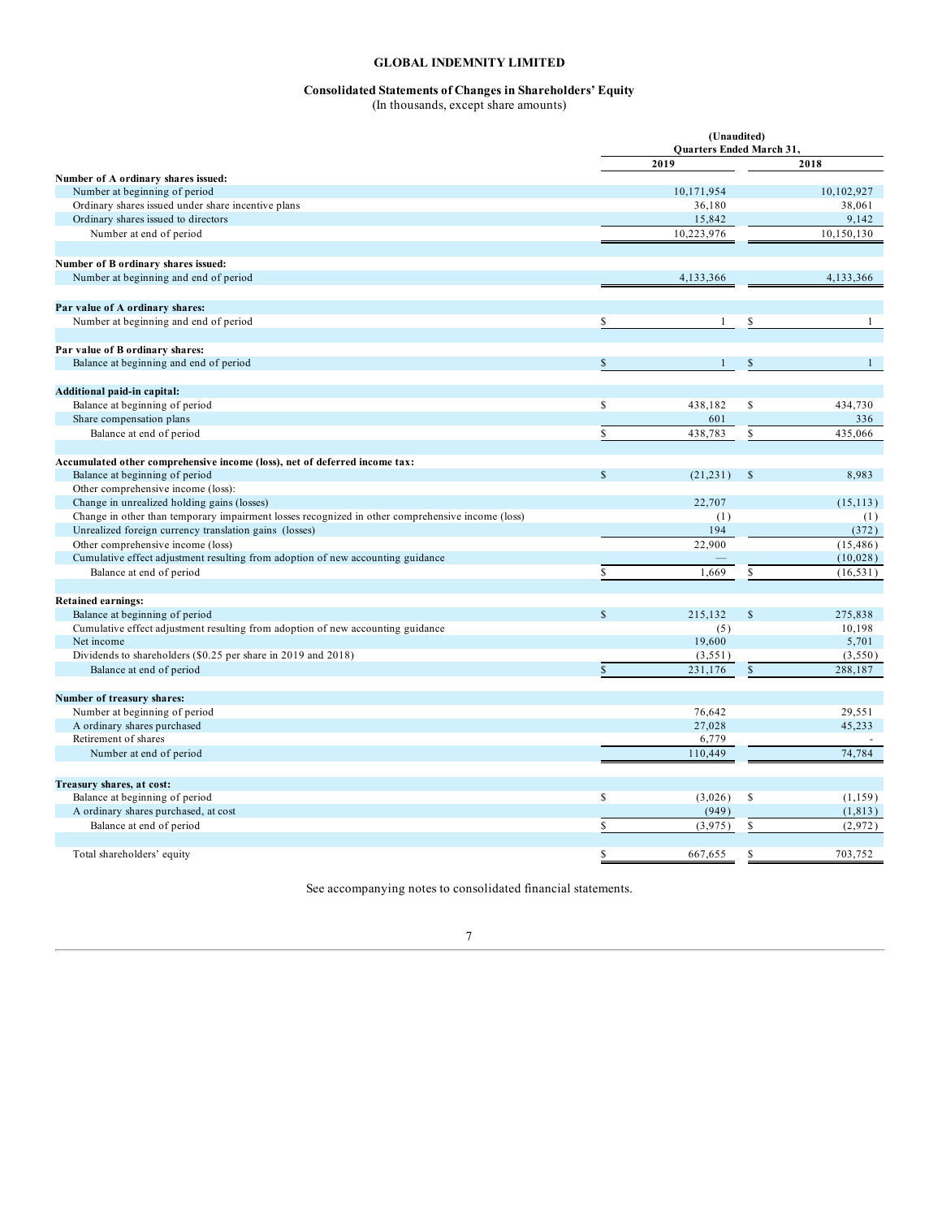**GLOBAL INDEMNITY LIMITED**

**Consolidated Statements of Changes in Shareholders' Equity**
(In thousands, except share amounts)

| | (Unaudited) Quarters Ended March 31, | |
|---|---|---|
| | 2019 | 2018 |
| **Number of A ordinary shares issued:** | | |
| Number at beginning of period | 10,171,954 | 10,102,927 |
| Ordinary shares issued under share incentive plans | 36,180 | 38,061 |
| Ordinary shares issued to directors | 15,842 | 9,142 |
| Number at end of period | 10,223,976 | 10,150,130 |
| | | |
| **Number of B ordinary shares issued:** | | |
| Number at beginning and end of period | 4,133,366 | 4,133,366 |
| | | |
| **Par value of A ordinary shares:** | | |
| Number at beginning and end of period | $ 1 | $ 1 |
| | | |
| **Par value of B ordinary shares:** | | |
| Balance at beginning and end of period | $ 1 | $ 1 |
| | | |
| **Additional paid-in capital:** | | |
| Balance at beginning of period | $ 438,182 | $ 434,730 |
| Share compensation plans | 601 | 336 |
| Balance at end of period | $ 438,783 | $ 435,066 |
| | | |
| **Accumulated other comprehensive income (loss), net of deferred income tax:** | | |
| Balance at beginning of period | $ (21,231) | $ 8,983 |
| Other comprehensive income (loss): | | |
| Change in unrealized holding gains (losses) | 22,707 | (15,113) |
| Change in other than temporary impairment losses recognized in other comprehensive income (loss) | (1) | (1) |
| Unrealized foreign currency translation gains (losses) | 194 | (372) |
| Other comprehensive income (loss) | 22,900 | (15,486) |
| Cumulative effect adjustment resulting from adoption of new accounting guidance | — | (10,028) |
| Balance at end of period | $ 1,669 | $ (16,531) |
| | | |
| **Retained earnings:** | | |
| Balance at beginning of period | $ 215,132 | $ 275,838 |
| Cumulative effect adjustment resulting from adoption of new accounting guidance | (5) | 10,198 |
| Net income | 19,600 | 5,701 |
| Dividends to shareholders ($0.25 per share in 2019 and 2018) | (3,551) | (3,550) |
| Balance at end of period | $ 231,176 | $ 288,187 |
| | | |
| **Number of treasury shares:** | | |
| Number at beginning of period | 76,642 | 29,551 |
| A ordinary shares purchased | 27,028 | 45,233 |
| Retirement of shares | 6,779 | - |
| Number at end of period | 110,449 | 74,784 |
| | | |
| **Treasury shares, at cost:** | | |
| Balance at beginning of period | $ (3,026) | $ (1,159) |
| A ordinary shares purchased, at cost | (949) | (1,813) |
| Balance at end of period | $ (3,975) | $ (2,972) |
| | | |
| Total shareholders' equity | $ 667,655 | $ 703,752 |

See accompanying notes to consolidated financial statements.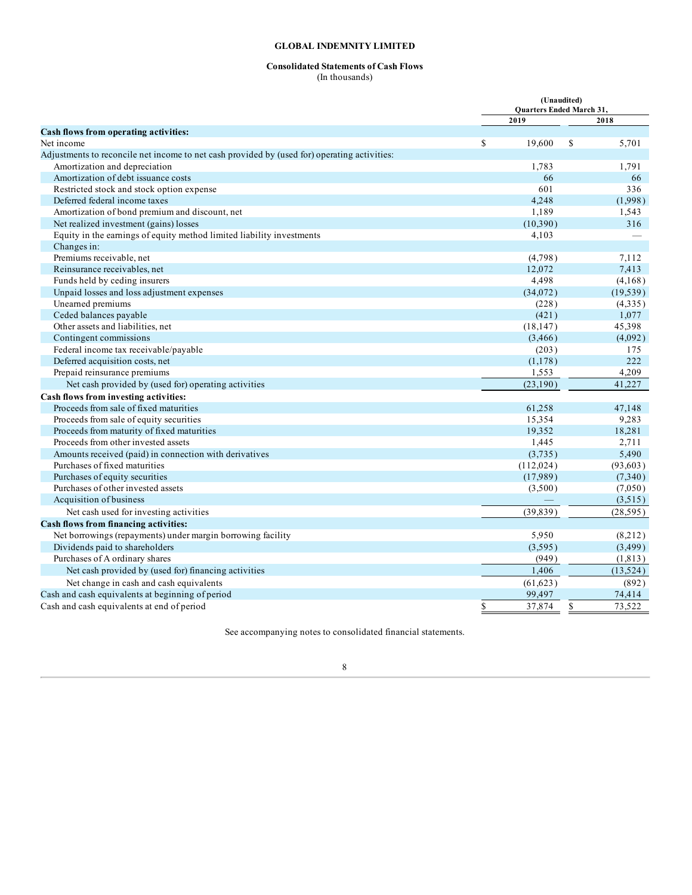**GLOBAL INDEMNITY LIMITED**

**Consolidated Statements of Cash Flows**
(In thousands)

| | (Unaudited) Quarters Ended March 31, | |
|---|---|---|
| | 2019 | 2018 |
| **Cash flows from operating activities:** | | |
| Net income | $ 19,600 | $ 5,701 |
| Adjustments to reconcile net income to net cash provided by (used for) operating activities: | | |
| Amortization and depreciation | 1,783 | 1,791 |
| Amortization of debt issuance costs | 66 | 66 |
| Restricted stock and stock option expense | 601 | 336 |
| Deferred federal income taxes | 4,248 | (1,998) |
| Amortization of bond premium and discount, net | 1,189 | 1,543 |
| Net realized investment (gains) losses | (10,390) | 316 |
| Equity in the earnings of equity method limited liability investments | 4,103 | — |
| Changes in: | | |
| Premiums receivable, net | (4,798) | 7,112 |
| Reinsurance receivables, net | 12,072 | 7,413 |
| Funds held by ceding insurers | 4,498 | (4,168) |
| Unpaid losses and loss adjustment expenses | (34,072) | (19,539) |
| Unearned premiums | (228) | (4,335) |
| Ceded balances payable | (421) | 1,077 |
| Other assets and liabilities, net | (18,147) | 45,398 |
| Contingent commissions | (3,466) | (4,092) |
| Federal income tax receivable/payable | (203) | 175 |
| Deferred acquisition costs, net | (1,178) | 222 |
| Prepaid reinsurance premiums | 1,553 | 4,209 |
| Net cash provided by (used for) operating activities | (23,190) | 41,227 |
| **Cash flows from investing activities:** | | |
| Proceeds from sale of fixed maturities | 61,258 | 47,148 |
| Proceeds from sale of equity securities | 15,354 | 9,283 |
| Proceeds from maturity of fixed maturities | 19,352 | 18,281 |
| Proceeds from other invested assets | 1,445 | 2,711 |
| Amounts received (paid) in connection with derivatives | (3,735) | 5,490 |
| Purchases of fixed maturities | (112,024) | (93,603) |
| Purchases of equity securities | (17,989) | (7,340) |
| Purchases of other invested assets | (3,500) | (7,050) |
| Acquisition of business | — | (3,515) |
| Net cash used for investing activities | (39,839) | (28,595) |
| **Cash flows from financing activities:** | | |
| Net borrowings (repayments) under margin borrowing facility | 5,950 | (8,212) |
| Dividends paid to shareholders | (3,595) | (3,499) |
| Purchases of A ordinary shares | (949) | (1,813) |
| Net cash provided by (used for) financing activities | 1,406 | (13,524) |
| Net change in cash and cash equivalents | (61,623) | (892) |
| Cash and cash equivalents at beginning of period | 99,497 | 74,414 |
| Cash and cash equivalents at end of period | $ 37,874 | $ 73,522 |

See accompanying notes to consolidated financial statements.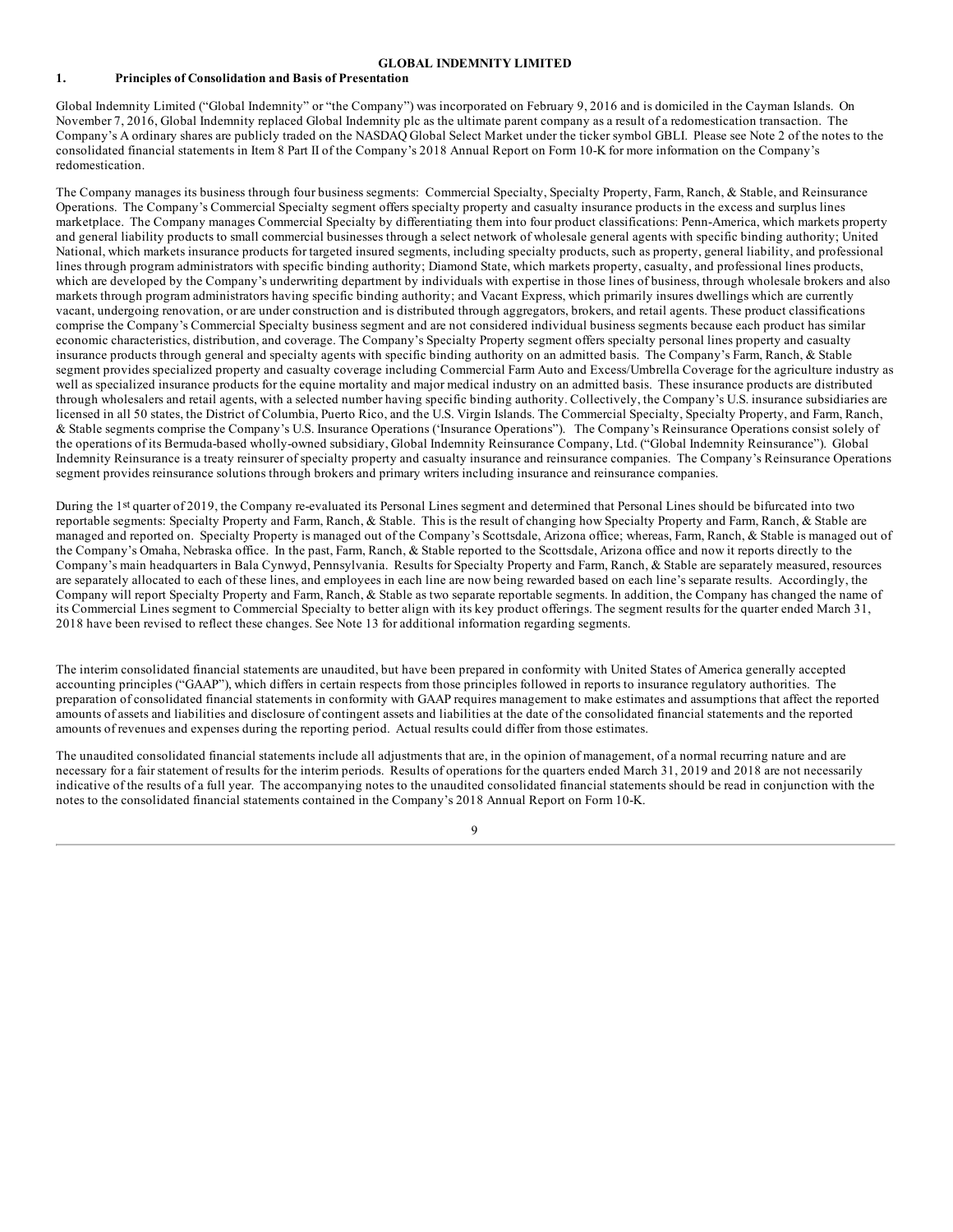**GLOBAL INDEMNITY LIMITED**

## 1. Principles of Consolidation and Basis of Presentation

Global Indemnity Limited ("Global Indemnity" or "the Company") was incorporated on February 9, 2016 and is domiciled in the Cayman Islands. On November 7, 2016, Global Indemnity replaced Global Indemnity plc as the ultimate parent company as a result of a redomestication transaction. The Company's A ordinary shares are publicly traded on the NASDAQ Global Select Market under the ticker symbol GBLI. Please see Note 2 of the notes to the consolidated financial statements in Item 8 Part II of the Company's 2018 Annual Report on Form 10-K for more information on the Company's redomestication.

The Company manages its business through four business segments: Commercial Specialty, Specialty Property, Farm, Ranch, & Stable, and Reinsurance Operations. The Company's Commercial Specialty segment offers specialty property and casualty insurance products in the excess and surplus lines marketplace. The Company manages Commercial Specialty by differentiating them into four product classifications: Penn-America, which markets property and general liability products to small commercial businesses through a select network of wholesale general agents with specific binding authority; United National, which markets insurance products for targeted insured segments, including specialty products, such as property, general liability, and professional lines through program administrators with specific binding authority; Diamond State, which markets property, casualty, and professional lines products, which are developed by the Company's underwriting department by individuals with expertise in those lines of business, through wholesale brokers and also markets through program administrators having specific binding authority; and Vacant Express, which primarily insures dwellings which are currently vacant, undergoing renovation, or are under construction and is distributed through aggregators, brokers, and retail agents. These product classifications comprise the Company's Commercial Specialty business segment and are not considered individual business segments because each product has similar economic characteristics, distribution, and coverage. The Company's Specialty Property segment offers specialty personal lines property and casualty insurance products through general and specialty agents with specific binding authority on an admitted basis. The Company's Farm, Ranch, & Stable segment provides specialized property and casualty coverage including Commercial Farm Auto and Excess/Umbrella Coverage for the agriculture industry as well as specialized insurance products for the equine mortality and major medical industry on an admitted basis. These insurance products are distributed through wholesalers and retail agents, with a selected number having specific binding authority. Collectively, the Company's U.S. insurance subsidiaries are licensed in all 50 states, the District of Columbia, Puerto Rico, and the U.S. Virgin Islands. The Commercial Specialty, Specialty Property, and Farm, Ranch, & Stable segments comprise the Company's U.S. Insurance Operations ('Insurance Operations"). The Company's Reinsurance Operations consist solely of the operations of its Bermuda-based wholly-owned subsidiary, Global Indemnity Reinsurance Company, Ltd. ("Global Indemnity Reinsurance"). Global Indemnity Reinsurance is a treaty reinsurer of specialty property and casualty insurance and reinsurance companies. The Company's Reinsurance Operations segment provides reinsurance solutions through brokers and primary writers including insurance and reinsurance companies.

During the 1st quarter of 2019, the Company re-evaluated its Personal Lines segment and determined that Personal Lines should be bifurcated into two reportable segments: Specialty Property and Farm, Ranch, & Stable. This is the result of changing how Specialty Property and Farm, Ranch, & Stable are managed and reported on. Specialty Property is managed out of the Company's Scottsdale, Arizona office; whereas, Farm, Ranch, & Stable is managed out of the Company's Omaha, Nebraska office. In the past, Farm, Ranch, & Stable reported to the Scottsdale, Arizona office and now it reports directly to the Company's main headquarters in Bala Cynwyd, Pennsylvania. Results for Specialty Property and Farm, Ranch, & Stable are separately measured, resources are separately allocated to each of these lines, and employees in each line are now being rewarded based on each line's separate results. Accordingly, the Company will report Specialty Property and Farm, Ranch, & Stable as two separate reportable segments. In addition, the Company has changed the name of its Commercial Lines segment to Commercial Specialty to better align with its key product offerings. The segment results for the quarter ended March 31, 2018 have been revised to reflect these changes. See Note 13 for additional information regarding segments.

The interim consolidated financial statements are unaudited, but have been prepared in conformity with United States of America generally accepted accounting principles ("GAAP"), which differs in certain respects from those principles followed in reports to insurance regulatory authorities. The preparation of consolidated financial statements in conformity with GAAP requires management to make estimates and assumptions that affect the reported amounts of assets and liabilities and disclosure of contingent assets and liabilities at the date of the consolidated financial statements and the reported amounts of revenues and expenses during the reporting period. Actual results could differ from those estimates.

The unaudited consolidated financial statements include all adjustments that are, in the opinion of management, of a normal recurring nature and are necessary for a fair statement of results for the interim periods. Results of operations for the quarters ended March 31, 2019 and 2018 are not necessarily indicative of the results of a full year. The accompanying notes to the unaudited consolidated financial statements should be read in conjunction with the notes to the consolidated financial statements contained in the Company's 2018 Annual Report on Form 10-K.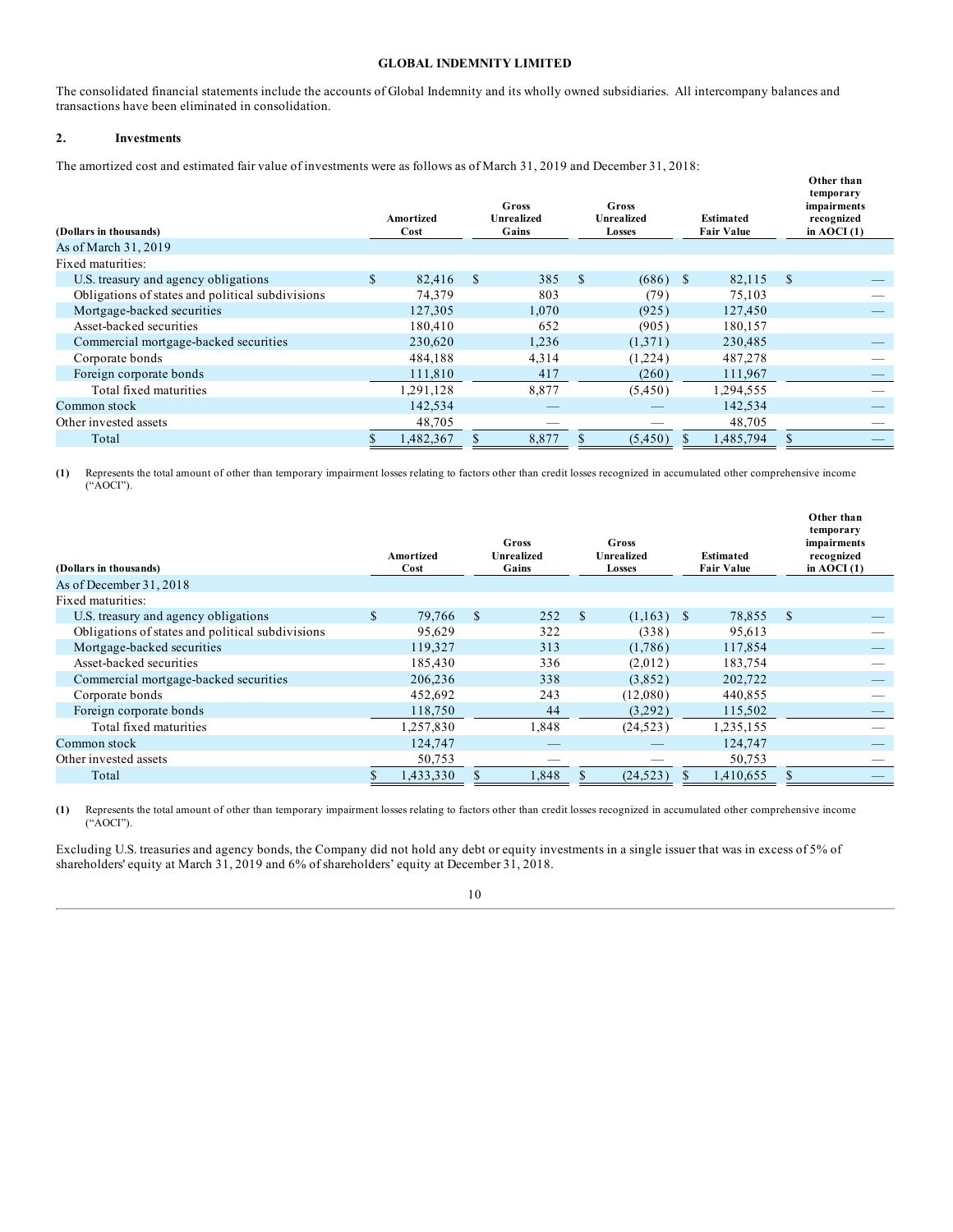GLOBAL INDEMNITY LIMITED

The consolidated financial statements include the accounts of Global Indemnity and its wholly owned subsidiaries. All intercompany balances and transactions have been eliminated in consolidation.

## 2. Investments

The amortized cost and estimated fair value of investments were as follows as of March 31, 2019 and December 31, 2018:

| (Dollars in thousands) | Amortized Cost | Gross Unrealized Gains | Gross Unrealized Losses | Estimated Fair Value | Other than temporary impairments recognized in AOCI (1) |
|---|---|---|---|---|---|
| As of March 31, 2019 | | | | | |
| Fixed maturities: | | | | | |
| U.S. treasury and agency obligations | $ 82,416 | $ 385 | $ (686) | $ 82,115 | $ — |
| Obligations of states and political subdivisions | 74,379 | 803 | (79) | 75,103 | — |
| Mortgage-backed securities | 127,305 | 1,070 | (925) | 127,450 | — |
| Asset-backed securities | 180,410 | 652 | (905) | 180,157 | |
| Commercial mortgage-backed securities | 230,620 | 1,236 | (1,371) | 230,485 | — |
| Corporate bonds | 484,188 | 4,314 | (1,224) | 487,278 | — |
| Foreign corporate bonds | 111,810 | 417 | (260) | 111,967 | — |
| Total fixed maturities | 1,291,128 | 8,877 | (5,450) | 1,294,555 | — |
| Common stock | 142,534 | — | — | 142,534 | — |
| Other invested assets | 48,705 | — | — | 48,705 | — |
| Total | $ 1,482,367 | $ 8,877 | $ (5,450) | $ 1,485,794 | $ — |

**(1)** Represents the total amount of other than temporary impairment losses relating to factors other than credit losses recognized in accumulated other comprehensive income ("AOCI").

| (Dollars in thousands) | Amortized Cost | Gross Unrealized Gains | Gross Unrealized Losses | Estimated Fair Value | Other than temporary impairments recognized in AOCI (1) |
|---|---|---|---|---|---|
| As of December 31, 2018 | | | | | |
| Fixed maturities: | | | | | |
| U.S. treasury and agency obligations | $ 79,766 | $ 252 | $ (1,163) | $ 78,855 | $ — |
| Obligations of states and political subdivisions | 95,629 | 322 | (338) | 95,613 | — |
| Mortgage-backed securities | 119,327 | 313 | (1,786) | 117,854 | — |
| Asset-backed securities | 185,430 | 336 | (2,012) | 183,754 | — |
| Commercial mortgage-backed securities | 206,236 | 338 | (3,852) | 202,722 | — |
| Corporate bonds | 452,692 | 243 | (12,080) | 440,855 | — |
| Foreign corporate bonds | 118,750 | 44 | (3,292) | 115,502 | — |
| Total fixed maturities | 1,257,830 | 1,848 | (24,523) | 1,235,155 | — |
| Common stock | 124,747 | — | — | 124,747 | — |
| Other invested assets | 50,753 | — | — | 50,753 | — |
| Total | $ 1,433,330 | $ 1,848 | $ (24,523) | $ 1,410,655 | $ — |

**(1)** Represents the total amount of other than temporary impairment losses relating to factors other than credit losses recognized in accumulated other comprehensive income ("AOCI").

Excluding U.S. treasuries and agency bonds, the Company did not hold any debt or equity investments in a single issuer that was in excess of 5% of shareholders' equity at March 31, 2019 and 6% of shareholders' equity at December 31, 2018.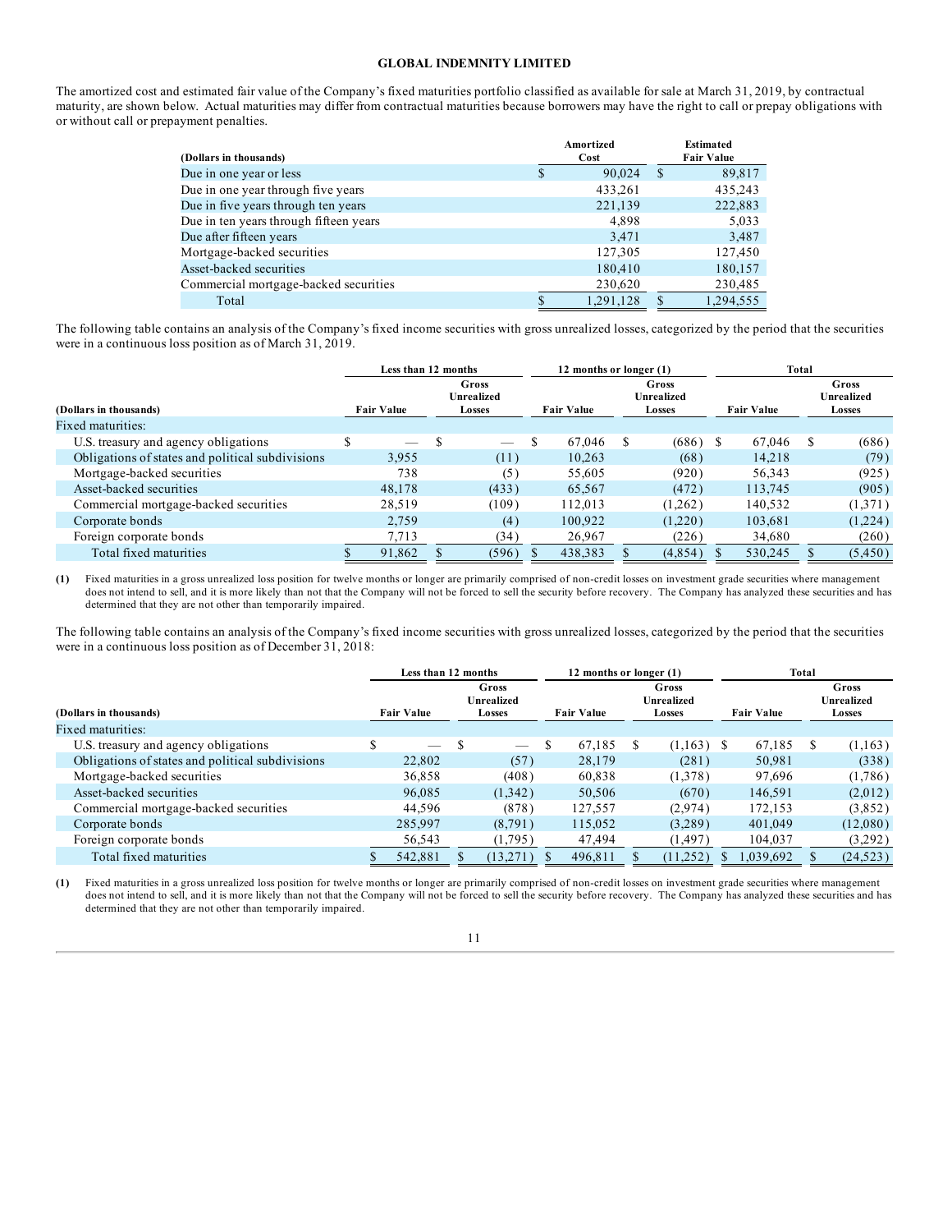The amortized cost and estimated fair value of the Company's fixed maturities portfolio classified as available for sale at March 31, 2019, by contractual maturity, are shown below. Actual maturities may differ from contractual maturities because borrowers may have the right to call or prepay obligations with or without call or prepayment penalties.

| (Dollars in thousands) | Amortized Cost | Estimated Fair Value |
|---|---|---|
| Due in one year or less | $ 90,024 | $ 89,817 |
| Due in one year through five years | 433,261 | 435,243 |
| Due in five years through ten years | 221,139 | 222,883 |
| Due in ten years through fifteen years | 4,898 | 5,033 |
| Due after fifteen years | 3,471 | 3,487 |
| Mortgage-backed securities | 127,305 | 127,450 |
| Asset-backed securities | 180,410 | 180,157 |
| Commercial mortgage-backed securities | 230,620 | 230,485 |
| Total | $ 1,291,128 | $ 1,294,555 |

The following table contains an analysis of the Company's fixed income securities with gross unrealized losses, categorized by the period that the securities were in a continuous loss position as of March 31, 2019.

| | Less than 12 months | | 12 months or longer (1) | | Total | |
|---|---|---|---|---|---|---|
| (Dollars in thousands) | Fair Value | Gross Unrealized Losses | Fair Value | Gross Unrealized Losses | Fair Value | Gross Unrealized Losses |
| Fixed maturities: | | | | | | |
| U.S. treasury and agency obligations | $ — | $ — | $ 67,046 | $ (686) | $ 67,046 | $ (686) |
| Obligations of states and political subdivisions | 3,955 | (11) | 10,263 | (68) | 14,218 | (79) |
| Mortgage-backed securities | 738 | (5) | 55,605 | (920) | 56,343 | (925) |
| Asset-backed securities | 48,178 | (433) | 65,567 | (472) | 113,745 | (905) |
| Commercial mortgage-backed securities | 28,519 | (109) | 112,013 | (1,262) | 140,532 | (1,371) |
| Corporate bonds | 2,759 | (4) | 100,922 | (1,220) | 103,681 | (1,224) |
| Foreign corporate bonds | 7,713 | (34) | 26,967 | (226) | 34,680 | (260) |
| Total fixed maturities | $ 91,862 | $ (596) | $ 438,383 | $ (4,854) | $ 530,245 | $ (5,450) |

**(1)** Fixed maturities in a gross unrealized loss position for twelve months or longer are primarily comprised of non-credit losses on investment grade securities where management does not intend to sell, and it is more likely than not that the Company will not be forced to sell the security before recovery. The Company has analyzed these securities and has determined that they are not other than temporarily impaired.

The following table contains an analysis of the Company's fixed income securities with gross unrealized losses, categorized by the period that the securities were in a continuous loss position as of December 31, 2018:

| | Less than 12 months | | 12 months or longer (1) | | Total | |
|---|---|---|---|---|---|---|
| (Dollars in thousands) | Fair Value | Gross Unrealized Losses | Fair Value | Gross Unrealized Losses | Fair Value | Gross Unrealized Losses |
| Fixed maturities: | | | | | | |
| U.S. treasury and agency obligations | $ — | $ — | $ 67,185 | $ (1,163) | $ 67,185 | $ (1,163) |
| Obligations of states and political subdivisions | 22,802 | (57) | 28,179 | (281) | 50,981 | (338) |
| Mortgage-backed securities | 36,858 | (408) | 60,838 | (1,378) | 97,696 | (1,786) |
| Asset-backed securities | 96,085 | (1,342) | 50,506 | (670) | 146,591 | (2,012) |
| Commercial mortgage-backed securities | 44,596 | (878) | 127,557 | (2,974) | 172,153 | (3,852) |
| Corporate bonds | 285,997 | (8,791) | 115,052 | (3,289) | 401,049 | (12,080) |
| Foreign corporate bonds | 56,543 | (1,795) | 47,494 | (1,497) | 104,037 | (3,292) |
| Total fixed maturities | $ 542,881 | $ (13,271) | $ 496,811 | $ (11,252) | $ 1,039,692 | $ (24,523) |

**(1)** Fixed maturities in a gross unrealized loss position for twelve months or longer are primarily comprised of non-credit losses on investment grade securities where management does not intend to sell, and it is more likely than not that the Company will not be forced to sell the security before recovery. The Company has analyzed these securities and has determined that they are not other than temporarily impaired.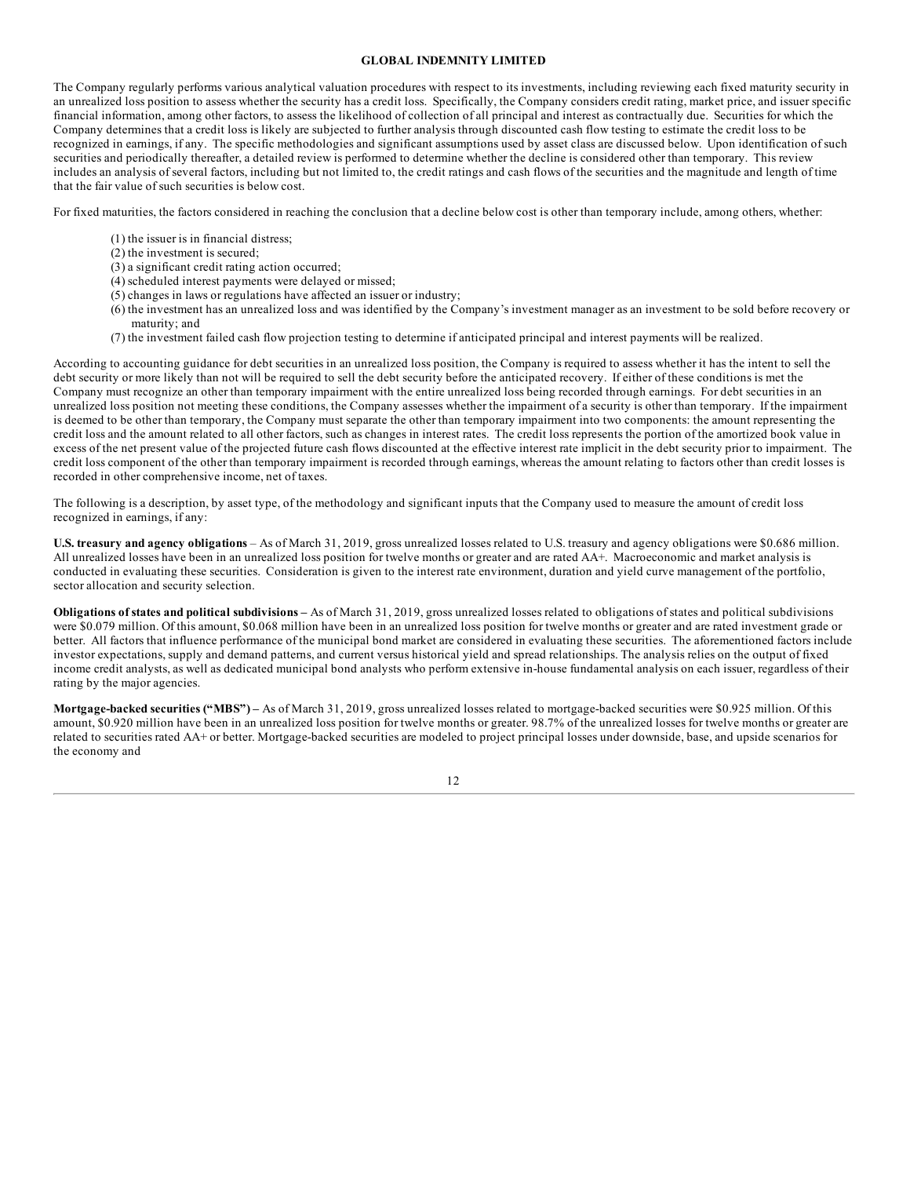The Company regularly performs various analytical valuation procedures with respect to its investments, including reviewing each fixed maturity security in an unrealized loss position to assess whether the security has a credit loss. Specifically, the Company considers credit rating, market price, and issuer specific financial information, among other factors, to assess the likelihood of collection of all principal and interest as contractually due. Securities for which the Company determines that a credit loss is likely are subjected to further analysis through discounted cash flow testing to estimate the credit loss to be recognized in earnings, if any. The specific methodologies and significant assumptions used by asset class are discussed below. Upon identification of such securities and periodically thereafter, a detailed review is performed to determine whether the decline is considered other than temporary. This review includes an analysis of several factors, including but not limited to, the credit ratings and cash flows of the securities and the magnitude and length of time that the fair value of such securities is below cost.

For fixed maturities, the factors considered in reaching the conclusion that a decline below cost is other than temporary include, among others, whether:

(1) the issuer is in financial distress;
(2) the investment is secured;
(3) a significant credit rating action occurred;
(4) scheduled interest payments were delayed or missed;
(5) changes in laws or regulations have affected an issuer or industry;
(6) the investment has an unrealized loss and was identified by the Company's investment manager as an investment to be sold before recovery or maturity; and
(7) the investment failed cash flow projection testing to determine if anticipated principal and interest payments will be realized.

According to accounting guidance for debt securities in an unrealized loss position, the Company is required to assess whether it has the intent to sell the debt security or more likely than not will be required to sell the debt security before the anticipated recovery. If either of these conditions is met the Company must recognize an other than temporary impairment with the entire unrealized loss being recorded through earnings. For debt securities in an unrealized loss position not meeting these conditions, the Company assesses whether the impairment of a security is other than temporary. If the impairment is deemed to be other than temporary, the Company must separate the other than temporary impairment into two components: the amount representing the credit loss and the amount related to all other factors, such as changes in interest rates. The credit loss represents the portion of the amortized book value in excess of the net present value of the projected future cash flows discounted at the effective interest rate implicit in the debt security prior to impairment. The credit loss component of the other than temporary impairment is recorded through earnings, whereas the amount relating to factors other than credit losses is recorded in other comprehensive income, net of taxes.

The following is a description, by asset type, of the methodology and significant inputs that the Company used to measure the amount of credit loss recognized in earnings, if any:

**U.S. treasury and agency obligations** – As of March 31, 2019, gross unrealized losses related to U.S. treasury and agency obligations were $0.686 million. All unrealized losses have been in an unrealized loss position for twelve months or greater and are rated AA+. Macroeconomic and market analysis is conducted in evaluating these securities. Consideration is given to the interest rate environment, duration and yield curve management of the portfolio, sector allocation and security selection.

**Obligations of states and political subdivisions** – As of March 31, 2019, gross unrealized losses related to obligations of states and political subdivisions were $0.079 million. Of this amount, $0.068 million have been in an unrealized loss position for twelve months or greater and are rated investment grade or better. All factors that influence performance of the municipal bond market are considered in evaluating these securities. The aforementioned factors include investor expectations, supply and demand patterns, and current versus historical yield and spread relationships. The analysis relies on the output of fixed income credit analysts, as well as dedicated municipal bond analysts who perform extensive in-house fundamental analysis on each issuer, regardless of their rating by the major agencies.

**Mortgage-backed securities ("MBS")** – As of March 31, 2019, gross unrealized losses related to mortgage-backed securities were $0.925 million. Of this amount, $0.920 million have been in an unrealized loss position for twelve months or greater. 98.7% of the unrealized losses for twelve months or greater are related to securities rated AA+ or better. Mortgage-backed securities are modeled to project principal losses under downside, base, and upside scenarios for the economy and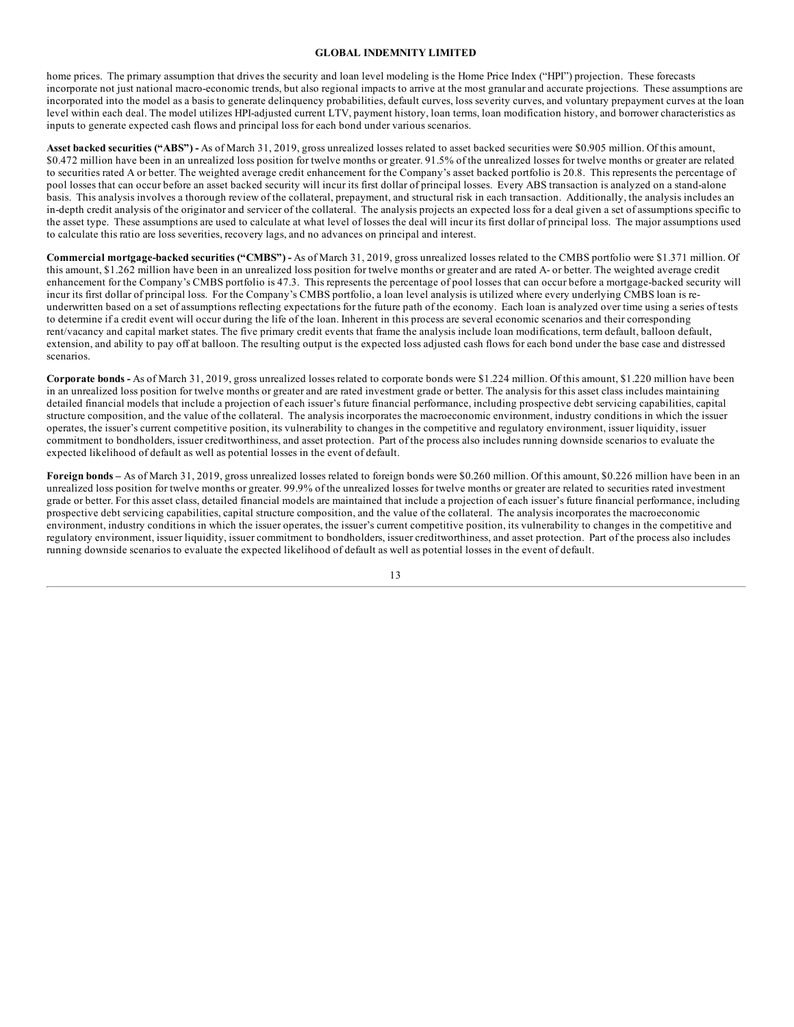home prices. The primary assumption that drives the security and loan level modeling is the Home Price Index ("HPI") projection. These forecasts incorporate not just national macro-economic trends, but also regional impacts to arrive at the most granular and accurate projections. These assumptions are incorporated into the model as a basis to generate delinquency probabilities, default curves, loss severity curves, and voluntary prepayment curves at the loan level within each deal. The model utilizes HPI-adjusted current LTV, payment history, loan terms, loan modification history, and borrower characteristics as inputs to generate expected cash flows and principal loss for each bond under various scenarios.

**Asset backed securities ("ABS") -** As of March 31, 2019, gross unrealized losses related to asset backed securities were $0.905 million. Of this amount, $0.472 million have been in an unrealized loss position for twelve months or greater. 91.5% of the unrealized losses for twelve months or greater are related to securities rated A or better. The weighted average credit enhancement for the Company's asset backed portfolio is 20.8. This represents the percentage of pool losses that can occur before an asset backed security will incur its first dollar of principal losses. Every ABS transaction is analyzed on a stand-alone basis. This analysis involves a thorough review of the collateral, prepayment, and structural risk in each transaction. Additionally, the analysis includes an in-depth credit analysis of the originator and servicer of the collateral. The analysis projects an expected loss for a deal given a set of assumptions specific to the asset type. These assumptions are used to calculate at what level of losses the deal will incur its first dollar of principal loss. The major assumptions used to calculate this ratio are loss severities, recovery lags, and no advances on principal and interest.

**Commercial mortgage-backed securities ("CMBS") -** As of March 31, 2019, gross unrealized losses related to the CMBS portfolio were $1.371 million. Of this amount, $1.262 million have been in an unrealized loss position for twelve months or greater and are rated A- or better. The weighted average credit enhancement for the Company's CMBS portfolio is 47.3. This represents the percentage of pool losses that can occur before a mortgage-backed security will incur its first dollar of principal loss. For the Company's CMBS portfolio, a loan level analysis is utilized where every underlying CMBS loan is re-underwritten based on a set of assumptions reflecting expectations for the future path of the economy. Each loan is analyzed over time using a series of tests to determine if a credit event will occur during the life of the loan. Inherent in this process are several economic scenarios and their corresponding rent/vacancy and capital market states. The five primary credit events that frame the analysis include loan modifications, term default, balloon default, extension, and ability to pay off at balloon. The resulting output is the expected loss adjusted cash flows for each bond under the base case and distressed scenarios.

**Corporate bonds -** As of March 31, 2019, gross unrealized losses related to corporate bonds were $1.224 million. Of this amount, $1.220 million have been in an unrealized loss position for twelve months or greater and are rated investment grade or better. The analysis for this asset class includes maintaining detailed financial models that include a projection of each issuer's future financial performance, including prospective debt servicing capabilities, capital structure composition, and the value of the collateral. The analysis incorporates the macroeconomic environment, industry conditions in which the issuer operates, the issuer's current competitive position, its vulnerability to changes in the competitive and regulatory environment, issuer liquidity, issuer commitment to bondholders, issuer creditworthiness, and asset protection. Part of the process also includes running downside scenarios to evaluate the expected likelihood of default as well as potential losses in the event of default.

**Foreign bonds –** As of March 31, 2019, gross unrealized losses related to foreign bonds were $0.260 million. Of this amount, $0.226 million have been in an unrealized loss position for twelve months or greater. 99.9% of the unrealized losses for twelve months or greater are related to securities rated investment grade or better. For this asset class, detailed financial models are maintained that include a projection of each issuer's future financial performance, including prospective debt servicing capabilities, capital structure composition, and the value of the collateral. The analysis incorporates the macroeconomic environment, industry conditions in which the issuer operates, the issuer's current competitive position, its vulnerability to changes in the competitive and regulatory environment, issuer liquidity, issuer commitment to bondholders, issuer creditworthiness, and asset protection. Part of the process also includes running downside scenarios to evaluate the expected likelihood of default as well as potential losses in the event of default.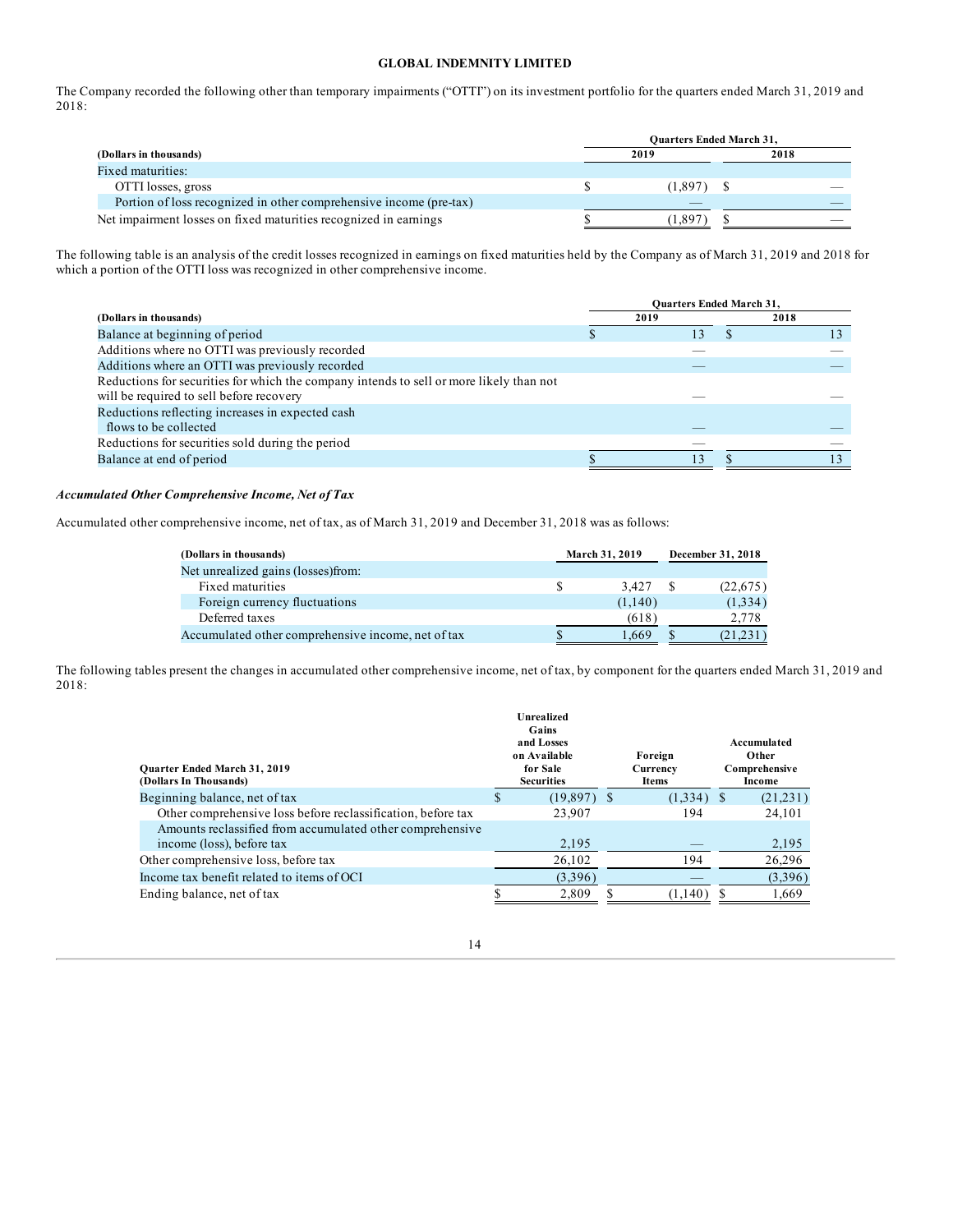**GLOBAL INDEMNITY LIMITED**

The Company recorded the following other than temporary impairments ("OTTI") on its investment portfolio for the quarters ended March 31, 2019 and 2018:

| (Dollars in thousands) | Quarters Ended March 31, 2019 | Quarters Ended March 31, 2018 |
|---|---|---|
| Fixed maturities: | | |
| OTTI losses, gross | $ (1,897) | $ — |
| Portion of loss recognized in other comprehensive income (pre-tax) | — | — |
| Net impairment losses on fixed maturities recognized in earnings | $ (1,897) | $ — |

The following table is an analysis of the credit losses recognized in earnings on fixed maturities held by the Company as of March 31, 2019 and 2018 for which a portion of the OTTI loss was recognized in other comprehensive income.

| (Dollars in thousands) | Quarters Ended March 31, 2019 | Quarters Ended March 31, 2018 |
|---|---|---|
| Balance at beginning of period | $ 13 | $ 13 |
| Additions where no OTTI was previously recorded | — | — |
| Additions where an OTTI was previously recorded | — | — |
| Reductions for securities for which the company intends to sell or more likely than not will be required to sell before recovery | — | — |
| Reductions reflecting increases in expected cash flows to be collected | — | — |
| Reductions for securities sold during the period | — | — |
| Balance at end of period | $ 13 | $ 13 |

***Accumulated Other Comprehensive Income, Net of Tax***

Accumulated other comprehensive income, net of tax, as of March 31, 2019 and December 31, 2018 was as follows:

| (Dollars in thousands) | March 31, 2019 | December 31, 2018 |
|---|---|---|
| Net unrealized gains (losses)from: | | |
| Fixed maturities | $ 3,427 | $ (22,675) |
| Foreign currency fluctuations | (1,140) | (1,334) |
| Deferred taxes | (618) | 2,778 |
| Accumulated other comprehensive income, net of tax | $ 1,669 | $ (21,231) |

The following tables present the changes in accumulated other comprehensive income, net of tax, by component for the quarters ended March 31, 2019 and 2018:

| Quarter Ended March 31, 2019 (Dollars In Thousands) | Unrealized Gains and Losses on Available for Sale Securities | Foreign Currency Items | Accumulated Other Comprehensive Income |
|---|---|---|---|
| Beginning balance, net of tax | $ (19,897) | $ (1,334) | $ (21,231) |
| Other comprehensive loss before reclassification, before tax | 23,907 | 194 | 24,101 |
| Amounts reclassified from accumulated other comprehensive income (loss), before tax | 2,195 | — | 2,195 |
| Other comprehensive loss, before tax | 26,102 | 194 | 26,296 |
| Income tax benefit related to items of OCI | (3,396) | — | (3,396) |
| Ending balance, net of tax | $ 2,809 | $ (1,140) | $ 1,669 |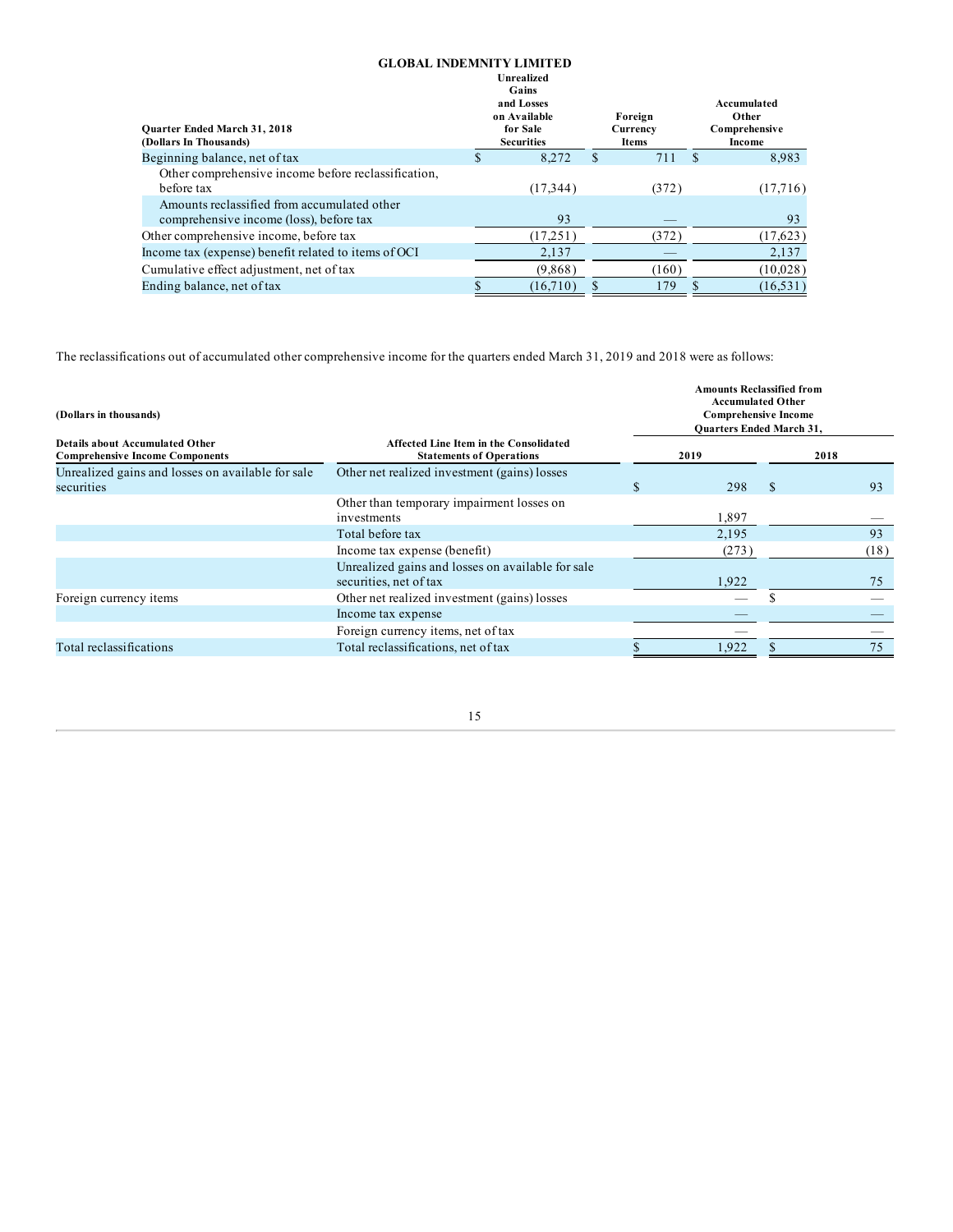**GLOBAL INDEMNITY LIMITED**

| Quarter Ended March 31, 2018 (Dollars In Thousands) | Unrealized Gains and Losses on Available for Sale Securities | Foreign Currency Items | Accumulated Other Comprehensive Income |
|---|---|---|---|
| Beginning balance, net of tax | $ 8,272 | $ 711 | $ 8,983 |
| Other comprehensive income before reclassification, before tax | (17,344) | (372) | (17,716) |
| Amounts reclassified from accumulated other comprehensive income (loss), before tax | 93 | — | 93 |
| Other comprehensive income, before tax | (17,251) | (372) | (17,623) |
| Income tax (expense) benefit related to items of OCI | 2,137 | — | 2,137 |
| Cumulative effect adjustment, net of tax | (9,868) | (160) | (10,028) |
| Ending balance, net of tax | $ (16,710) | $ 179 | $ (16,531) |

The reclassifications out of accumulated other comprehensive income for the quarters ended March 31, 2019 and 2018 were as follows:

| (Dollars in thousands) | | Amounts Reclassified from Accumulated Other Comprehensive Income Quarters Ended March 31, | |
|---|---|---|---|
| **Details about Accumulated Other Comprehensive Income Components** | **Affected Line Item in the Consolidated Statements of Operations** | **2019** | **2018** |
| Unrealized gains and losses on available for sale securities | Other net realized investment (gains) losses | $ 298 | $ 93 |
| | Other than temporary impairment losses on investments | 1,897 | — |
| | Total before tax | 2,195 | 93 |
| | Income tax expense (benefit) | (273) | (18) |
| | Unrealized gains and losses on available for sale securities, net of tax | 1,922 | 75 |
| Foreign currency items | Other net realized investment (gains) losses | — | $ — |
| | Income tax expense | — | — |
| | Foreign currency items, net of tax | — | — |
| Total reclassifications | Total reclassifications, net of tax | $ 1,922 | $ 75 |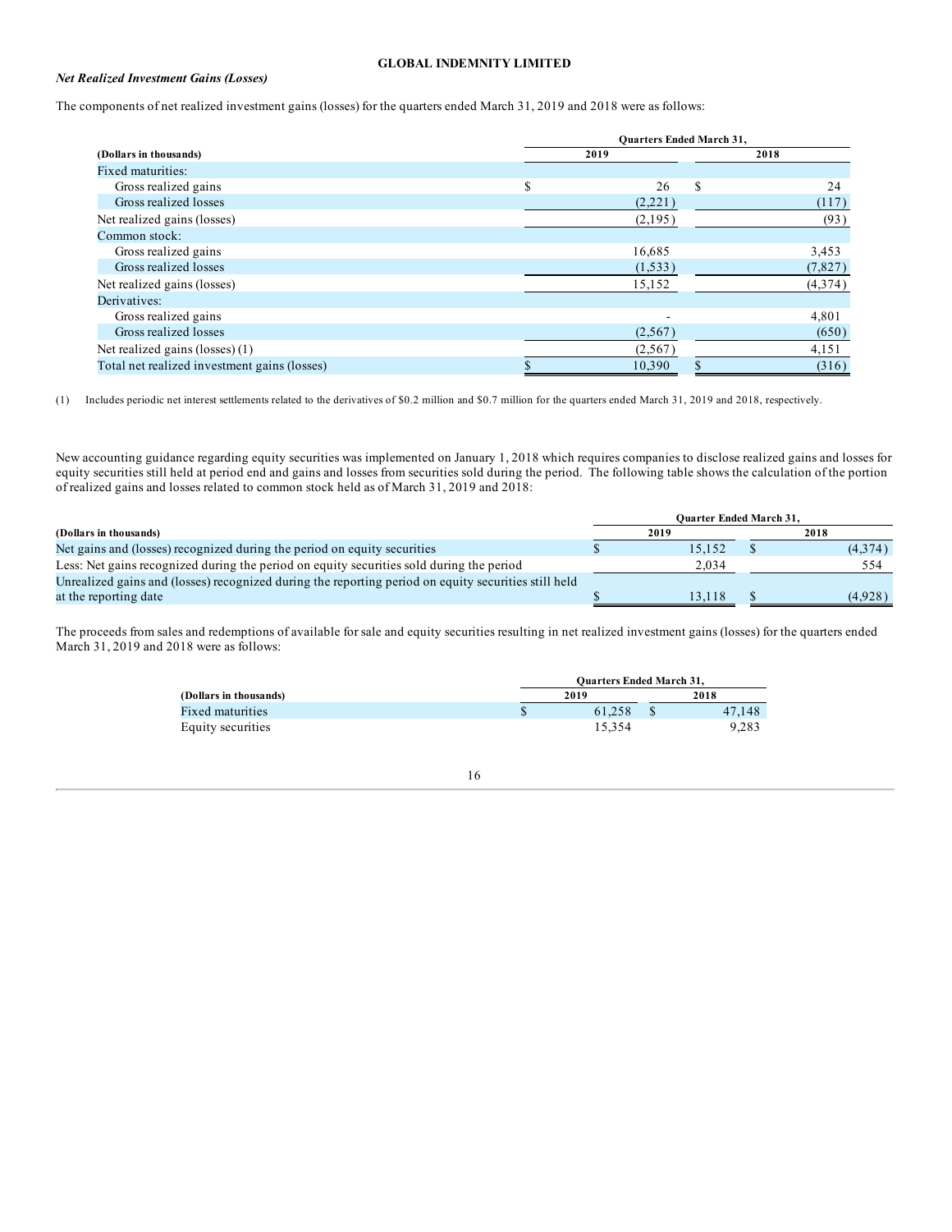***Net Realized Investment Gains (Losses)***

The components of net realized investment gains (losses) for the quarters ended March 31, 2019 and 2018 were as follows:

| (Dollars in thousands) | Quarters Ended March 31, 2019 | 2018 |
|---|---|---|
| Fixed maturities: | | |
| Gross realized gains | $ 26 | $ 24 |
| Gross realized losses | (2,221) | (117) |
| Net realized gains (losses) | (2,195) | (93) |
| Common stock: | | |
| Gross realized gains | 16,685 | 3,453 |
| Gross realized losses | (1,533) | (7,827) |
| Net realized gains (losses) | 15,152 | (4,374) |
| Derivatives: | | |
| Gross realized gains | - | 4,801 |
| Gross realized losses | (2,567) | (650) |
| Net realized gains (losses) (1) | (2,567) | 4,151 |
| Total net realized investment gains (losses) | $ 10,390 | $ (316) |

(1) Includes periodic net interest settlements related to the derivatives of $0.2 million and $0.7 million for the quarters ended March 31, 2019 and 2018, respectively.

New accounting guidance regarding equity securities was implemented on January 1, 2018 which requires companies to disclose realized gains and losses for equity securities still held at period end and gains and losses from securities sold during the period. The following table shows the calculation of the portion of realized gains and losses related to common stock held as of March 31, 2019 and 2018:

| (Dollars in thousands) | Quarter Ended March 31, 2019 | 2018 |
|---|---|---|
| Net gains and (losses) recognized during the period on equity securities | $ 15,152 | $ (4,374) |
| Less: Net gains recognized during the period on equity securities sold during the period | 2,034 | 554 |
| Unrealized gains and (losses) recognized during the reporting period on equity securities still held at the reporting date | $ 13,118 | $ (4,928) |

The proceeds from sales and redemptions of available for sale and equity securities resulting in net realized investment gains (losses) for the quarters ended March 31, 2019 and 2018 were as follows:

| (Dollars in thousands) | Quarters Ended March 31, 2019 | 2018 |
|---|---|---|
| Fixed maturities | $ 61,258 | $ 47,148 |
| Equity securities | 15,354 | 9,283 |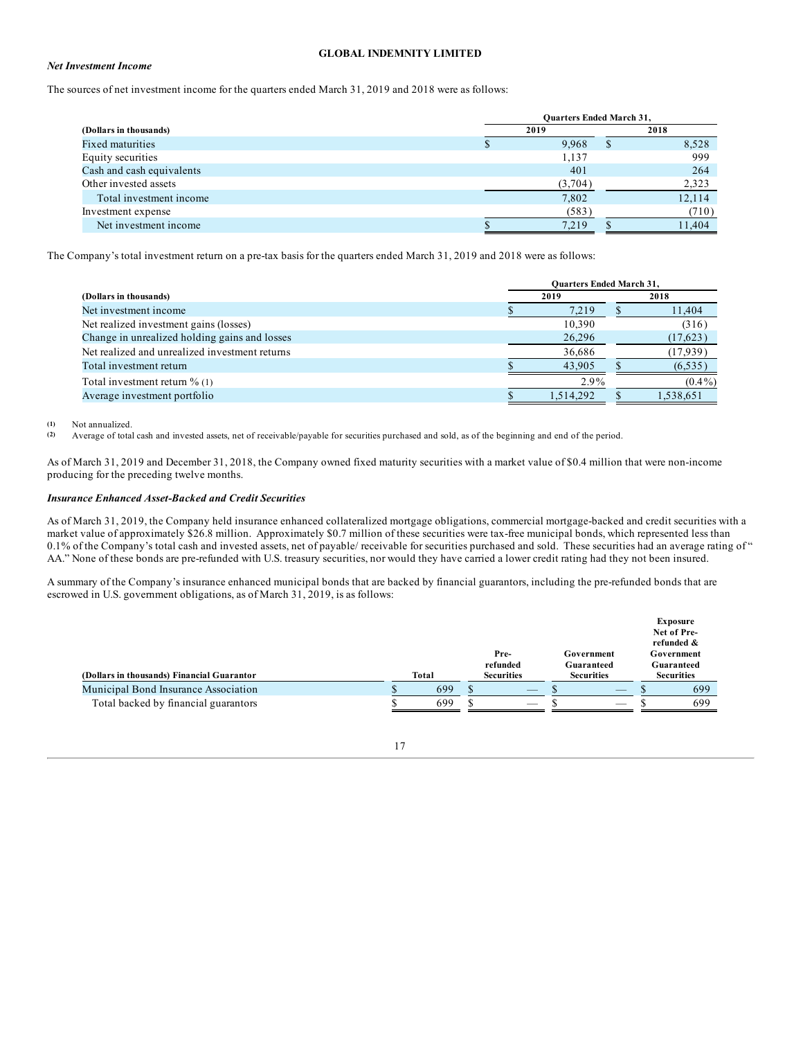GLOBAL INDEMNITY LIMITED

***Net Investment Income***

The sources of net investment income for the quarters ended March 31, 2019 and 2018 were as follows:

| (Dollars in thousands) | Quarters Ended March 31, 2019 | Quarters Ended March 31, 2018 |
|---|---|---|
| Fixed maturities | $ 9,968 | $ 8,528 |
| Equity securities | 1,137 | 999 |
| Cash and cash equivalents | 401 | 264 |
| Other invested assets | (3,704) | 2,323 |
| Total investment income | 7,802 | 12,114 |
| Investment expense | (583) | (710) |
| Net investment income | $ 7,219 | $ 11,404 |

The Company's total investment return on a pre-tax basis for the quarters ended March 31, 2019 and 2018 were as follows:

| (Dollars in thousands) | Quarters Ended March 31, 2019 | Quarters Ended March 31, 2018 |
|---|---|---|
| Net investment income | $ 7,219 | $ 11,404 |
| Net realized investment gains (losses) | 10,390 | (316) |
| Change in unrealized holding gains and losses | 26,296 | (17,623) |
| Net realized and unrealized investment returns | 36,686 | (17,939) |
| Total investment return | $ 43,905 | $ (6,535) |
| Total investment return % (1) | 2.9% | (0.4%) |
| Average investment portfolio | $ 1,514,292 | $ 1,538,651 |

(1) Not annualized.
(2) Average of total cash and invested assets, net of receivable/payable for securities purchased and sold, as of the beginning and end of the period.

As of March 31, 2019 and December 31, 2018, the Company owned fixed maturity securities with a market value of $0.4 million that were non-income producing for the preceding twelve months.

***Insurance Enhanced Asset-Backed and Credit Securities***

As of March 31, 2019, the Company held insurance enhanced collateralized mortgage obligations, commercial mortgage-backed and credit securities with a market value of approximately $26.8 million. Approximately $0.7 million of these securities were tax-free municipal bonds, which represented less than 0.1% of the Company's total cash and invested assets, net of payable/ receivable for securities purchased and sold. These securities had an average rating of "AA." None of these bonds are pre-refunded with U.S. treasury securities, nor would they have carried a lower credit rating had they not been insured.

A summary of the Company's insurance enhanced municipal bonds that are backed by financial guarantors, including the pre-refunded bonds that are escrowed in U.S. government obligations, as of March 31, 2019, is as follows:

| (Dollars in thousands) Financial Guarantor | Total | Pre-refunded Securities | Government Guaranteed Securities | Exposure Net of Pre-refunded & Government Guaranteed Securities |
|---|---|---|---|---|
| Municipal Bond Insurance Association | $ 699 | $ — | $ — | $ 699 |
| Total backed by financial guarantors | $ 699 | $ — | $ — | $ 699 |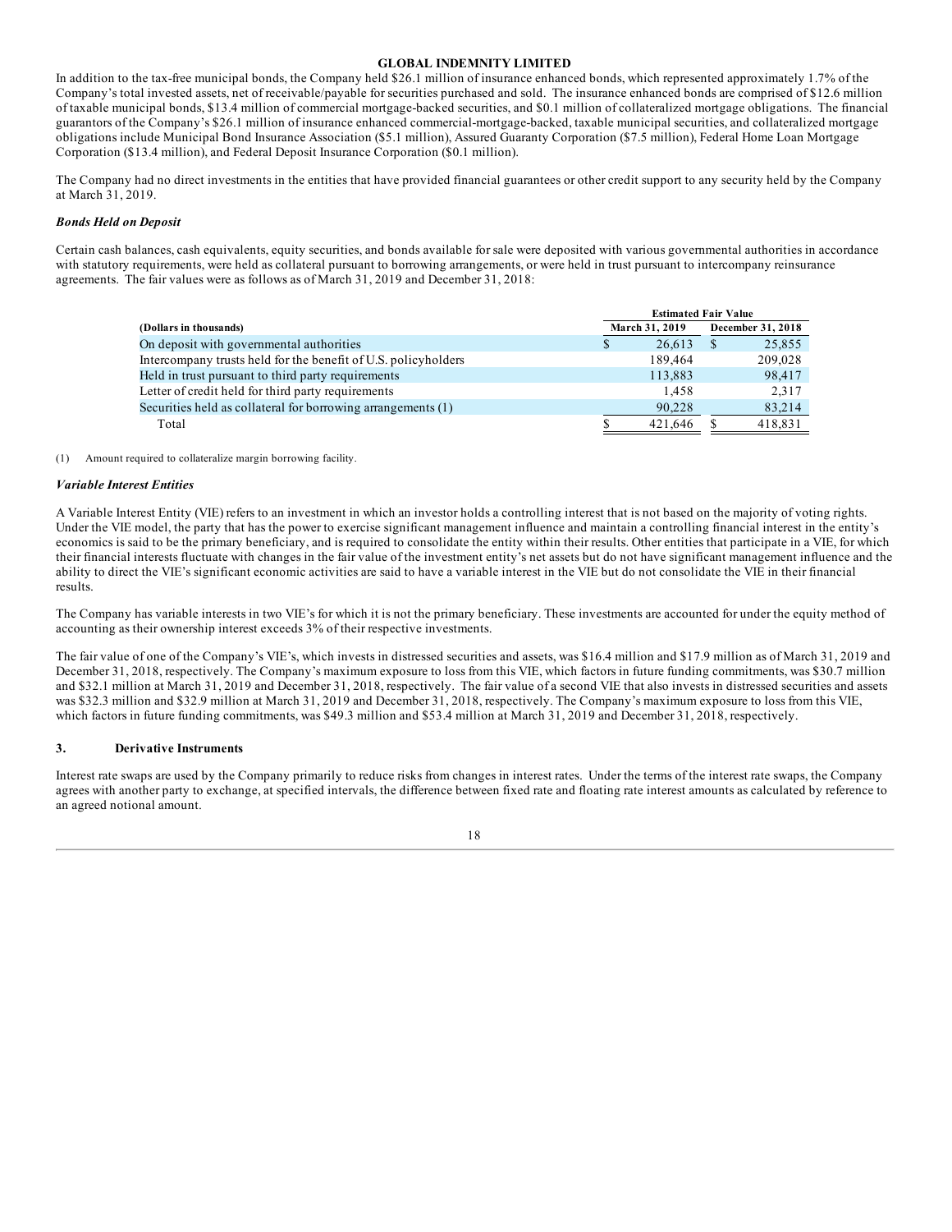In addition to the tax-free municipal bonds, the Company held $26.1 million of insurance enhanced bonds, which represented approximately 1.7% of the Company's total invested assets, net of receivable/payable for securities purchased and sold. The insurance enhanced bonds are comprised of $12.6 million of taxable municipal bonds, $13.4 million of commercial mortgage-backed securities, and $0.1 million of collateralized mortgage obligations. The financial guarantors of the Company's $26.1 million of insurance enhanced commercial-mortgage-backed, taxable municipal securities, and collateralized mortgage obligations include Municipal Bond Insurance Association ($5.1 million), Assured Guaranty Corporation ($7.5 million), Federal Home Loan Mortgage Corporation ($13.4 million), and Federal Deposit Insurance Corporation ($0.1 million).

The Company had no direct investments in the entities that have provided financial guarantees or other credit support to any security held by the Company at March 31, 2019.

***Bonds Held on Deposit***

Certain cash balances, cash equivalents, equity securities, and bonds available for sale were deposited with various governmental authorities in accordance with statutory requirements, were held as collateral pursuant to borrowing arrangements, or were held in trust pursuant to intercompany reinsurance agreements. The fair values were as follows as of March 31, 2019 and December 31, 2018:

| | Estimated Fair Value | |
|---|---|---|
| **(Dollars in thousands)** | **March 31, 2019** | **December 31, 2018** |
| On deposit with governmental authorities | $ 26,613 | $ 25,855 |
| Intercompany trusts held for the benefit of U.S. policyholders | 189,464 | 209,028 |
| Held in trust pursuant to third party requirements | 113,883 | 98,417 |
| Letter of credit held for third party requirements | 1,458 | 2,317 |
| Securities held as collateral for borrowing arrangements (1) | 90,228 | 83,214 |
| Total | $ 421,646 | $ 418,831 |

(1) Amount required to collateralize margin borrowing facility.

***Variable Interest Entities***

A Variable Interest Entity (VIE) refers to an investment in which an investor holds a controlling interest that is not based on the majority of voting rights. Under the VIE model, the party that has the power to exercise significant management influence and maintain a controlling financial interest in the entity's economics is said to be the primary beneficiary, and is required to consolidate the entity within their results. Other entities that participate in a VIE, for which their financial interests fluctuate with changes in the fair value of the investment entity's net assets but do not have significant management influence and the ability to direct the VIE's significant economic activities are said to have a variable interest in the VIE but do not consolidate the VIE in their financial results.

The Company has variable interests in two VIE's for which it is not the primary beneficiary. These investments are accounted for under the equity method of accounting as their ownership interest exceeds 3% of their respective investments.

The fair value of one of the Company's VIE's, which invests in distressed securities and assets, was $16.4 million and $17.9 million as of March 31, 2019 and December 31, 2018, respectively. The Company's maximum exposure to loss from this VIE, which factors in future funding commitments, was $30.7 million and $32.1 million at March 31, 2019 and December 31, 2018, respectively. The fair value of a second VIE that also invests in distressed securities and assets was $32.3 million and $32.9 million at March 31, 2019 and December 31, 2018, respectively. The Company's maximum exposure to loss from this VIE, which factors in future funding commitments, was $49.3 million and $53.4 million at March 31, 2019 and December 31, 2018, respectively.

## 3. Derivative Instruments

Interest rate swaps are used by the Company primarily to reduce risks from changes in interest rates. Under the terms of the interest rate swaps, the Company agrees with another party to exchange, at specified intervals, the difference between fixed rate and floating rate interest amounts as calculated by reference to an agreed notional amount.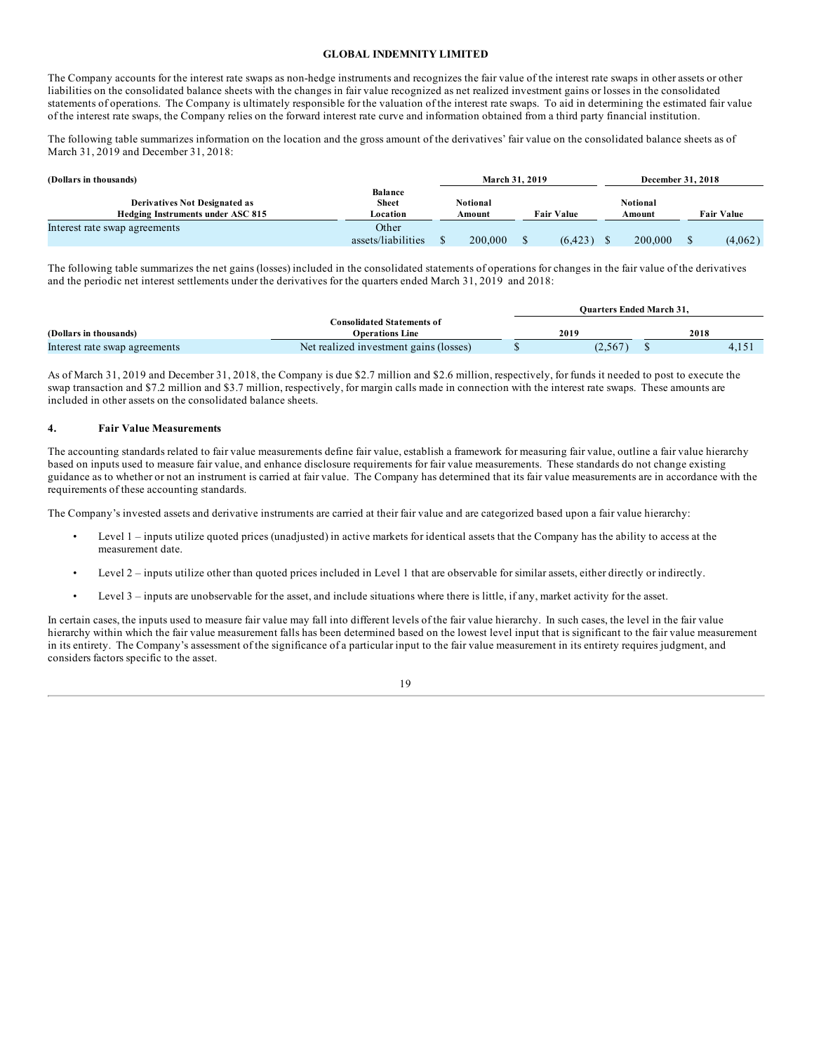The Company accounts for the interest rate swaps as non-hedge instruments and recognizes the fair value of the interest rate swaps in other assets or other liabilities on the consolidated balance sheets with the changes in fair value recognized as net realized investment gains or losses in the consolidated statements of operations. The Company is ultimately responsible for the valuation of the interest rate swaps. To aid in determining the estimated fair value of the interest rate swaps, the Company relies on the forward interest rate curve and information obtained from a third party financial institution.

The following table summarizes information on the location and the gross amount of the derivatives' fair value on the consolidated balance sheets as of March 31, 2019 and December 31, 2018:

| (Dollars in thousands) | | March 31, 2019 | | December 31, 2018 | |
|---|---|---|---|---|---|
| **Derivatives Not Designated as Hedging Instruments under ASC 815** | **Balance Sheet Location** | **Notional Amount** | **Fair Value** | **Notional Amount** | **Fair Value** |
| Interest rate swap agreements | Other assets/liabilities | $ 200,000 | $ (6,423) | $ 200,000 | $ (4,062) |

The following table summarizes the net gains (losses) included in the consolidated statements of operations for changes in the fair value of the derivatives and the periodic net interest settlements under the derivatives for the quarters ended March 31, 2019 and 2018:

| | | Quarters Ended March 31, | |
|---|---|---|---|
| **(Dollars in thousands)** | **Consolidated Statements of Operations Line** | **2019** | **2018** |
| Interest rate swap agreements | Net realized investment gains (losses) | $ (2,567) | $ 4,151 |

As of March 31, 2019 and December 31, 2018, the Company is due $2.7 million and $2.6 million, respectively, for funds it needed to post to execute the swap transaction and $7.2 million and $3.7 million, respectively, for margin calls made in connection with the interest rate swaps. These amounts are included in other assets on the consolidated balance sheets.

## 4. Fair Value Measurements

The accounting standards related to fair value measurements define fair value, establish a framework for measuring fair value, outline a fair value hierarchy based on inputs used to measure fair value, and enhance disclosure requirements for fair value measurements. These standards do not change existing guidance as to whether or not an instrument is carried at fair value. The Company has determined that its fair value measurements are in accordance with the requirements of these accounting standards.

The Company's invested assets and derivative instruments are carried at their fair value and are categorized based upon a fair value hierarchy:

- Level 1 – inputs utilize quoted prices (unadjusted) in active markets for identical assets that the Company has the ability to access at the measurement date.
- Level 2 – inputs utilize other than quoted prices included in Level 1 that are observable for similar assets, either directly or indirectly.
- Level 3 – inputs are unobservable for the asset, and include situations where there is little, if any, market activity for the asset.

In certain cases, the inputs used to measure fair value may fall into different levels of the fair value hierarchy. In such cases, the level in the fair value hierarchy within which the fair value measurement falls has been determined based on the lowest level input that is significant to the fair value measurement in its entirety. The Company's assessment of the significance of a particular input to the fair value measurement in its entirety requires judgment, and considers factors specific to the asset.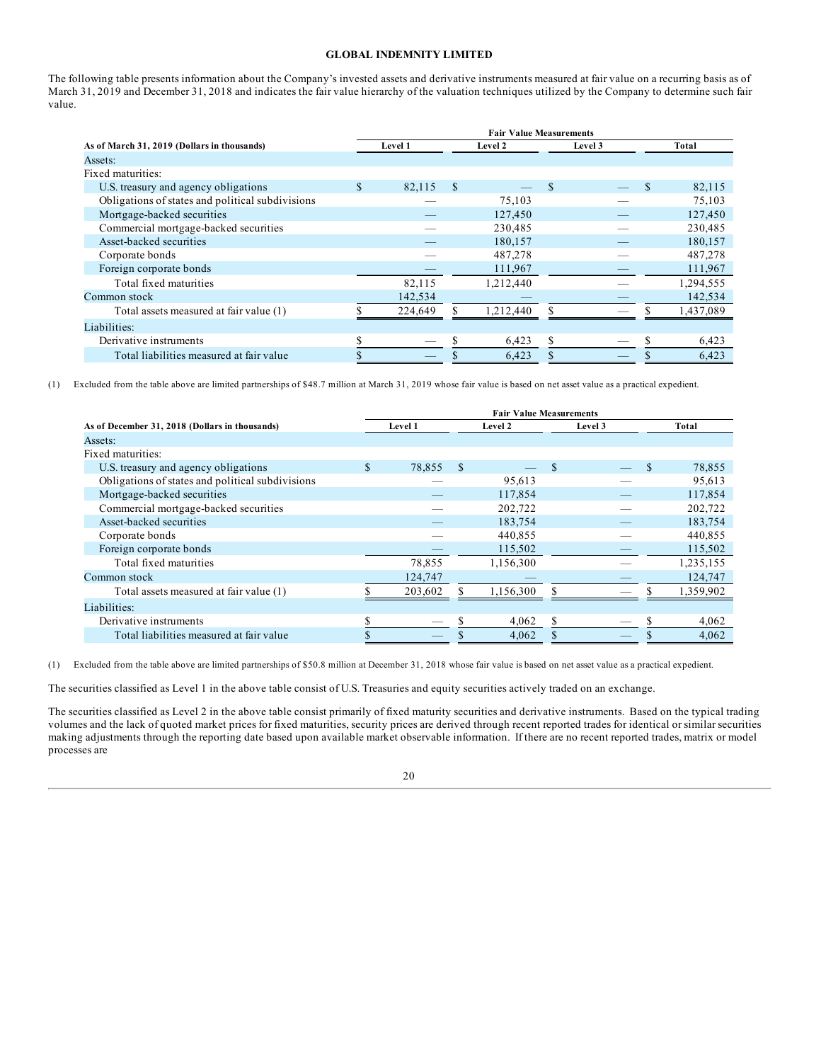The following table presents information about the Company's invested assets and derivative instruments measured at fair value on a recurring basis as of March 31, 2019 and December 31, 2018 and indicates the fair value hierarchy of the valuation techniques utilized by the Company to determine such fair value.

| As of March 31, 2019 (Dollars in thousands) | Fair Value Measurements | | | |
|---|---|---|---|---|
| | Level 1 | Level 2 | Level 3 | Total |
| Assets: | | | | |
| Fixed maturities: | | | | |
| U.S. treasury and agency obligations | $ 82,115 | $ — | $ — | $ 82,115 |
| Obligations of states and political subdivisions | — | 75,103 | — | 75,103 |
| Mortgage-backed securities | — | 127,450 | — | 127,450 |
| Commercial mortgage-backed securities | — | 230,485 | — | 230,485 |
| Asset-backed securities | — | 180,157 | — | 180,157 |
| Corporate bonds | — | 487,278 | — | 487,278 |
| Foreign corporate bonds | — | 111,967 | — | 111,967 |
| Total fixed maturities | 82,115 | 1,212,440 | — | 1,294,555 |
| Common stock | 142,534 | — | — | 142,534 |
| Total assets measured at fair value (1) | $ 224,649 | $ 1,212,440 | $ — | $ 1,437,089 |
| Liabilities: | | | | |
| Derivative instruments | $ — | $ 6,423 | $ — | $ 6,423 |
| Total liabilities measured at fair value | $ — | $ 6,423 | $ — | $ 6,423 |

(1) Excluded from the table above are limited partnerships of $48.7 million at March 31, 2019 whose fair value is based on net asset value as a practical expedient.

| As of December 31, 2018 (Dollars in thousands) | Fair Value Measurements | | | |
|---|---|---|---|---|
| | Level 1 | Level 2 | Level 3 | Total |
| Assets: | | | | |
| Fixed maturities: | | | | |
| U.S. treasury and agency obligations | $ 78,855 | $ — | $ — | $ 78,855 |
| Obligations of states and political subdivisions | — | 95,613 | — | 95,613 |
| Mortgage-backed securities | — | 117,854 | — | 117,854 |
| Commercial mortgage-backed securities | — | 202,722 | — | 202,722 |
| Asset-backed securities | — | 183,754 | — | 183,754 |
| Corporate bonds | — | 440,855 | — | 440,855 |
| Foreign corporate bonds | — | 115,502 | — | 115,502 |
| Total fixed maturities | 78,855 | 1,156,300 | — | 1,235,155 |
| Common stock | 124,747 | — | — | 124,747 |
| Total assets measured at fair value (1) | $ 203,602 | $ 1,156,300 | $ — | $ 1,359,902 |
| Liabilities: | | | | |
| Derivative instruments | $ — | $ 4,062 | $ — | $ 4,062 |
| Total liabilities measured at fair value | $ — | $ 4,062 | $ — | $ 4,062 |

(1) Excluded from the table above are limited partnerships of $50.8 million at December 31, 2018 whose fair value is based on net asset value as a practical expedient.

The securities classified as Level 1 in the above table consist of U.S. Treasuries and equity securities actively traded on an exchange.

The securities classified as Level 2 in the above table consist primarily of fixed maturity securities and derivative instruments. Based on the typical trading volumes and the lack of quoted market prices for fixed maturities, security prices are derived through recent reported trades for identical or similar securities making adjustments through the reporting date based upon available market observable information. If there are no recent reported trades, matrix or model processes are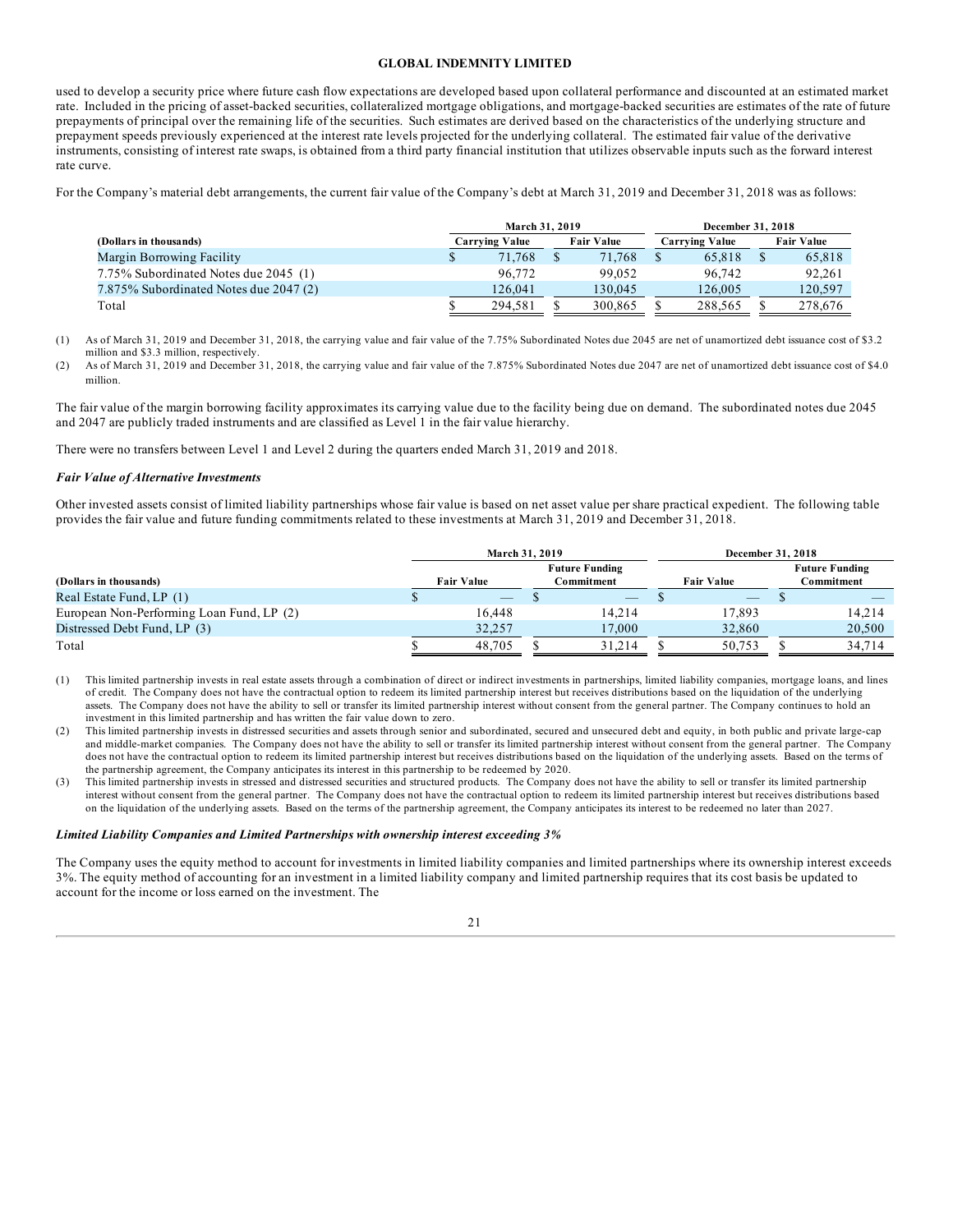used to develop a security price where future cash flow expectations are developed based upon collateral performance and discounted at an estimated market rate. Included in the pricing of asset-backed securities, collateralized mortgage obligations, and mortgage-backed securities are estimates of the rate of future prepayments of principal over the remaining life of the securities. Such estimates are derived based on the characteristics of the underlying structure and prepayment speeds previously experienced at the interest rate levels projected for the underlying collateral. The estimated fair value of the derivative instruments, consisting of interest rate swaps, is obtained from a third party financial institution that utilizes observable inputs such as the forward interest rate curve.

For the Company's material debt arrangements, the current fair value of the Company's debt at March 31, 2019 and December 31, 2018 was as follows:

| | March 31, 2019 | | December 31, 2018 | |
|---|---|---|---|---|
| (Dollars in thousands) | Carrying Value | Fair Value | Carrying Value | Fair Value |
| Margin Borrowing Facility | $ 71,768 | $ 71,768 | $ 65,818 | $ 65,818 |
| 7.75% Subordinated Notes due 2045 (1) | 96,772 | 99,052 | 96,742 | 92,261 |
| 7.875% Subordinated Notes due 2047 (2) | 126,041 | 130,045 | 126,005 | 120,597 |
| Total | $ 294,581 | $ 300,865 | $ 288,565 | $ 278,676 |

(1) As of March 31, 2019 and December 31, 2018, the carrying value and fair value of the 7.75% Subordinated Notes due 2045 are net of unamortized debt issuance cost of $3.2 million and $3.3 million, respectively.

(2) As of March 31, 2019 and December 31, 2018, the carrying value and fair value of the 7.875% Subordinated Notes due 2047 are net of unamortized debt issuance cost of $4.0 million.

The fair value of the margin borrowing facility approximates its carrying value due to the facility being due on demand. The subordinated notes due 2045 and 2047 are publicly traded instruments and are classified as Level 1 in the fair value hierarchy.

There were no transfers between Level 1 and Level 2 during the quarters ended March 31, 2019 and 2018.

***Fair Value of Alternative Investments***

Other invested assets consist of limited liability partnerships whose fair value is based on net asset value per share practical expedient. The following table provides the fair value and future funding commitments related to these investments at March 31, 2019 and December 31, 2018.

| | March 31, 2019 | | December 31, 2018 | |
|---|---|---|---|---|
| (Dollars in thousands) | Fair Value | Future Funding Commitment | Fair Value | Future Funding Commitment |
| Real Estate Fund, LP (1) | $ — | $ — | $ — | $ — |
| European Non-Performing Loan Fund, LP (2) | 16,448 | 14,214 | 17,893 | 14,214 |
| Distressed Debt Fund, LP (3) | 32,257 | 17,000 | 32,860 | 20,500 |
| Total | $ 48,705 | $ 31,214 | $ 50,753 | $ 34,714 |

(1) This limited partnership invests in real estate assets through a combination of direct or indirect investments in partnerships, limited liability companies, mortgage loans, and lines of credit. The Company does not have the contractual option to redeem its limited partnership interest but receives distributions based on the liquidation of the underlying assets. The Company does not have the ability to sell or transfer its limited partnership interest without consent from the general partner. The Company continues to hold an investment in this limited partnership and has written the fair value down to zero.

(2) This limited partnership invests in distressed securities and assets through senior and subordinated, secured and unsecured debt and equity, in both public and private large-cap and middle-market companies. The Company does not have the ability to sell or transfer its limited partnership interest without consent from the general partner. The Company does not have the contractual option to redeem its limited partnership interest but receives distributions based on the liquidation of the underlying assets. Based on the terms of the partnership agreement, the Company anticipates its interest in this partnership to be redeemed by 2020.

(3) This limited partnership invests in stressed and distressed securities and structured products. The Company does not have the ability to sell or transfer its limited partnership interest without consent from the general partner. The Company does not have the contractual option to redeem its limited partnership interest but receives distributions based on the liquidation of the underlying assets. Based on the terms of the partnership agreement, the Company anticipates its interest to be redeemed no later than 2027.

***Limited Liability Companies and Limited Partnerships with ownership interest exceeding 3%***

The Company uses the equity method to account for investments in limited liability companies and limited partnerships where its ownership interest exceeds 3%. The equity method of accounting for an investment in a limited liability company and limited partnership requires that its cost basis be updated to account for the income or loss earned on the investment. The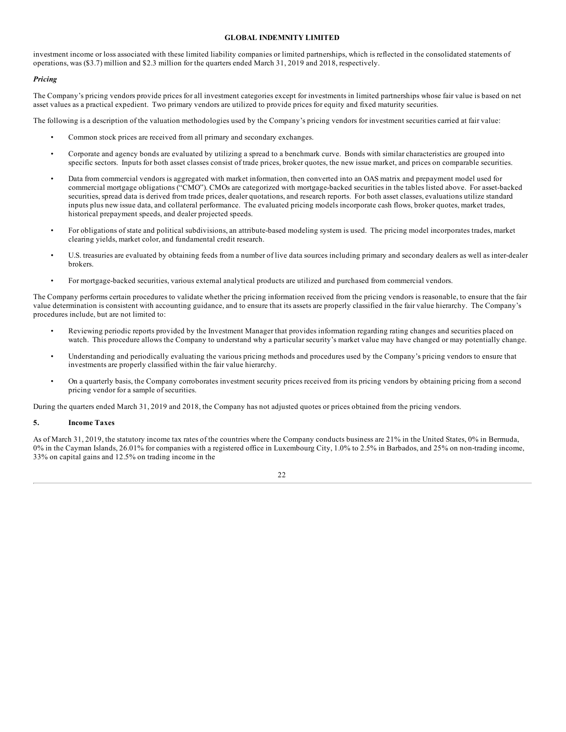investment income or loss associated with these limited liability companies or limited partnerships, which is reflected in the consolidated statements of operations, was ($3.7) million and $2.3 million for the quarters ended March 31, 2019 and 2018, respectively.

***Pricing***

The Company's pricing vendors provide prices for all investment categories except for investments in limited partnerships whose fair value is based on net asset values as a practical expedient. Two primary vendors are utilized to provide prices for equity and fixed maturity securities.

The following is a description of the valuation methodologies used by the Company's pricing vendors for investment securities carried at fair value:

- Common stock prices are received from all primary and secondary exchanges.
- Corporate and agency bonds are evaluated by utilizing a spread to a benchmark curve. Bonds with similar characteristics are grouped into specific sectors. Inputs for both asset classes consist of trade prices, broker quotes, the new issue market, and prices on comparable securities.
- Data from commercial vendors is aggregated with market information, then converted into an OAS matrix and prepayment model used for commercial mortgage obligations ("CMO"). CMOs are categorized with mortgage-backed securities in the tables listed above. For asset-backed securities, spread data is derived from trade prices, dealer quotations, and research reports. For both asset classes, evaluations utilize standard inputs plus new issue data, and collateral performance. The evaluated pricing models incorporate cash flows, broker quotes, market trades, historical prepayment speeds, and dealer projected speeds.
- For obligations of state and political subdivisions, an attribute-based modeling system is used. The pricing model incorporates trades, market clearing yields, market color, and fundamental credit research.
- U.S. treasuries are evaluated by obtaining feeds from a number of live data sources including primary and secondary dealers as well as inter-dealer brokers.
- For mortgage-backed securities, various external analytical products are utilized and purchased from commercial vendors.

The Company performs certain procedures to validate whether the pricing information received from the pricing vendors is reasonable, to ensure that the fair value determination is consistent with accounting guidance, and to ensure that its assets are properly classified in the fair value hierarchy. The Company's procedures include, but are not limited to:

- Reviewing periodic reports provided by the Investment Manager that provides information regarding rating changes and securities placed on watch. This procedure allows the Company to understand why a particular security's market value may have changed or may potentially change.
- Understanding and periodically evaluating the various pricing methods and procedures used by the Company's pricing vendors to ensure that investments are properly classified within the fair value hierarchy.
- On a quarterly basis, the Company corroborates investment security prices received from its pricing vendors by obtaining pricing from a second pricing vendor for a sample of securities.

During the quarters ended March 31, 2019 and 2018, the Company has not adjusted quotes or prices obtained from the pricing vendors.

## 5. Income Taxes

As of March 31, 2019, the statutory income tax rates of the countries where the Company conducts business are 21% in the United States, 0% in Bermuda, 0% in the Cayman Islands, 26.01% for companies with a registered office in Luxembourg City, 1.0% to 2.5% in Barbados, and 25% on non-trading income, 33% on capital gains and 12.5% on trading income in the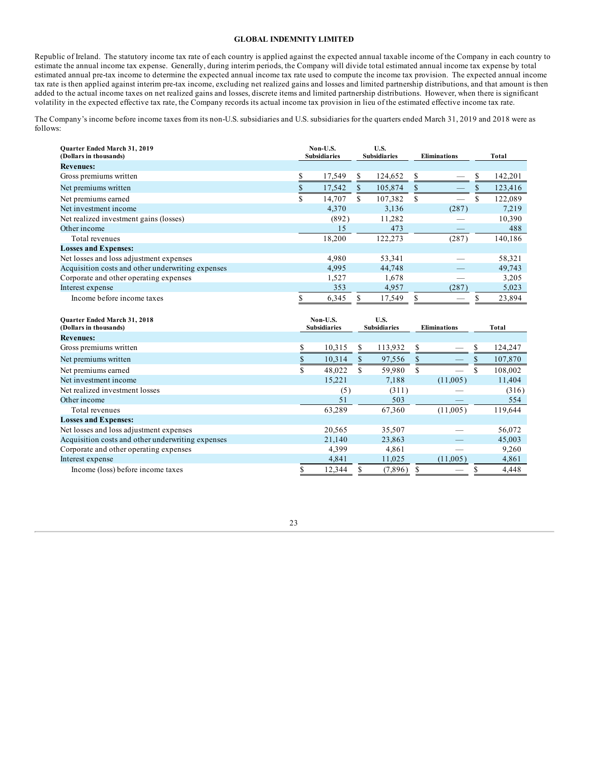Republic of Ireland. The statutory income tax rate of each country is applied against the expected annual taxable income of the Company in each country to estimate the annual income tax expense. Generally, during interim periods, the Company will divide total estimated annual income tax expense by total estimated annual pre-tax income to determine the expected annual income tax rate used to compute the income tax provision. The expected annual income tax rate is then applied against interim pre-tax income, excluding net realized gains and losses and limited partnership distributions, and that amount is then added to the actual income taxes on net realized gains and losses, discrete items and limited partnership distributions. However, when there is significant volatility in the expected effective tax rate, the Company records its actual income tax provision in lieu of the estimated effective income tax rate.

The Company's income before income taxes from its non-U.S. subsidiaries and U.S. subsidiaries for the quarters ended March 31, 2019 and 2018 were as follows:

| Quarter Ended March 31, 2019 (Dollars in thousands) | Non-U.S. Subsidiaries | U.S. Subsidiaries | Eliminations | Total |
|---|---|---|---|---|
| **Revenues:** | | | | |
| Gross premiums written | $ 17,549 | $ 124,652 | $ — | $ 142,201 |
| Net premiums written | $ 17,542 | $ 105,874 | $ — | $ 123,416 |
| Net premiums earned | $ 14,707 | $ 107,382 | $ — | $ 122,089 |
| Net investment income | 4,370 | 3,136 | (287) | 7,219 |
| Net realized investment gains (losses) | (892) | 11,282 | — | 10,390 |
| Other income | 15 | 473 | — | 488 |
| Total revenues | 18,200 | 122,273 | (287) | 140,186 |
| **Losses and Expenses:** | | | | |
| Net losses and loss adjustment expenses | 4,980 | 53,341 | — | 58,321 |
| Acquisition costs and other underwriting expenses | 4,995 | 44,748 | — | 49,743 |
| Corporate and other operating expenses | 1,527 | 1,678 | — | 3,205 |
| Interest expense | 353 | 4,957 | (287) | 5,023 |
| Income before income taxes | $ 6,345 | $ 17,549 | $ — | $ 23,894 |

| Quarter Ended March 31, 2018 (Dollars in thousands) | Non-U.S. Subsidiaries | U.S. Subsidiaries | Eliminations | Total |
|---|---|---|---|---|
| **Revenues:** | | | | |
| Gross premiums written | $ 10,315 | $ 113,932 | $ — | $ 124,247 |
| Net premiums written | $ 10,314 | $ 97,556 | $ — | $ 107,870 |
| Net premiums earned | $ 48,022 | $ 59,980 | $ — | $ 108,002 |
| Net investment income | 15,221 | 7,188 | (11,005) | 11,404 |
| Net realized investment losses | (5) | (311) | — | (316) |
| Other income | 51 | 503 | — | 554 |
| Total revenues | 63,289 | 67,360 | (11,005) | 119,644 |
| **Losses and Expenses:** | | | | |
| Net losses and loss adjustment expenses | 20,565 | 35,507 | — | 56,072 |
| Acquisition costs and other underwriting expenses | 21,140 | 23,863 | — | 45,003 |
| Corporate and other operating expenses | 4,399 | 4,861 | — | 9,260 |
| Interest expense | 4,841 | 11,025 | (11,005) | 4,861 |
| Income (loss) before income taxes | $ 12,344 | $ (7,896) | $ — | $ 4,448 |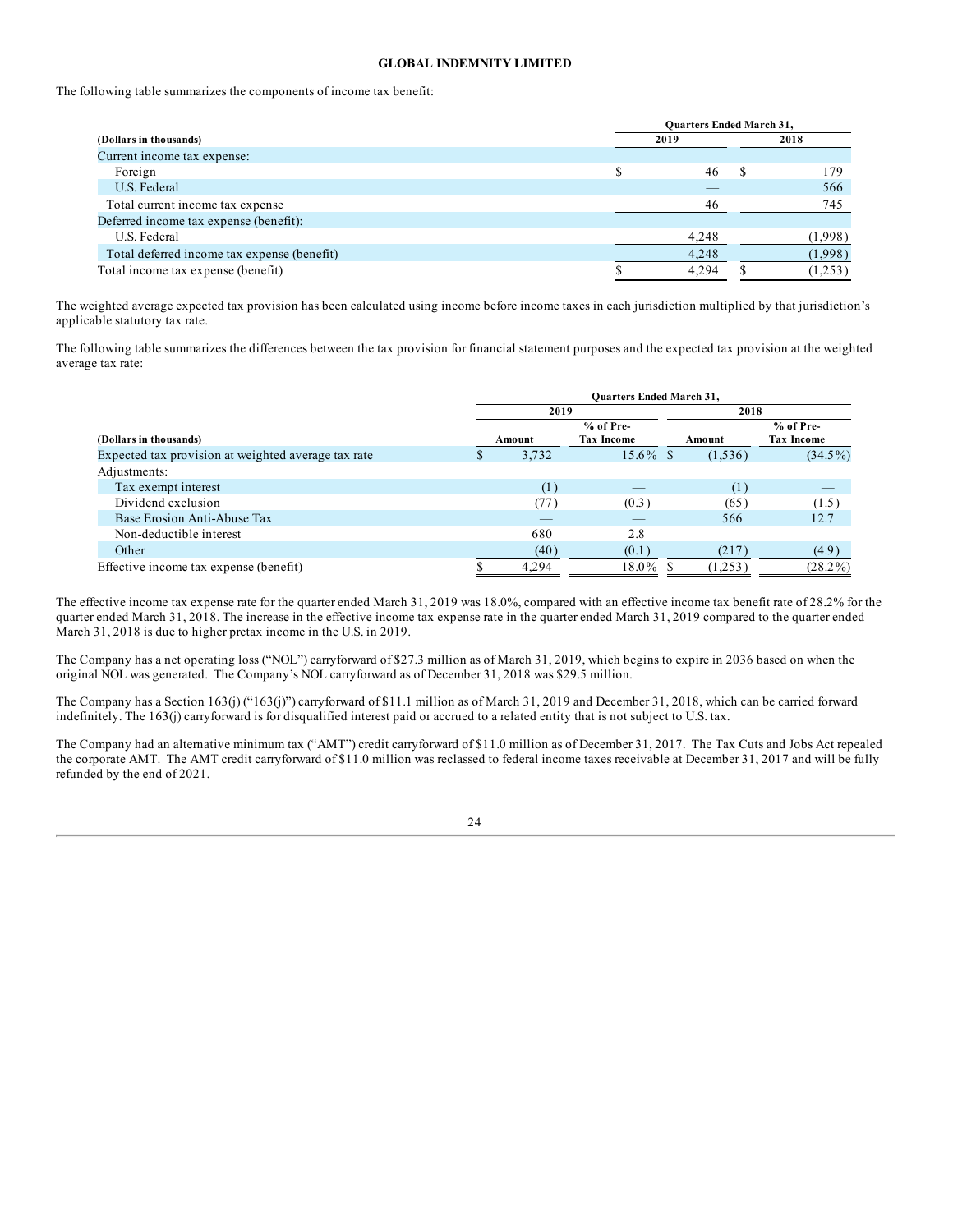GLOBAL INDEMNITY LIMITED

The following table summarizes the components of income tax benefit:

| (Dollars in thousands) | Quarters Ended March 31, 2019 | 2018 |
|---|---|---|
| Current income tax expense: | | |
| Foreign | $ 46 | $ 179 |
| U.S. Federal | — | 566 |
| Total current income tax expense | 46 | 745 |
| Deferred income tax expense (benefit): | | |
| U.S. Federal | 4,248 | (1,998) |
| Total deferred income tax expense (benefit) | 4,248 | (1,998) |
| Total income tax expense (benefit) | $ 4,294 | $ (1,253) |

The weighted average expected tax provision has been calculated using income before income taxes in each jurisdiction multiplied by that jurisdiction's applicable statutory tax rate.

The following table summarizes the differences between the tax provision for financial statement purposes and the expected tax provision at the weighted average tax rate:

| | Quarters Ended March 31, | | | |
|---|---|---|---|---|
| | 2019 | | 2018 | |
| (Dollars in thousands) | Amount | % of Pre-Tax Income | Amount | % of Pre-Tax Income |
| Expected tax provision at weighted average tax rate | $ 3,732 | 15.6% | $ (1,536) | (34.5%) |
| Adjustments: | | | | |
| Tax exempt interest | (1) | — | (1) | — |
| Dividend exclusion | (77) | (0.3) | (65) | (1.5) |
| Base Erosion Anti-Abuse Tax | — | — | 566 | 12.7 |
| Non-deductible interest | 680 | 2.8 | | |
| Other | (40) | (0.1) | (217) | (4.9) |
| Effective income tax expense (benefit) | $ 4,294 | 18.0% | $ (1,253) | (28.2%) |

The effective income tax expense rate for the quarter ended March 31, 2019 was 18.0%, compared with an effective income tax benefit rate of 28.2% for the quarter ended March 31, 2018. The increase in the effective income tax expense rate in the quarter ended March 31, 2019 compared to the quarter ended March 31, 2018 is due to higher pretax income in the U.S. in 2019.

The Company has a net operating loss ("NOL") carryforward of $27.3 million as of March 31, 2019, which begins to expire in 2036 based on when the original NOL was generated. The Company's NOL carryforward as of December 31, 2018 was $29.5 million.

The Company has a Section 163(j) ("163(j)") carryforward of $11.1 million as of March 31, 2019 and December 31, 2018, which can be carried forward indefinitely. The 163(j) carryforward is for disqualified interest paid or accrued to a related entity that is not subject to U.S. tax.

The Company had an alternative minimum tax ("AMT") credit carryforward of $11.0 million as of December 31, 2017. The Tax Cuts and Jobs Act repealed the corporate AMT. The AMT credit carryforward of $11.0 million was reclassed to federal income taxes receivable at December 31, 2017 and will be fully refunded by the end of 2021.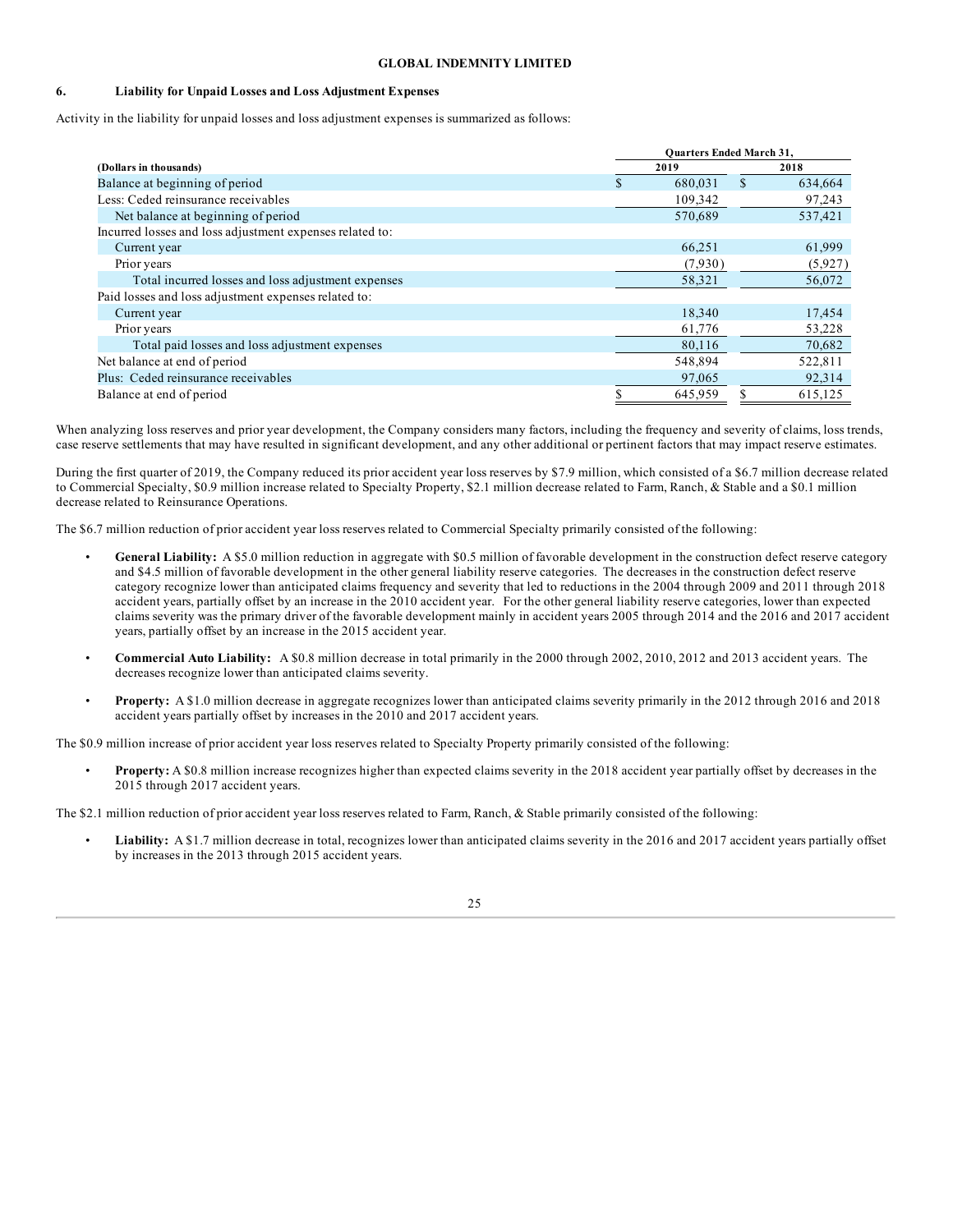**GLOBAL INDEMNITY LIMITED**

**6. Liability for Unpaid Losses and Loss Adjustment Expenses**

Activity in the liability for unpaid losses and loss adjustment expenses is summarized as follows:

| | Quarters Ended March 31, | |
|---|---|---|
| **(Dollars in thousands)** | **2019** | **2018** |
| Balance at beginning of period | $ 680,031 | $ 634,664 |
| Less: Ceded reinsurance receivables | 109,342 | 97,243 |
| Net balance at beginning of period | 570,689 | 537,421 |
| Incurred losses and loss adjustment expenses related to: | | |
| Current year | 66,251 | 61,999 |
| Prior years | (7,930) | (5,927) |
| Total incurred losses and loss adjustment expenses | 58,321 | 56,072 |
| Paid losses and loss adjustment expenses related to: | | |
| Current year | 18,340 | 17,454 |
| Prior years | 61,776 | 53,228 |
| Total paid losses and loss adjustment expenses | 80,116 | 70,682 |
| Net balance at end of period | 548,894 | 522,811 |
| Plus: Ceded reinsurance receivables | 97,065 | 92,314 |
| Balance at end of period | $ 645,959 | $ 615,125 |

When analyzing loss reserves and prior year development, the Company considers many factors, including the frequency and severity of claims, loss trends, case reserve settlements that may have resulted in significant development, and any other additional or pertinent factors that may impact reserve estimates.

During the first quarter of 2019, the Company reduced its prior accident year loss reserves by $7.9 million, which consisted of a $6.7 million decrease related to Commercial Specialty, $0.9 million increase related to Specialty Property, $2.1 million decrease related to Farm, Ranch, & Stable and a $0.1 million decrease related to Reinsurance Operations.

The $6.7 million reduction of prior accident year loss reserves related to Commercial Specialty primarily consisted of the following:

- **General Liability:** A $5.0 million reduction in aggregate with $0.5 million of favorable development in the construction defect reserve category and $4.5 million of favorable development in the other general liability reserve categories. The decreases in the construction defect reserve category recognize lower than anticipated claims frequency and severity that led to reductions in the 2004 through 2009 and 2011 through 2018 accident years, partially offset by an increase in the 2010 accident year. For the other general liability reserve categories, lower than expected claims severity was the primary driver of the favorable development mainly in accident years 2005 through 2014 and the 2016 and 2017 accident years, partially offset by an increase in the 2015 accident year.

- **Commercial Auto Liability:** A $0.8 million decrease in total primarily in the 2000 through 2002, 2010, 2012 and 2013 accident years. The decreases recognize lower than anticipated claims severity.

- **Property:** A $1.0 million decrease in aggregate recognizes lower than anticipated claims severity primarily in the 2012 through 2016 and 2018 accident years partially offset by increases in the 2010 and 2017 accident years.

The $0.9 million increase of prior accident year loss reserves related to Specialty Property primarily consisted of the following:

- **Property:** A $0.8 million increase recognizes higher than expected claims severity in the 2018 accident year partially offset by decreases in the 2015 through 2017 accident years.

The $2.1 million reduction of prior accident year loss reserves related to Farm, Ranch, & Stable primarily consisted of the following:

- **Liability:** A $1.7 million decrease in total, recognizes lower than anticipated claims severity in the 2016 and 2017 accident years partially offset by increases in the 2013 through 2015 accident years.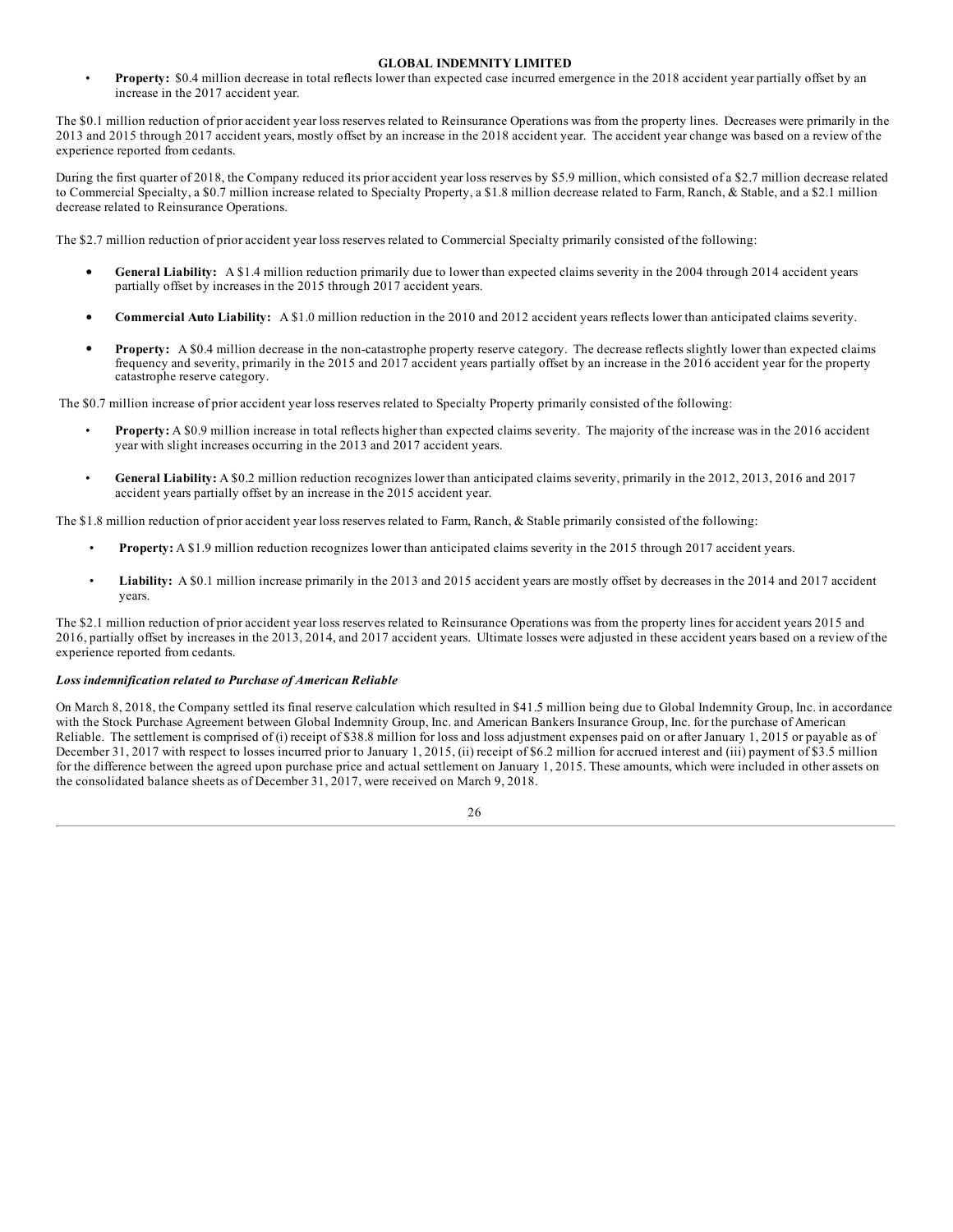- **Property:** $0.4 million decrease in total reflects lower than expected case incurred emergence in the 2018 accident year partially offset by an increase in the 2017 accident year.

The $0.1 million reduction of prior accident year loss reserves related to Reinsurance Operations was from the property lines. Decreases were primarily in the 2013 and 2015 through 2017 accident years, mostly offset by an increase in the 2018 accident year. The accident year change was based on a review of the experience reported from cedants.

During the first quarter of 2018, the Company reduced its prior accident year loss reserves by $5.9 million, which consisted of a $2.7 million decrease related to Commercial Specialty, a $0.7 million increase related to Specialty Property, a $1.8 million decrease related to Farm, Ranch, & Stable, and a $2.1 million decrease related to Reinsurance Operations.

The $2.7 million reduction of prior accident year loss reserves related to Commercial Specialty primarily consisted of the following:

- **General Liability:** A $1.4 million reduction primarily due to lower than expected claims severity in the 2004 through 2014 accident years partially offset by increases in the 2015 through 2017 accident years.
- **Commercial Auto Liability:** A $1.0 million reduction in the 2010 and 2012 accident years reflects lower than anticipated claims severity.
- **Property:** A $0.4 million decrease in the non-catastrophe property reserve category. The decrease reflects slightly lower than expected claims frequency and severity, primarily in the 2015 and 2017 accident years partially offset by an increase in the 2016 accident year for the property catastrophe reserve category.

The $0.7 million increase of prior accident year loss reserves related to Specialty Property primarily consisted of the following:

- **Property:** A $0.9 million increase in total reflects higher than expected claims severity. The majority of the increase was in the 2016 accident year with slight increases occurring in the 2013 and 2017 accident years.
- **General Liability:** A $0.2 million reduction recognizes lower than anticipated claims severity, primarily in the 2012, 2013, 2016 and 2017 accident years partially offset by an increase in the 2015 accident year.

The $1.8 million reduction of prior accident year loss reserves related to Farm, Ranch, & Stable primarily consisted of the following:

- **Property:** A $1.9 million reduction recognizes lower than anticipated claims severity in the 2015 through 2017 accident years.
- **Liability:** A $0.1 million increase primarily in the 2013 and 2015 accident years are mostly offset by decreases in the 2014 and 2017 accident years.

The $2.1 million reduction of prior accident year loss reserves related to Reinsurance Operations was from the property lines for accident years 2015 and 2016, partially offset by increases in the 2013, 2014, and 2017 accident years. Ultimate losses were adjusted in these accident years based on a review of the experience reported from cedants.

***Loss indemnification related to Purchase of American Reliable***

On March 8, 2018, the Company settled its final reserve calculation which resulted in $41.5 million being due to Global Indemnity Group, Inc. in accordance with the Stock Purchase Agreement between Global Indemnity Group, Inc. and American Bankers Insurance Group, Inc. for the purchase of American Reliable. The settlement is comprised of (i) receipt of $38.8 million for loss and loss adjustment expenses paid on or after January 1, 2015 or payable as of December 31, 2017 with respect to losses incurred prior to January 1, 2015, (ii) receipt of $6.2 million for accrued interest and (iii) payment of $3.5 million for the difference between the agreed upon purchase price and actual settlement on January 1, 2015. These amounts, which were included in other assets on the consolidated balance sheets as of December 31, 2017, were received on March 9, 2018.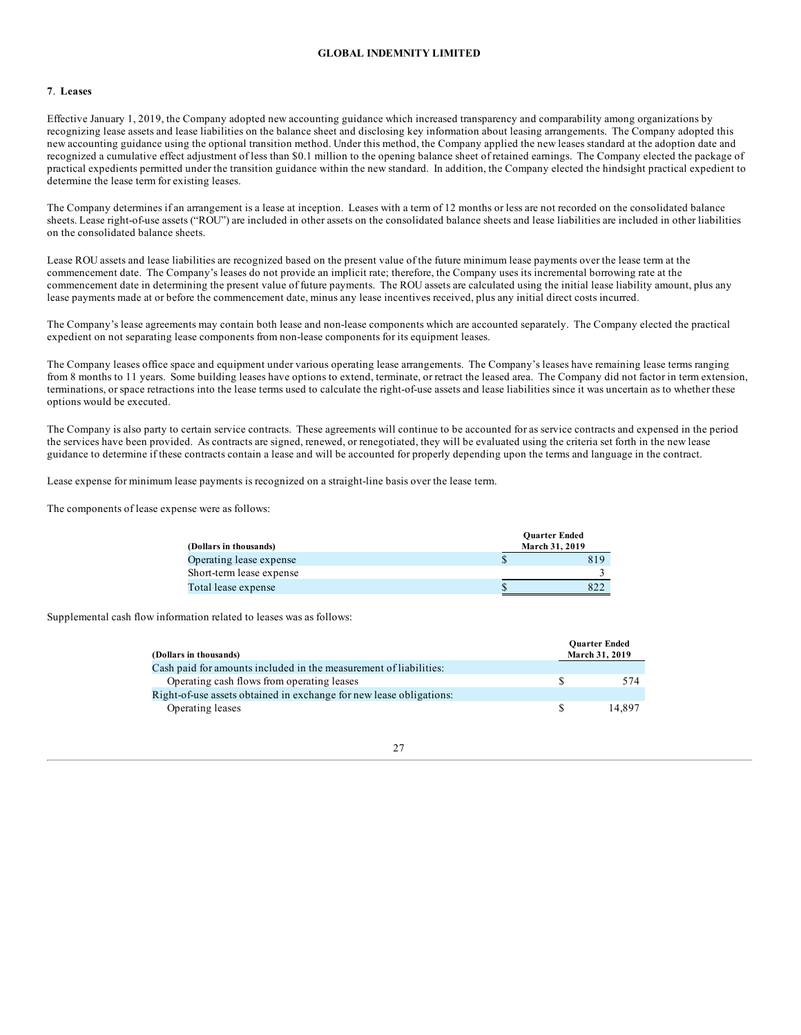### 7. Leases

Effective January 1, 2019, the Company adopted new accounting guidance which increased transparency and comparability among organizations by recognizing lease assets and lease liabilities on the balance sheet and disclosing key information about leasing arrangements. The Company adopted this new accounting guidance using the optional transition method. Under this method, the Company applied the new leases standard at the adoption date and recognized a cumulative effect adjustment of less than $0.1 million to the opening balance sheet of retained earnings. The Company elected the package of practical expedients permitted under the transition guidance within the new standard. In addition, the Company elected the hindsight practical expedient to determine the lease term for existing leases.

The Company determines if an arrangement is a lease at inception. Leases with a term of 12 months or less are not recorded on the consolidated balance sheets. Lease right-of-use assets ("ROU") are included in other assets on the consolidated balance sheets and lease liabilities are included in other liabilities on the consolidated balance sheets.

Lease ROU assets and lease liabilities are recognized based on the present value of the future minimum lease payments over the lease term at the commencement date. The Company's leases do not provide an implicit rate; therefore, the Company uses its incremental borrowing rate at the commencement date in determining the present value of future payments. The ROU assets are calculated using the initial lease liability amount, plus any lease payments made at or before the commencement date, minus any lease incentives received, plus any initial direct costs incurred.

The Company's lease agreements may contain both lease and non-lease components which are accounted separately. The Company elected the practical expedient on not separating lease components from non-lease components for its equipment leases.

The Company leases office space and equipment under various operating lease arrangements. The Company's leases have remaining lease terms ranging from 8 months to 11 years. Some building leases have options to extend, terminate, or retract the leased area. The Company did not factor in term extension, terminations, or space retractions into the lease terms used to calculate the right-of-use assets and lease liabilities since it was uncertain as to whether these options would be executed.

The Company is also party to certain service contracts. These agreements will continue to be accounted for as service contracts and expensed in the period the services have been provided. As contracts are signed, renewed, or renegotiated, they will be evaluated using the criteria set forth in the new lease guidance to determine if these contracts contain a lease and will be accounted for properly depending upon the terms and language in the contract.

Lease expense for minimum lease payments is recognized on a straight-line basis over the lease term.

The components of lease expense were as follows:

| (Dollars in thousands) | Quarter Ended March 31, 2019 |
|---|---|
| Operating lease expense | $ 819 |
| Short-term lease expense | 3 |
| Total lease expense | $ 822 |

Supplemental cash flow information related to leases was as follows:

| (Dollars in thousands) | Quarter Ended March 31, 2019 |
|---|---|
| Cash paid for amounts included in the measurement of liabilities: | |
| Operating cash flows from operating leases | $ 574 |
| Right-of-use assets obtained in exchange for new lease obligations: | |
| Operating leases | $ 14,897 |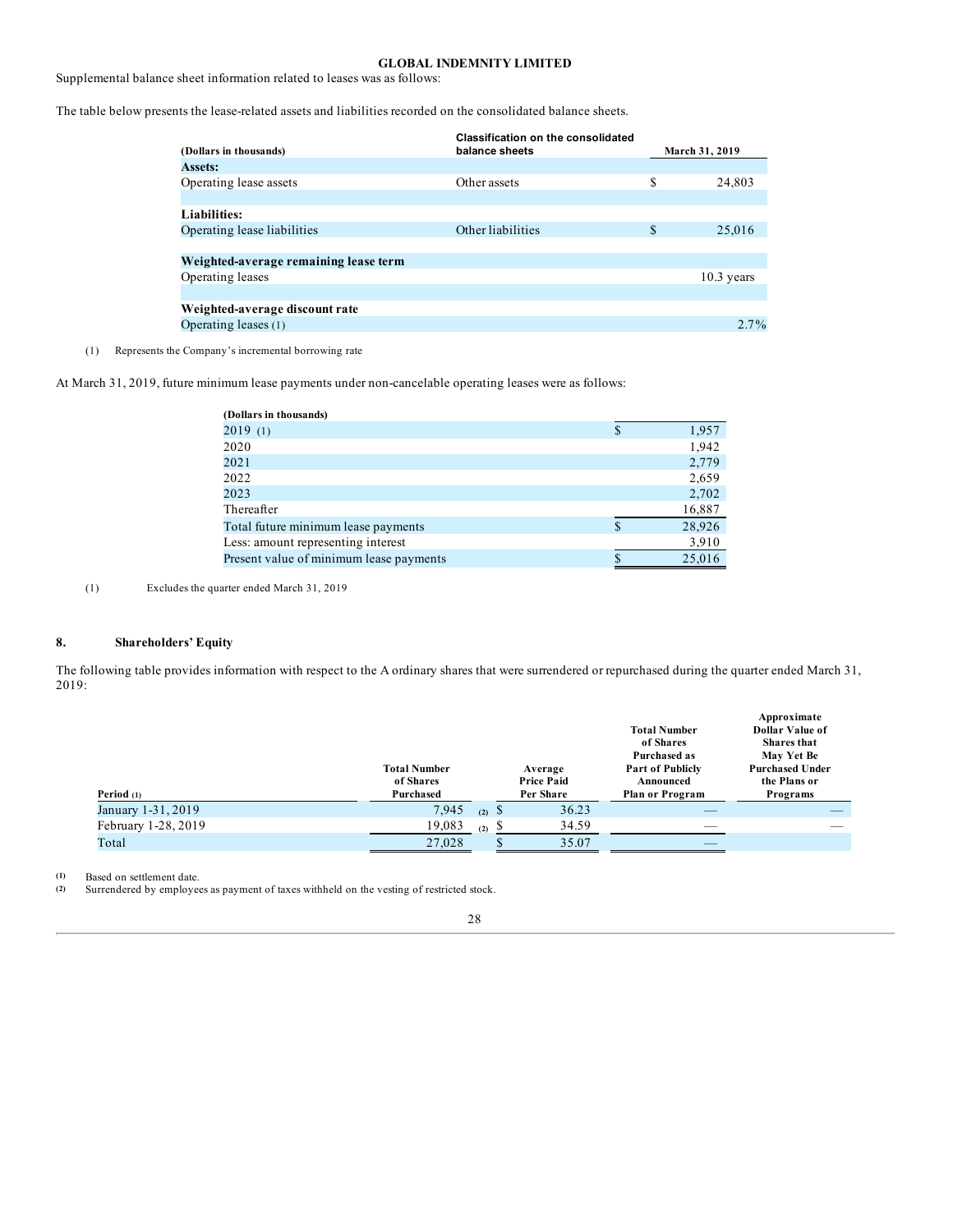**GLOBAL INDEMNITY LIMITED**

Supplemental balance sheet information related to leases was as follows:

The table below presents the lease-related assets and liabilities recorded on the consolidated balance sheets.

| (Dollars in thousands) | Classification on the consolidated balance sheets | March 31, 2019 |
|---|---|---|
| **Assets:** | | |
| Operating lease assets | Other assets | $ 24,803 |
| | | |
| **Liabilities:** | | |
| Operating lease liabilities | Other liabilities | $ 25,016 |
| | | |
| **Weighted-average remaining lease term** | | |
| Operating leases | | 10.3 years |
| | | |
| **Weighted-average discount rate** | | |
| Operating leases (1) | | 2.7% |

(1) Represents the Company's incremental borrowing rate

At March 31, 2019, future minimum lease payments under non-cancelable operating leases were as follows:

| (Dollars in thousands) | |
|---|---|
| 2019 (1) | $ 1,957 |
| 2020 | 1,942 |
| 2021 | 2,779 |
| 2022 | 2,659 |
| 2023 | 2,702 |
| Thereafter | 16,887 |
| Total future minimum lease payments | $ 28,926 |
| Less: amount representing interest | 3,910 |
| Present value of minimum lease payments | $ 25,016 |

(1) Excludes the quarter ended March 31, 2019

## 8. Shareholders' Equity

The following table provides information with respect to the A ordinary shares that were surrendered or repurchased during the quarter ended March 31, 2019:

| Period (1) | Total Number of Shares Purchased | Average Price Paid Per Share | Total Number of Shares Purchased as Part of Publicly Announced Plan or Program | Approximate Dollar Value of Shares that May Yet Be Purchased Under the Plans or Programs |
|---|---|---|---|---|
| January 1-31, 2019 | 7,945 (2) | $ 36.23 | — | — |
| February 1-28, 2019 | 19,083 (2) | $ 34.59 | — | — |
| Total | 27,028 | $ 35.07 | — | |

(1) Based on settlement date.
(2) Surrendered by employees as payment of taxes withheld on the vesting of restricted stock.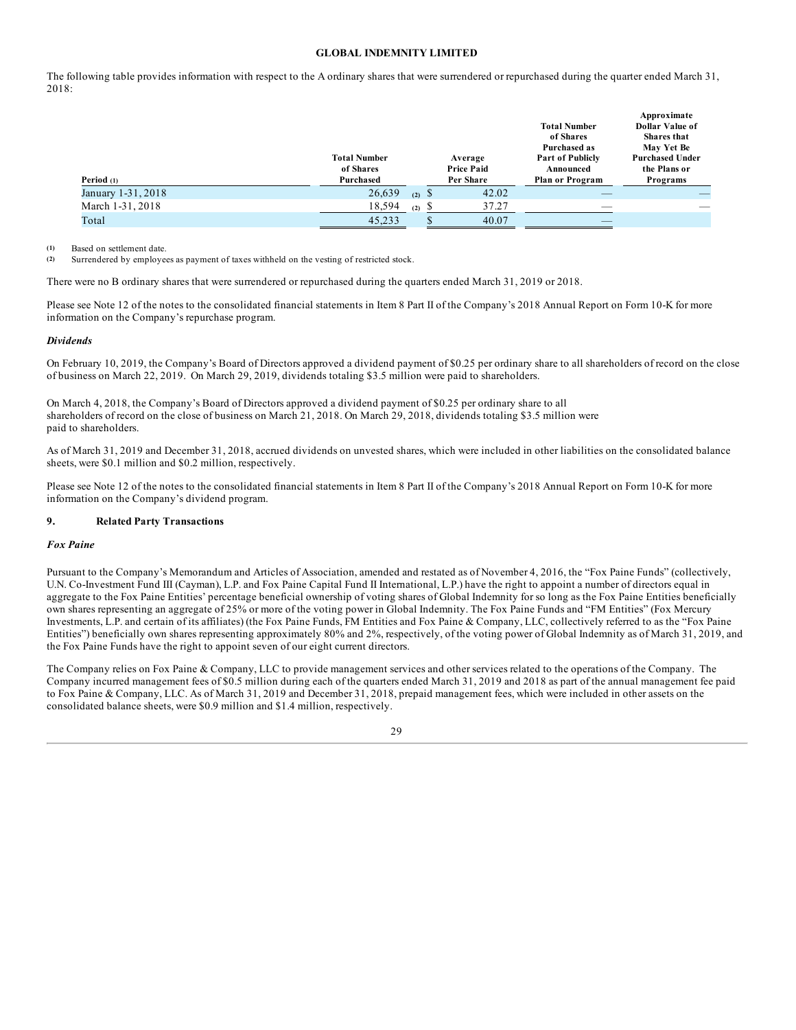The following table provides information with respect to the A ordinary shares that were surrendered or repurchased during the quarter ended March 31, 2018:

| Period (1) | Total Number of Shares Purchased | Average Price Paid Per Share | Total Number of Shares Purchased as Part of Publicly Announced Plan or Program | Approximate Dollar Value of Shares that May Yet Be Purchased Under the Plans or Programs |
|---|---|---|---|---|
| January 1-31, 2018 | 26,639 (2) | $ 42.02 | — | — |
| March 1-31, 2018 | 18,594 (2) | $ 37.27 | — | — |
| Total | 45,233 | $ 40.07 | — | |

(1) Based on settlement date.
(2) Surrendered by employees as payment of taxes withheld on the vesting of restricted stock.

There were no B ordinary shares that were surrendered or repurchased during the quarters ended March 31, 2019 or 2018.

Please see Note 12 of the notes to the consolidated financial statements in Item 8 Part II of the Company's 2018 Annual Report on Form 10-K for more information on the Company's repurchase program.

### *Dividends*

On February 10, 2019, the Company's Board of Directors approved a dividend payment of $0.25 per ordinary share to all shareholders of record on the close of business on March 22, 2019. On March 29, 2019, dividends totaling $3.5 million were paid to shareholders.

On March 4, 2018, the Company's Board of Directors approved a dividend payment of $0.25 per ordinary share to all shareholders of record on the close of business on March 21, 2018. On March 29, 2018, dividends totaling $3.5 million were paid to shareholders.

As of March 31, 2019 and December 31, 2018, accrued dividends on unvested shares, which were included in other liabilities on the consolidated balance sheets, were $0.1 million and $0.2 million, respectively.

Please see Note 12 of the notes to the consolidated financial statements in Item 8 Part II of the Company's 2018 Annual Report on Form 10-K for more information on the Company's dividend program.

## 9. Related Party Transactions

### *Fox Paine*

Pursuant to the Company's Memorandum and Articles of Association, amended and restated as of November 4, 2016, the "Fox Paine Funds" (collectively, U.N. Co-Investment Fund III (Cayman), L.P. and Fox Paine Capital Fund II International, L.P.) have the right to appoint a number of directors equal in aggregate to the Fox Paine Entities' percentage beneficial ownership of voting shares of Global Indemnity for so long as the Fox Paine Entities beneficially own shares representing an aggregate of 25% or more of the voting power in Global Indemnity. The Fox Paine Funds and "FM Entities" (Fox Mercury Investments, L.P. and certain of its affiliates) (the Fox Paine Funds, FM Entities and Fox Paine & Company, LLC, collectively referred to as the "Fox Paine Entities") beneficially own shares representing approximately 80% and 2%, respectively, of the voting power of Global Indemnity as of March 31, 2019, and the Fox Paine Funds have the right to appoint seven of our eight current directors.

The Company relies on Fox Paine & Company, LLC to provide management services and other services related to the operations of the Company. The Company incurred management fees of $0.5 million during each of the quarters ended March 31, 2019 and 2018 as part of the annual management fee paid to Fox Paine & Company, LLC. As of March 31, 2019 and December 31, 2018, prepaid management fees, which were included in other assets on the consolidated balance sheets, were $0.9 million and $1.4 million, respectively.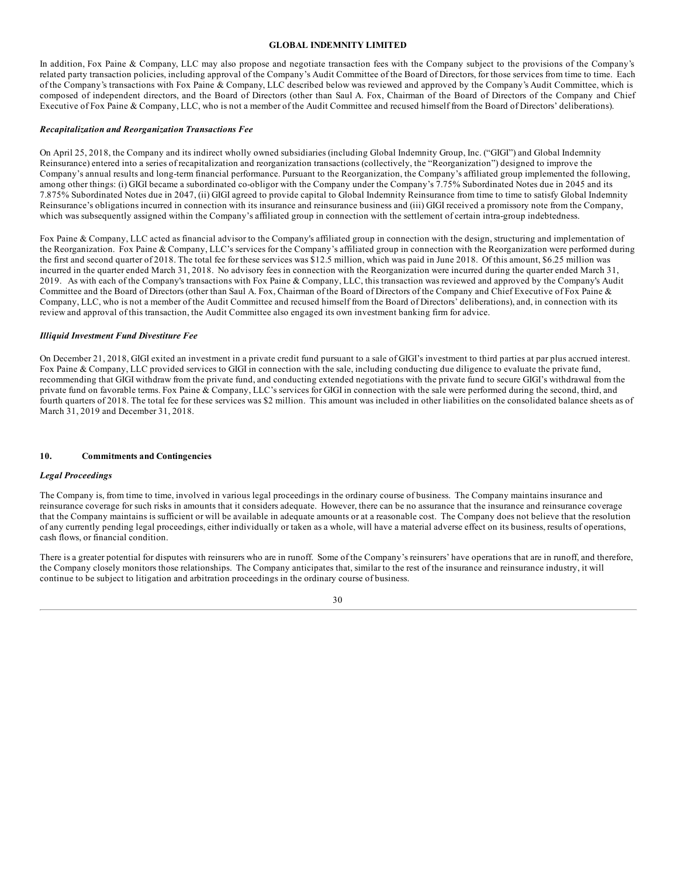In addition, Fox Paine & Company, LLC may also propose and negotiate transaction fees with the Company subject to the provisions of the Company's related party transaction policies, including approval of the Company's Audit Committee of the Board of Directors, for those services from time to time. Each of the Company's transactions with Fox Paine & Company, LLC described below was reviewed and approved by the Company's Audit Committee, which is composed of independent directors, and the Board of Directors (other than Saul A. Fox, Chairman of the Board of Directors of the Company and Chief Executive of Fox Paine & Company, LLC, who is not a member of the Audit Committee and recused himself from the Board of Directors' deliberations).

***Recapitalization and Reorganization Transactions Fee***

On April 25, 2018, the Company and its indirect wholly owned subsidiaries (including Global Indemnity Group, Inc. ("GIGI") and Global Indemnity Reinsurance) entered into a series of recapitalization and reorganization transactions (collectively, the "Reorganization") designed to improve the Company's annual results and long-term financial performance. Pursuant to the Reorganization, the Company's affiliated group implemented the following, among other things: (i) GIGI became a subordinated co-obligor with the Company under the Company's 7.75% Subordinated Notes due in 2045 and its 7.875% Subordinated Notes due in 2047, (ii) GIGI agreed to provide capital to Global Indemnity Reinsurance from time to time to satisfy Global Indemnity Reinsurance's obligations incurred in connection with its insurance and reinsurance business and (iii) GIGI received a promissory note from the Company, which was subsequently assigned within the Company's affiliated group in connection with the settlement of certain intra-group indebtedness.

Fox Paine & Company, LLC acted as financial advisor to the Company's affiliated group in connection with the design, structuring and implementation of the Reorganization. Fox Paine & Company, LLC's services for the Company's affiliated group in connection with the Reorganization were performed during the first and second quarter of 2018. The total fee for these services was $12.5 million, which was paid in June 2018. Of this amount, $6.25 million was incurred in the quarter ended March 31, 2018. No advisory fees in connection with the Reorganization were incurred during the quarter ended March 31, 2019. As with each of the Company's transactions with Fox Paine & Company, LLC, this transaction was reviewed and approved by the Company's Audit Committee and the Board of Directors (other than Saul A. Fox, Chairman of the Board of Directors of the Company and Chief Executive of Fox Paine & Company, LLC, who is not a member of the Audit Committee and recused himself from the Board of Directors' deliberations), and, in connection with its review and approval of this transaction, the Audit Committee also engaged its own investment banking firm for advice.

***Illiquid Investment Fund Divestiture Fee***

On December 21, 2018, GIGI exited an investment in a private credit fund pursuant to a sale of GIGI's investment to third parties at par plus accrued interest. Fox Paine & Company, LLC provided services to GIGI in connection with the sale, including conducting due diligence to evaluate the private fund, recommending that GIGI withdraw from the private fund, and conducting extended negotiations with the private fund to secure GIGI's withdrawal from the private fund on favorable terms. Fox Paine & Company, LLC's services for GIGI in connection with the sale were performed during the second, third, and fourth quarters of 2018. The total fee for these services was $2 million. This amount was included in other liabilities on the consolidated balance sheets as of March 31, 2019 and December 31, 2018.

## 10. Commitments and Contingencies

***Legal Proceedings***

The Company is, from time to time, involved in various legal proceedings in the ordinary course of business. The Company maintains insurance and reinsurance coverage for such risks in amounts that it considers adequate. However, there can be no assurance that the insurance and reinsurance coverage that the Company maintains is sufficient or will be available in adequate amounts or at a reasonable cost. The Company does not believe that the resolution of any currently pending legal proceedings, either individually or taken as a whole, will have a material adverse effect on its business, results of operations, cash flows, or financial condition.

There is a greater potential for disputes with reinsurers who are in runoff. Some of the Company's reinsurers' have operations that are in runoff, and therefore, the Company closely monitors those relationships. The Company anticipates that, similar to the rest of the insurance and reinsurance industry, it will continue to be subject to litigation and arbitration proceedings in the ordinary course of business.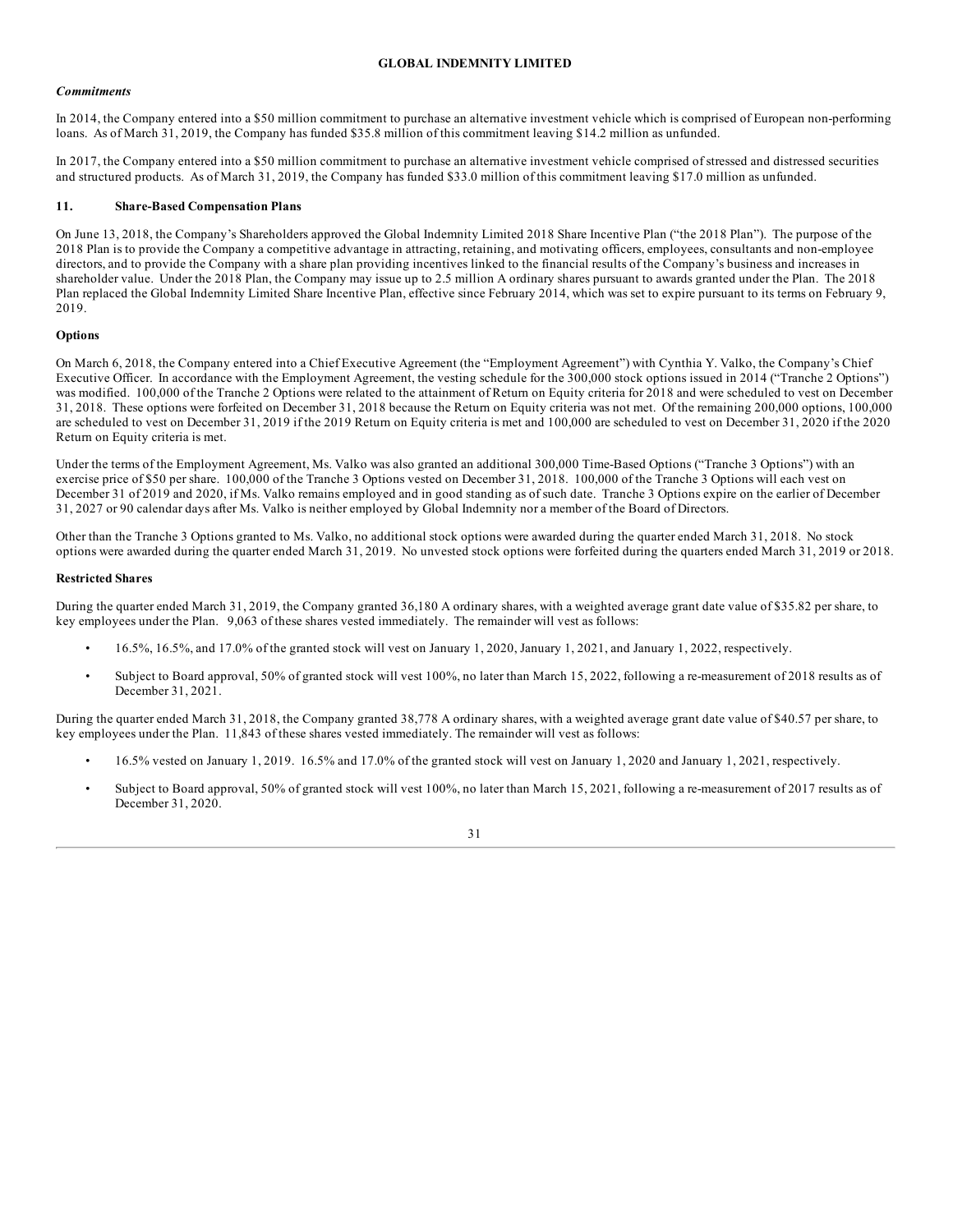### *Commitments*

In 2014, the Company entered into a $50 million commitment to purchase an alternative investment vehicle which is comprised of European non-performing loans. As of March 31, 2019, the Company has funded $35.8 million of this commitment leaving $14.2 million as unfunded.

In 2017, the Company entered into a $50 million commitment to purchase an alternative investment vehicle comprised of stressed and distressed securities and structured products. As of March 31, 2019, the Company has funded $33.0 million of this commitment leaving $17.0 million as unfunded.

## 11. Share-Based Compensation Plans

On June 13, 2018, the Company's Shareholders approved the Global Indemnity Limited 2018 Share Incentive Plan ("the 2018 Plan"). The purpose of the 2018 Plan is to provide the Company a competitive advantage in attracting, retaining, and motivating officers, employees, consultants and non-employee directors, and to provide the Company with a share plan providing incentives linked to the financial results of the Company's business and increases in shareholder value. Under the 2018 Plan, the Company may issue up to 2.5 million A ordinary shares pursuant to awards granted under the Plan. The 2018 Plan replaced the Global Indemnity Limited Share Incentive Plan, effective since February 2014, which was set to expire pursuant to its terms on February 9, 2019.

### Options

On March 6, 2018, the Company entered into a Chief Executive Agreement (the "Employment Agreement") with Cynthia Y. Valko, the Company's Chief Executive Officer. In accordance with the Employment Agreement, the vesting schedule for the 300,000 stock options issued in 2014 ("Tranche 2 Options") was modified. 100,000 of the Tranche 2 Options were related to the attainment of Return on Equity criteria for 2018 and were scheduled to vest on December 31, 2018. These options were forfeited on December 31, 2018 because the Return on Equity criteria was not met. Of the remaining 200,000 options, 100,000 are scheduled to vest on December 31, 2019 if the 2019 Return on Equity criteria is met and 100,000 are scheduled to vest on December 31, 2020 if the 2020 Return on Equity criteria is met.

Under the terms of the Employment Agreement, Ms. Valko was also granted an additional 300,000 Time-Based Options ("Tranche 3 Options") with an exercise price of $50 per share. 100,000 of the Tranche 3 Options vested on December 31, 2018. 100,000 of the Tranche 3 Options will each vest on December 31 of 2019 and 2020, if Ms. Valko remains employed and in good standing as of such date. Tranche 3 Options expire on the earlier of December 31, 2027 or 90 calendar days after Ms. Valko is neither employed by Global Indemnity nor a member of the Board of Directors.

Other than the Tranche 3 Options granted to Ms. Valko, no additional stock options were awarded during the quarter ended March 31, 2018. No stock options were awarded during the quarter ended March 31, 2019. No unvested stock options were forfeited during the quarters ended March 31, 2019 or 2018.

### Restricted Shares

During the quarter ended March 31, 2019, the Company granted 36,180 A ordinary shares, with a weighted average grant date value of $35.82 per share, to key employees under the Plan. 9,063 of these shares vested immediately. The remainder will vest as follows:

- 16.5%, 16.5%, and 17.0% of the granted stock will vest on January 1, 2020, January 1, 2021, and January 1, 2022, respectively.
- Subject to Board approval, 50% of granted stock will vest 100%, no later than March 15, 2022, following a re-measurement of 2018 results as of December 31, 2021.

During the quarter ended March 31, 2018, the Company granted 38,778 A ordinary shares, with a weighted average grant date value of $40.57 per share, to key employees under the Plan. 11,843 of these shares vested immediately. The remainder will vest as follows:

- 16.5% vested on January 1, 2019. 16.5% and 17.0% of the granted stock will vest on January 1, 2020 and January 1, 2021, respectively.
- Subject to Board approval, 50% of granted stock will vest 100%, no later than March 15, 2021, following a re-measurement of 2017 results as of December 31, 2020.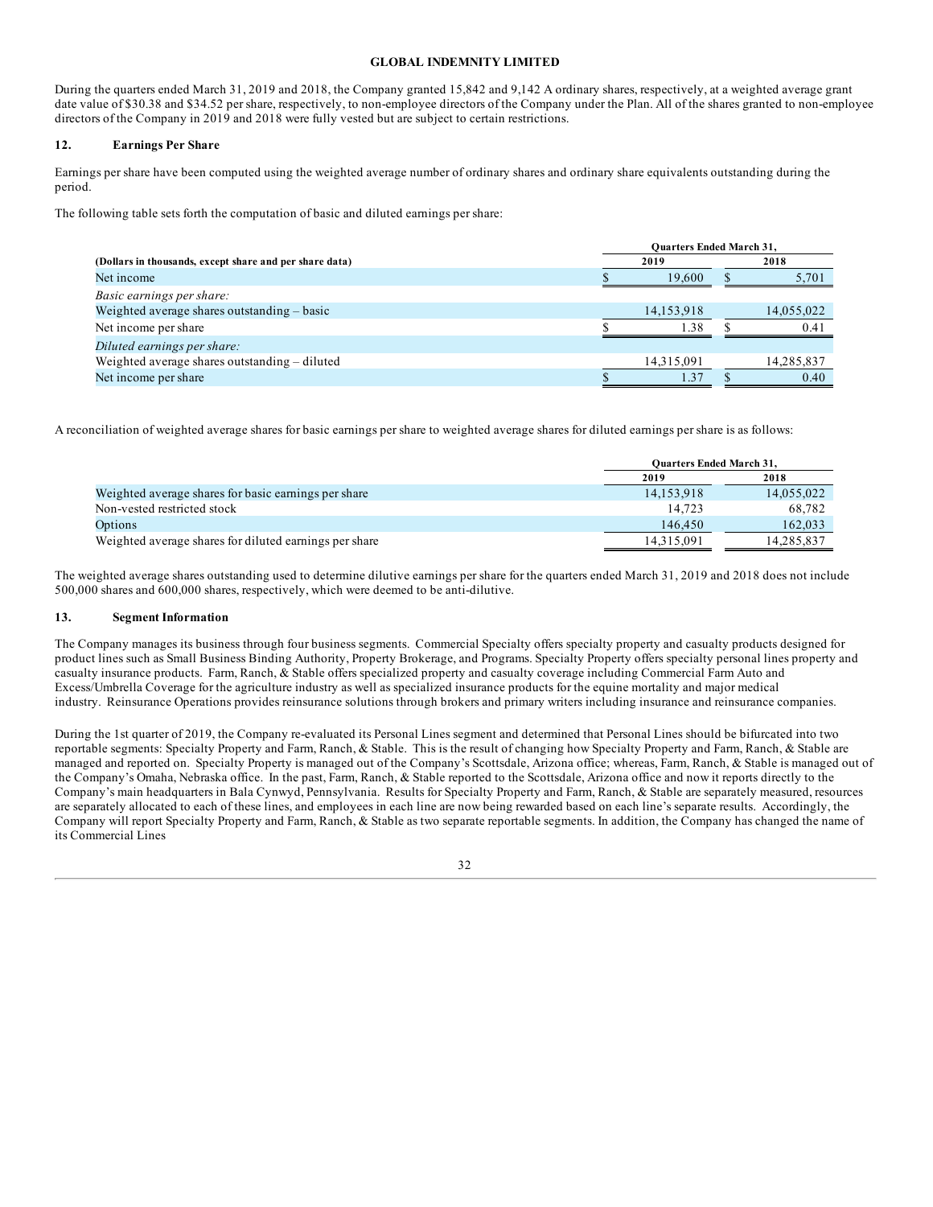During the quarters ended March 31, 2019 and 2018, the Company granted 15,842 and 9,142 A ordinary shares, respectively, at a weighted average grant date value of $30.38 and $34.52 per share, respectively, to non-employee directors of the Company under the Plan. All of the shares granted to non-employee directors of the Company in 2019 and 2018 were fully vested but are subject to certain restrictions.

## 12. Earnings Per Share

Earnings per share have been computed using the weighted average number of ordinary shares and ordinary share equivalents outstanding during the period.

The following table sets forth the computation of basic and diluted earnings per share:

| (Dollars in thousands, except share and per share data) | Quarters Ended March 31, 2019 | Quarters Ended March 31, 2018 |
|---|---|---|
| Net income | $ 19,600 | $ 5,701 |
| *Basic earnings per share:* | | |
| Weighted average shares outstanding – basic | 14,153,918 | 14,055,022 |
| Net income per share | $ 1.38 | $ 0.41 |
| *Diluted earnings per share:* | | |
| Weighted average shares outstanding – diluted | 14,315,091 | 14,285,837 |
| Net income per share | $ 1.37 | $ 0.40 |

A reconciliation of weighted average shares for basic earnings per share to weighted average shares for diluted earnings per share is as follows:

| | Quarters Ended March 31, 2019 | Quarters Ended March 31, 2018 |
|---|---|---|
| Weighted average shares for basic earnings per share | 14,153,918 | 14,055,022 |
| Non-vested restricted stock | 14,723 | 68,782 |
| Options | 146,450 | 162,033 |
| Weighted average shares for diluted earnings per share | 14,315,091 | 14,285,837 |

The weighted average shares outstanding used to determine dilutive earnings per share for the quarters ended March 31, 2019 and 2018 does not include 500,000 shares and 600,000 shares, respectively, which were deemed to be anti-dilutive.

## 13. Segment Information

The Company manages its business through four business segments. Commercial Specialty offers specialty property and casualty products designed for product lines such as Small Business Binding Authority, Property Brokerage, and Programs. Specialty Property offers specialty personal lines property and casualty insurance products. Farm, Ranch, & Stable offers specialized property and casualty coverage including Commercial Farm Auto and Excess/Umbrella Coverage for the agriculture industry as well as specialized insurance products for the equine mortality and major medical industry. Reinsurance Operations provides reinsurance solutions through brokers and primary writers including insurance and reinsurance companies.

During the 1st quarter of 2019, the Company re-evaluated its Personal Lines segment and determined that Personal Lines should be bifurcated into two reportable segments: Specialty Property and Farm, Ranch, & Stable. This is the result of changing how Specialty Property and Farm, Ranch, & Stable are managed and reported on. Specialty Property is managed out of the Company's Scottsdale, Arizona office; whereas, Farm, Ranch, & Stable is managed out of the Company's Omaha, Nebraska office. In the past, Farm, Ranch, & Stable reported to the Scottsdale, Arizona office and now it reports directly to the Company's main headquarters in Bala Cynwyd, Pennsylvania. Results for Specialty Property and Farm, Ranch, & Stable are separately measured, resources are separately allocated to each of these lines, and employees in each line are now being rewarded based on each line's separate results. Accordingly, the Company will report Specialty Property and Farm, Ranch, & Stable as two separate reportable segments. In addition, the Company has changed the name of its Commercial Lines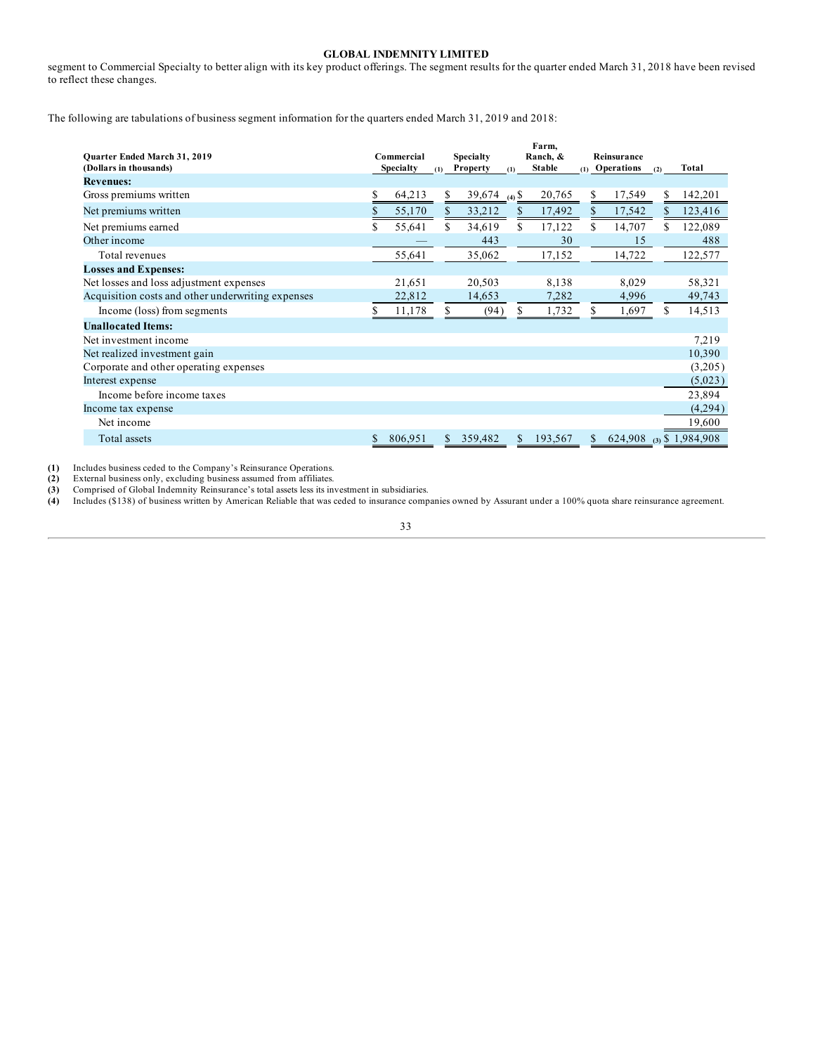segment to Commercial Specialty to better align with its key product offerings. The segment results for the quarter ended March 31, 2018 have been revised to reflect these changes.

The following are tabulations of business segment information for the quarters ended March 31, 2019 and 2018:

| Quarter Ended March 31, 2019 (Dollars in thousands) | Commercial Specialty (1) | Specialty Property (1) | Farm, Ranch, & Stable (1) | Reinsurance Operations (2) | Total |
|---|---|---|---|---|---|
| **Revenues:** | | | | | |
| Gross premiums written | $ 64,213 | $ 39,674 (4) | $ 20,765 | $ 17,549 | $ 142,201 |
| Net premiums written | $ 55,170 | $ 33,212 | $ 17,492 | $ 17,542 | $ 123,416 |
| Net premiums earned | $ 55,641 | $ 34,619 | $ 17,122 | $ 14,707 | $ 122,089 |
| Other income | — | 443 | 30 | 15 | 488 |
| Total revenues | 55,641 | 35,062 | 17,152 | 14,722 | 122,577 |
| **Losses and Expenses:** | | | | | |
| Net losses and loss adjustment expenses | 21,651 | 20,503 | 8,138 | 8,029 | 58,321 |
| Acquisition costs and other underwriting expenses | 22,812 | 14,653 | 7,282 | 4,996 | 49,743 |
| Income (loss) from segments | $ 11,178 | $ (94) | $ 1,732 | $ 1,697 | $ 14,513 |
| **Unallocated Items:** | | | | | |
| Net investment income | | | | | 7,219 |
| Net realized investment gain | | | | | 10,390 |
| Corporate and other operating expenses | | | | | (3,205) |
| Interest expense | | | | | (5,023) |
| Income before income taxes | | | | | 23,894 |
| Income tax expense | | | | | (4,294) |
| Net income | | | | | 19,600 |
| Total assets | $ 806,951 | $ 359,482 | $ 193,567 | $ 624,908 (3) | $ 1,984,908 |

(1) Includes business ceded to the Company's Reinsurance Operations.
(2) External business only, excluding business assumed from affiliates.
(3) Comprised of Global Indemnity Reinsurance's total assets less its investment in subsidiaries.
(4) Includes ($138) of business written by American Reliable that was ceded to insurance companies owned by Assurant under a 100% quota share reinsurance agreement.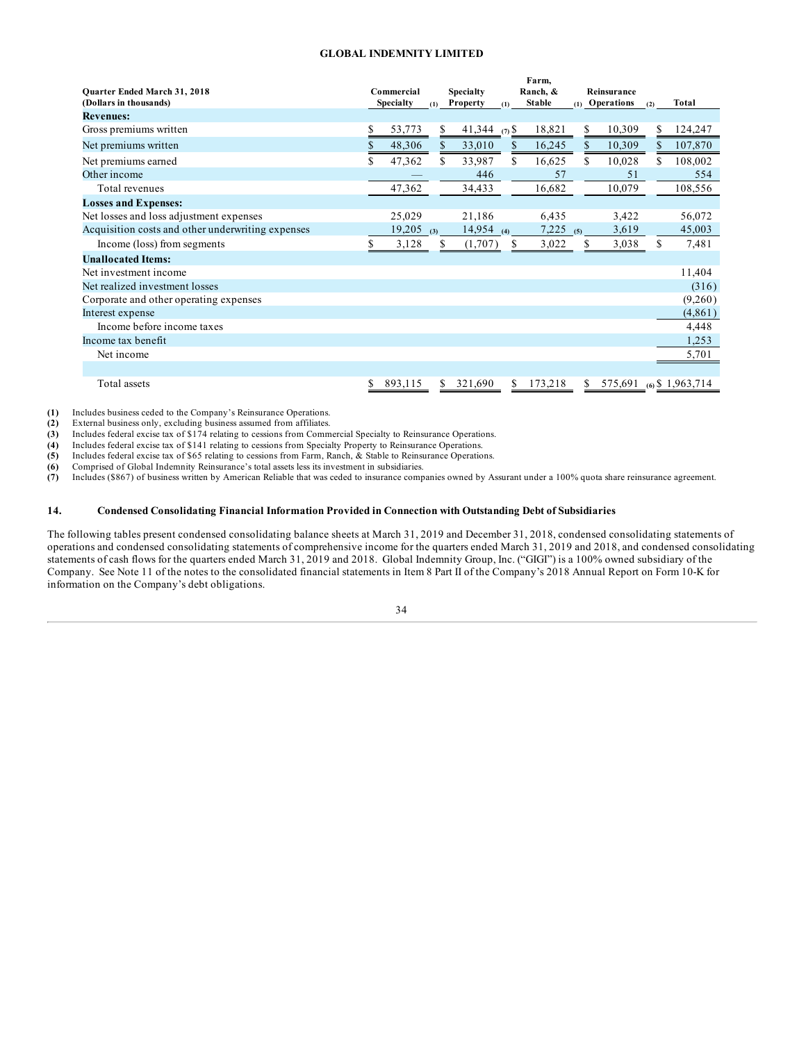**GLOBAL INDEMNITY LIMITED**

| Quarter Ended March 31, 2018 (Dollars in thousands) | Commercial Specialty (1) | Specialty Property (1) | Farm, Ranch, & Stable (1) | Reinsurance Operations (2) | Total |
|---|---|---|---|---|---|
| **Revenues:** | | | | | |
| Gross premiums written | $ 53,773 | $ 41,344 (7) | $ 18,821 | $ 10,309 | $ 124,247 |
| Net premiums written | $ 48,306 | $ 33,010 | $ 16,245 | $ 10,309 | $ 107,870 |
| Net premiums earned | $ 47,362 | $ 33,987 | $ 16,625 | $ 10,028 | $ 108,002 |
| Other income | — | 446 | 57 | 51 | 554 |
| Total revenues | 47,362 | 34,433 | 16,682 | 10,079 | 108,556 |
| **Losses and Expenses:** | | | | | |
| Net losses and loss adjustment expenses | 25,029 | 21,186 | 6,435 | 3,422 | 56,072 |
| Acquisition costs and other underwriting expenses | 19,205 (3) | 14,954 (4) | 7,225 (5) | 3,619 | 45,003 |
| Income (loss) from segments | $ 3,128 | $ (1,707) | $ 3,022 | $ 3,038 | $ 7,481 |
| **Unallocated Items:** | | | | | |
| Net investment income | | | | | 11,404 |
| Net realized investment losses | | | | | (316) |
| Corporate and other operating expenses | | | | | (9,260) |
| Interest expense | | | | | (4,861) |
| Income before income taxes | | | | | 4,448 |
| Income tax benefit | | | | | 1,253 |
| Net income | | | | | 5,701 |
| | | | | | |
| Total assets | $ 893,115 | $ 321,690 | $ 173,218 | $ 575,691 (6) | $ 1,963,714 |

**(1)** Includes business ceded to the Company's Reinsurance Operations.
**(2)** External business only, excluding business assumed from affiliates.
**(3)** Includes federal excise tax of $174 relating to cessions from Commercial Specialty to Reinsurance Operations.
**(4)** Includes federal excise tax of $141 relating to cessions from Specialty Property to Reinsurance Operations.
**(5)** Includes federal excise tax of $65 relating to cessions from Farm, Ranch, & Stable to Reinsurance Operations.
**(6)** Comprised of Global Indemnity Reinsurance's total assets less its investment in subsidiaries.
**(7)** Includes ($867) of business written by American Reliable that was ceded to insurance companies owned by Assurant under a 100% quota share reinsurance agreement.

## 14. Condensed Consolidating Financial Information Provided in Connection with Outstanding Debt of Subsidiaries

The following tables present condensed consolidating balance sheets at March 31, 2019 and December 31, 2018, condensed consolidating statements of operations and condensed consolidating statements of comprehensive income for the quarters ended March 31, 2019 and 2018, and condensed consolidating statements of cash flows for the quarters ended March 31, 2019 and 2018. Global Indemnity Group, Inc. ("GIGI") is a 100% owned subsidiary of the Company. See Note 11 of the notes to the consolidated financial statements in Item 8 Part II of the Company's 2018 Annual Report on Form 10-K for information on the Company's debt obligations.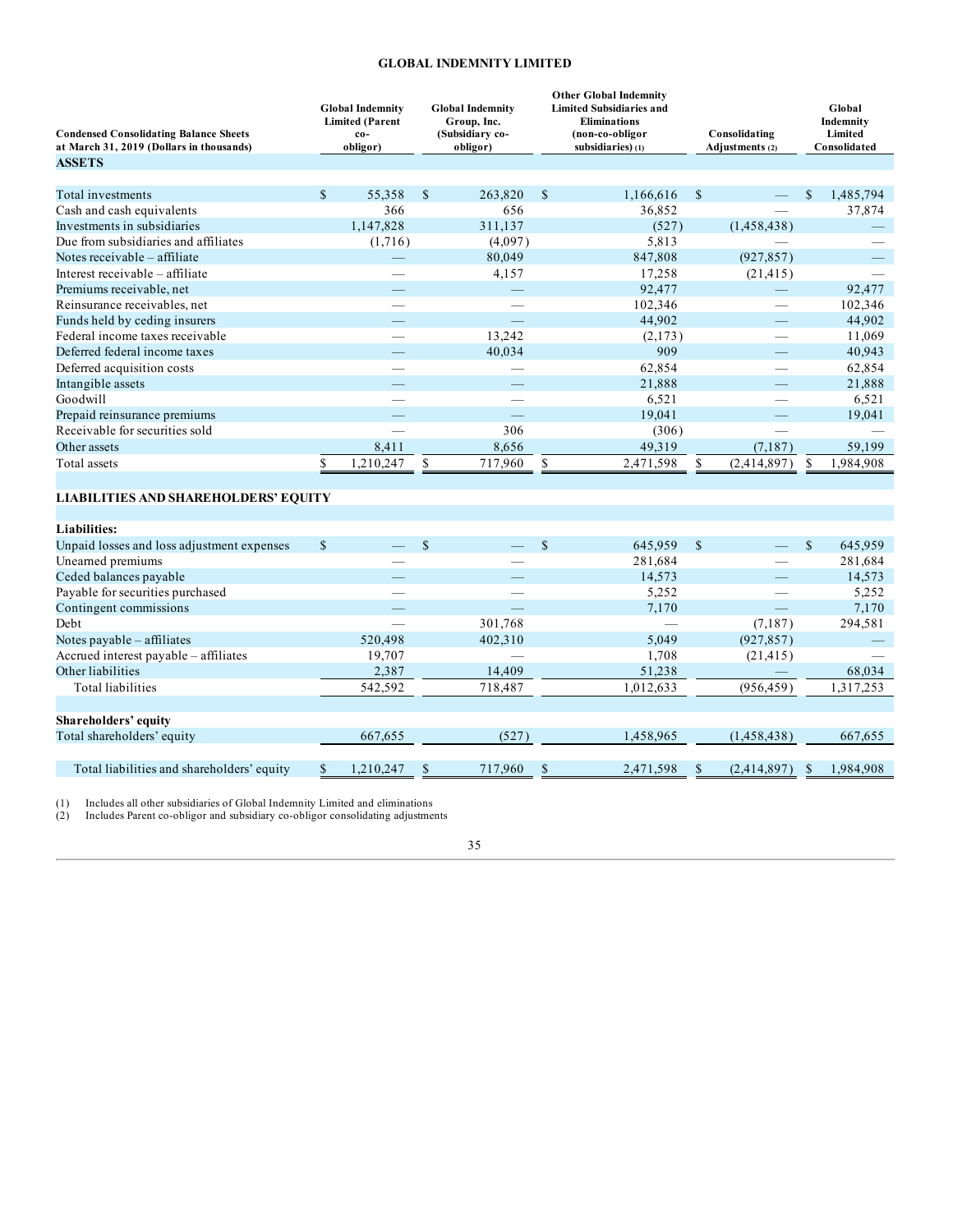## GLOBAL INDEMNITY LIMITED

| Condensed Consolidating Balance Sheets at March 31, 2019 (Dollars in thousands) | Global Indemnity Limited (Parent co-obligor) | Global Indemnity Group, Inc. (Subsidiary co-obligor) | Other Global Indemnity Limited Subsidiaries and Eliminations (non-co-obligor subsidiaries) (1) | Consolidating Adjustments (2) | Global Indemnity Limited Consolidated |
|---|---|---|---|---|---|
| **ASSETS** | | | | | |
| Total investments | $ 55,358 | $ 263,820 | $ 1,166,616 | $ — | $ 1,485,794 |
| Cash and cash equivalents | 366 | 656 | 36,852 | — | 37,874 |
| Investments in subsidiaries | 1,147,828 | 311,137 | (527) | (1,458,438) | — |
| Due from subsidiaries and affiliates | (1,716) | (4,097) | 5,813 | — | — |
| Notes receivable – affiliate | — | 80,049 | 847,808 | (927,857) | — |
| Interest receivable – affiliate | — | 4,157 | 17,258 | (21,415) | — |
| Premiums receivable, net | — | — | 92,477 | — | 92,477 |
| Reinsurance receivables, net | — | — | 102,346 | — | 102,346 |
| Funds held by ceding insurers | — | — | 44,902 | — | 44,902 |
| Federal income taxes receivable | — | 13,242 | (2,173) | — | 11,069 |
| Deferred federal income taxes | — | 40,034 | 909 | — | 40,943 |
| Deferred acquisition costs | — | — | 62,854 | — | 62,854 |
| Intangible assets | — | — | 21,888 | — | 21,888 |
| Goodwill | — | — | 6,521 | — | 6,521 |
| Prepaid reinsurance premiums | — | — | 19,041 | — | 19,041 |
| Receivable for securities sold | — | 306 | (306) | — | — |
| Other assets | 8,411 | 8,656 | 49,319 | (7,187) | 59,199 |
| Total assets | $ 1,210,247 | $ 717,960 | $ 2,471,598 | $ (2,414,897) | $ 1,984,908 |
| **LIABILITIES AND SHAREHOLDERS' EQUITY** | | | | | |
| **Liabilities:** | | | | | |
| Unpaid losses and loss adjustment expenses | $ — | $ — | $ 645,959 | $ — | $ 645,959 |
| Unearned premiums | — | — | 281,684 | — | 281,684 |
| Ceded balances payable | — | — | 14,573 | — | 14,573 |
| Payable for securities purchased | — | — | 5,252 | — | 5,252 |
| Contingent commissions | — | — | 7,170 | — | 7,170 |
| Debt | — | 301,768 | — | (7,187) | 294,581 |
| Notes payable – affiliates | 520,498 | 402,310 | 5,049 | (927,857) | — |
| Accrued interest payable – affiliates | 19,707 | — | 1,708 | (21,415) | — |
| Other liabilities | 2,387 | 14,409 | 51,238 | — | 68,034 |
| Total liabilities | 542,592 | 718,487 | 1,012,633 | (956,459) | 1,317,253 |
| **Shareholders' equity** | | | | | |
| Total shareholders' equity | 667,655 | (527) | 1,458,965 | (1,458,438) | 667,655 |
| Total liabilities and shareholders' equity | $ 1,210,247 | $ 717,960 | $ 2,471,598 | $ (2,414,897) | $ 1,984,908 |

(1) Includes all other subsidiaries of Global Indemnity Limited and eliminations
(2) Includes Parent co-obligor and subsidiary co-obligor consolidating adjustments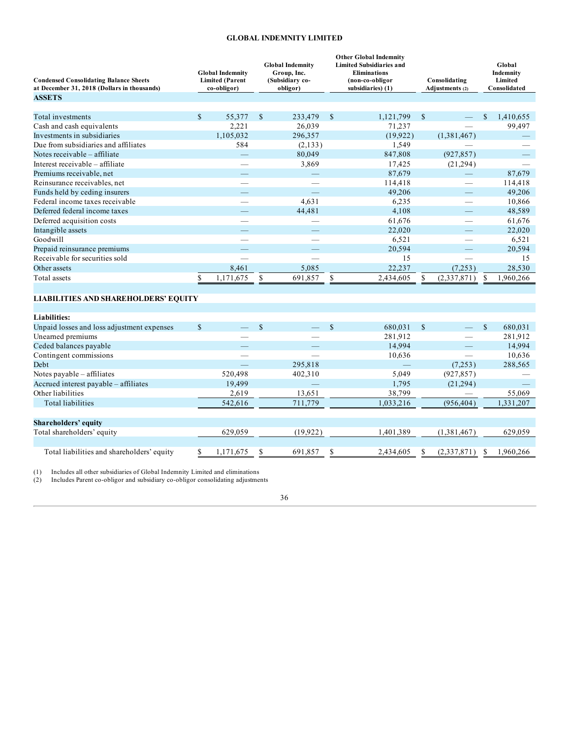**GLOBAL INDEMNITY LIMITED**

| Condensed Consolidating Balance Sheets at December 31, 2018 (Dollars in thousands) | Global Indemnity Limited (Parent co-obligor) | Global Indemnity Group, Inc. (Subsidiary co-obligor) | Other Global Indemnity Limited Subsidiaries and Eliminations (non-co-obligor subsidiaries) (1) | Consolidating Adjustments (2) | Global Indemnity Limited Consolidated |
|---|---|---|---|---|---|
| **ASSETS** | | | | | |
| Total investments | $ 55,377 | $ 233,479 | $ 1,121,799 | $ — | $ 1,410,655 |
| Cash and cash equivalents | 2,221 | 26,039 | 71,237 | — | 99,497 |
| Investments in subsidiaries | 1,105,032 | 296,357 | (19,922) | (1,381,467) | — |
| Due from subsidiaries and affiliates | 584 | (2,133) | 1,549 | — | — |
| Notes receivable – affiliate | — | 80,049 | 847,808 | (927,857) | — |
| Interest receivable – affiliate | — | 3,869 | 17,425 | (21,294) | — |
| Premiums receivable, net | — | — | 87,679 | — | 87,679 |
| Reinsurance receivables, net | — | — | 114,418 | — | 114,418 |
| Funds held by ceding insurers | — | — | 49,206 | — | 49,206 |
| Federal income taxes receivable | — | 4,631 | 6,235 | — | 10,866 |
| Deferred federal income taxes | — | 44,481 | 4,108 | — | 48,589 |
| Deferred acquisition costs | — | — | 61,676 | — | 61,676 |
| Intangible assets | — | — | 22,020 | — | 22,020 |
| Goodwill | — | — | 6,521 | — | 6,521 |
| Prepaid reinsurance premiums | — | — | 20,594 | — | 20,594 |
| Receivable for securities sold | — | — | 15 | — | 15 |
| Other assets | 8,461 | 5,085 | 22,237 | (7,253) | 28,530 |
| Total assets | $ 1,171,675 | $ 691,857 | $ 2,434,605 | $ (2,337,871) | $ 1,960,266 |
| **LIABILITIES AND SHAREHOLDERS' EQUITY** | | | | | |
| **Liabilities:** | | | | | |
| Unpaid losses and loss adjustment expenses | $ — | $ — | $ 680,031 | $ — | $ 680,031 |
| Unearned premiums | — | — | 281,912 | — | 281,912 |
| Ceded balances payable | — | — | 14,994 | — | 14,994 |
| Contingent commissions | — | — | 10,636 | — | 10,636 |
| Debt | — | 295,818 | — | (7,253) | 288,565 |
| Notes payable – affiliates | 520,498 | 402,310 | 5,049 | (927,857) | — |
| Accrued interest payable – affiliates | 19,499 | — | 1,795 | (21,294) | — |
| Other liabilities | 2,619 | 13,651 | 38,799 | — | 55,069 |
| Total liabilities | 542,616 | 711,779 | 1,033,216 | (956,404) | 1,331,207 |
| **Shareholders' equity** | | | | | |
| Total shareholders' equity | 629,059 | (19,922) | 1,401,389 | (1,381,467) | 629,059 |
| Total liabilities and shareholders' equity | $ 1,171,675 | $ 691,857 | $ 2,434,605 | $ (2,337,871) | $ 1,960,266 |

(1) Includes all other subsidiaries of Global Indemnity Limited and eliminations
(2) Includes Parent co-obligor and subsidiary co-obligor consolidating adjustments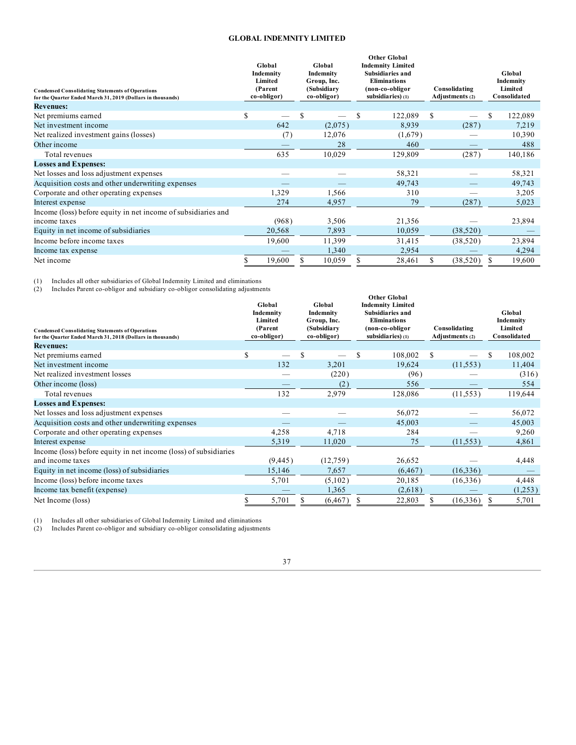**GLOBAL INDEMNITY LIMITED**

| Condensed Consolidating Statements of Operations for the Quarter Ended March 31, 2019 (Dollars in thousands) | Global Indemnity Limited (Parent co-obligor) | Global Indemnity Group, Inc. (Subsidiary co-obligor) | Other Global Indemnity Limited Subsidiaries and Eliminations (non-co-obligor subsidiaries) (1) | Consolidating Adjustments (2) | Global Indemnity Limited Consolidated |
|---|---|---|---|---|---|
| **Revenues:** | | | | | |
| Net premiums earned | $ — | $ — | $ 122,089 | $ — | $ 122,089 |
| Net investment income | 642 | (2,075) | 8,939 | (287) | 7,219 |
| Net realized investment gains (losses) | (7) | 12,076 | (1,679) | — | 10,390 |
| Other income | — | 28 | 460 | — | 488 |
| Total revenues | 635 | 10,029 | 129,809 | (287) | 140,186 |
| **Losses and Expenses:** | | | | | |
| Net losses and loss adjustment expenses | — | — | 58,321 | — | 58,321 |
| Acquisition costs and other underwriting expenses | — | — | 49,743 | — | 49,743 |
| Corporate and other operating expenses | 1,329 | 1,566 | 310 | — | 3,205 |
| Interest expense | 274 | 4,957 | 79 | (287) | 5,023 |
| Income (loss) before equity in net income of subsidiaries and income taxes | (968) | 3,506 | 21,356 | — | 23,894 |
| Equity in net income of subsidiaries | 20,568 | 7,893 | 10,059 | (38,520) | — |
| Income before income taxes | 19,600 | 11,399 | 31,415 | (38,520) | 23,894 |
| Income tax expense | — | 1,340 | 2,954 | — | 4,294 |
| Net income | $ 19,600 | $ 10,059 | $ 28,461 | $ (38,520) | $ 19,600 |

(1) Includes all other subsidiaries of Global Indemnity Limited and eliminations
(2) Includes Parent co-obligor and subsidiary co-obligor consolidating adjustments

| Condensed Consolidating Statements of Operations for the Quarter Ended March 31, 2018 (Dollars in thousands) | Global Indemnity Limited (Parent co-obligor) | Global Indemnity Group, Inc. (Subsidiary co-obligor) | Other Global Indemnity Limited Subsidiaries and Eliminations (non-co-obligor subsidiaries) (1) | Consolidating Adjustments (2) | Global Indemnity Limited Consolidated |
|---|---|---|---|---|---|
| **Revenues:** | | | | | |
| Net premiums earned | $ — | $ — | $ 108,002 | $ — | $ 108,002 |
| Net investment income | 132 | 3,201 | 19,624 | (11,553) | 11,404 |
| Net realized investment losses | — | (220) | (96) | — | (316) |
| Other income (loss) | — | (2) | 556 | — | 554 |
| Total revenues | 132 | 2,979 | 128,086 | (11,553) | 119,644 |
| **Losses and Expenses:** | | | | | |
| Net losses and loss adjustment expenses | — | — | 56,072 | — | 56,072 |
| Acquisition costs and other underwriting expenses | — | — | 45,003 | — | 45,003 |
| Corporate and other operating expenses | 4,258 | 4,718 | 284 | — | 9,260 |
| Interest expense | 5,319 | 11,020 | 75 | (11,553) | 4,861 |
| Income (loss) before equity in net income (loss) of subsidiaries and income taxes | (9,445) | (12,759) | 26,652 | — | 4,448 |
| Equity in net income (loss) of subsidiaries | 15,146 | 7,657 | (6,467) | (16,336) | — |
| Income (loss) before income taxes | 5,701 | (5,102) | 20,185 | (16,336) | 4,448 |
| Income tax benefit (expense) | — | 1,365 | (2,618) | — | (1,253) |
| Net Income (loss) | $ 5,701 | $ (6,467) | $ 22,803 | $ (16,336) | $ 5,701 |

(1) Includes all other subsidiaries of Global Indemnity Limited and eliminations
(2) Includes Parent co-obligor and subsidiary co-obligor consolidating adjustments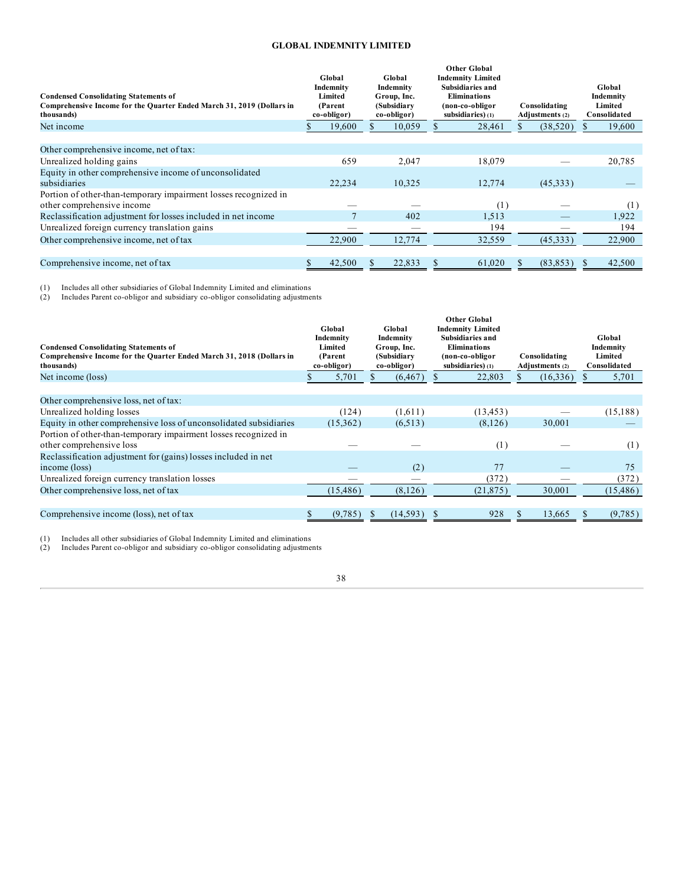**GLOBAL INDEMNITY LIMITED**

| Condensed Consolidating Statements of Comprehensive Income for the Quarter Ended March 31, 2019 (Dollars in thousands) | Global Indemnity Limited (Parent co-obligor) | Global Indemnity Group, Inc. (Subsidiary co-obligor) | Other Global Indemnity Limited Subsidiaries and Eliminations (non-co-obligor subsidiaries) (1) | Consolidating Adjustments (2) | Global Indemnity Limited Consolidated |
|---|---|---|---|---|---|
| Net income | $ 19,600 | $ 10,059 | $ 28,461 | $ (38,520) | $ 19,600 |
| | | | | | |
| Other comprehensive income, net of tax: | | | | | |
| Unrealized holding gains | 659 | 2,047 | 18,079 | — | 20,785 |
| Equity in other comprehensive income of unconsolidated subsidiaries | 22,234 | 10,325 | 12,774 | (45,333) | — |
| Portion of other-than-temporary impairment losses recognized in other comprehensive income | — | — | (1) | — | (1) |
| Reclassification adjustment for losses included in net income | 7 | 402 | 1,513 | — | 1,922 |
| Unrealized foreign currency translation gains | — | — | 194 | — | 194 |
| Other comprehensive income, net of tax | 22,900 | 12,774 | 32,559 | (45,333) | 22,900 |
| | | | | | |
| Comprehensive income, net of tax | $ 42,500 | $ 22,833 | $ 61,020 | $ (83,853) | $ 42,500 |

(1) Includes all other subsidiaries of Global Indemnity Limited and eliminations
(2) Includes Parent co-obligor and subsidiary co-obligor consolidating adjustments

| Condensed Consolidating Statements of Comprehensive Income for the Quarter Ended March 31, 2018 (Dollars in thousands) | Global Indemnity Limited (Parent co-obligor) | Global Indemnity Group, Inc. (Subsidiary co-obligor) | Other Global Indemnity Limited Subsidiaries and Eliminations (non-co-obligor subsidiaries) (1) | Consolidating Adjustments (2) | Global Indemnity Limited Consolidated |
|---|---|---|---|---|---|
| Net income (loss) | $ 5,701 | $ (6,467) | $ 22,803 | $ (16,336) | $ 5,701 |
| | | | | | |
| Other comprehensive loss, net of tax: | | | | | |
| Unrealized holding losses | (124) | (1,611) | (13,453) | — | (15,188) |
| Equity in other comprehensive loss of unconsolidated subsidiaries | (15,362) | (6,513) | (8,126) | 30,001 | — |
| Portion of other-than-temporary impairment losses recognized in other comprehensive loss | — | — | (1) | — | (1) |
| Reclassification adjustment for (gains) losses included in net income (loss) | — | (2) | 77 | — | 75 |
| Unrealized foreign currency translation losses | — | — | (372) | — | (372) |
| Other comprehensive loss, net of tax | (15,486) | (8,126) | (21,875) | 30,001 | (15,486) |
| | | | | | |
| Comprehensive income (loss), net of tax | $ (9,785) | $ (14,593) | $ 928 | $ 13,665 | $ (9,785) |

(1) Includes all other subsidiaries of Global Indemnity Limited and eliminations
(2) Includes Parent co-obligor and subsidiary co-obligor consolidating adjustments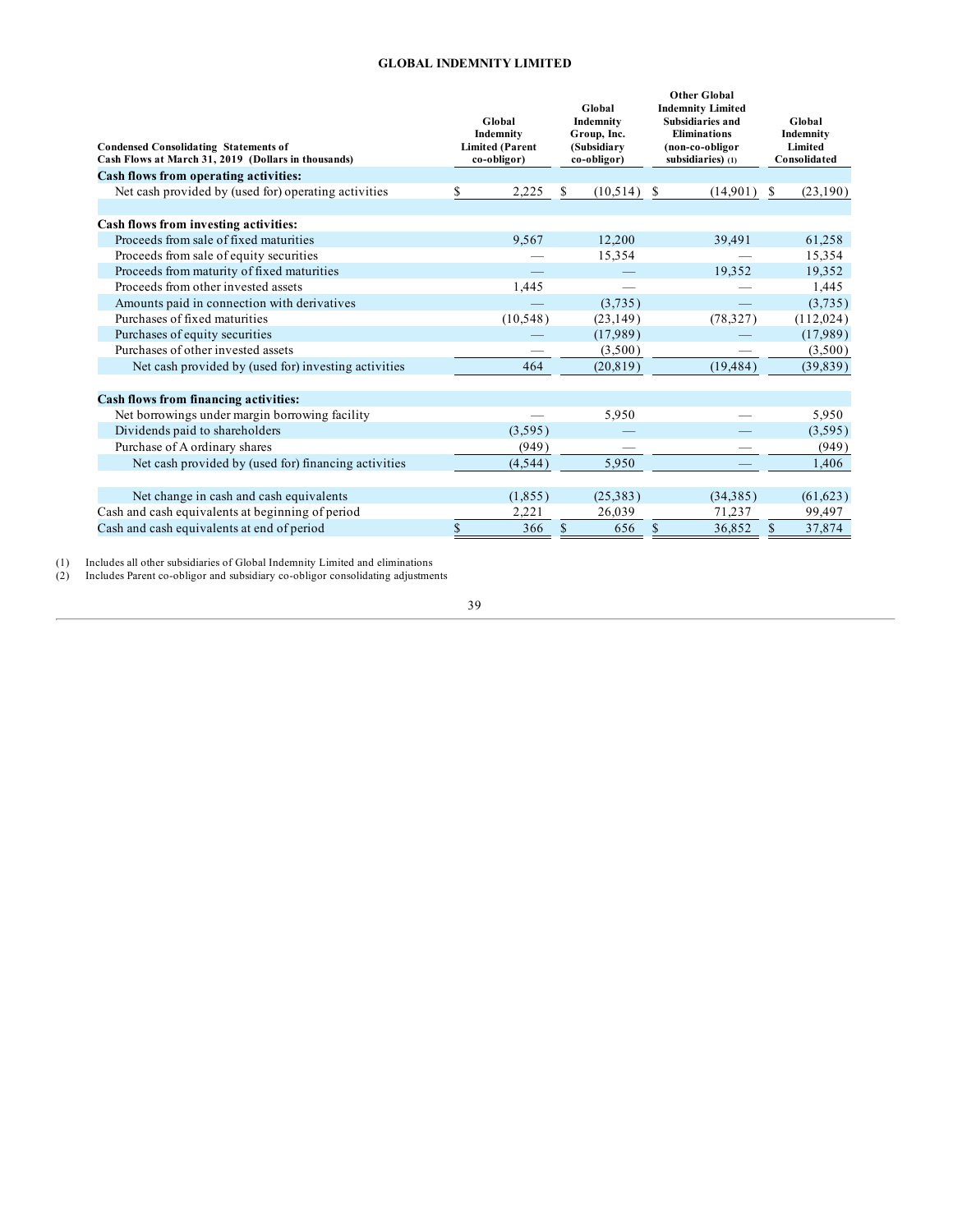## GLOBAL INDEMNITY LIMITED

| Condensed Consolidating Statements of Cash Flows at March 31, 2019 (Dollars in thousands) | Global Indemnity Limited (Parent co-obligor) | Global Indemnity Group, Inc. (Subsidiary co-obligor) | Other Global Indemnity Limited Subsidiaries and Eliminations (non-co-obligor subsidiaries) (1) | Global Indemnity Limited Consolidated |
|---|---|---|---|---|
| **Cash flows from operating activities:** | | | | |
| Net cash provided by (used for) operating activities | $ 2,225 | $ (10,514) | $ (14,901) | $ (23,190) |
| | | | | |
| **Cash flows from investing activities:** | | | | |
| Proceeds from sale of fixed maturities | 9,567 | 12,200 | 39,491 | 61,258 |
| Proceeds from sale of equity securities | — | 15,354 | — | 15,354 |
| Proceeds from maturity of fixed maturities | — | — | 19,352 | 19,352 |
| Proceeds from other invested assets | 1,445 | — | — | 1,445 |
| Amounts paid in connection with derivatives | — | (3,735) | — | (3,735) |
| Purchases of fixed maturities | (10,548) | (23,149) | (78,327) | (112,024) |
| Purchases of equity securities | — | (17,989) | — | (17,989) |
| Purchases of other invested assets | — | (3,500) | — | (3,500) |
| Net cash provided by (used for) investing activities | 464 | (20,819) | (19,484) | (39,839) |
| | | | | |
| **Cash flows from financing activities:** | | | | |
| Net borrowings under margin borrowing facility | — | 5,950 | — | 5,950 |
| Dividends paid to shareholders | (3,595) | — | — | (3,595) |
| Purchase of A ordinary shares | (949) | — | — | (949) |
| Net cash provided by (used for) financing activities | (4,544) | 5,950 | — | 1,406 |
| | | | | |
| Net change in cash and cash equivalents | (1,855) | (25,383) | (34,385) | (61,623) |
| Cash and cash equivalents at beginning of period | 2,221 | 26,039 | 71,237 | 99,497 |
| Cash and cash equivalents at end of period | $ 366 | $ 656 | $ 36,852 | $ 37,874 |

(1) Includes all other subsidiaries of Global Indemnity Limited and eliminations
(2) Includes Parent co-obligor and subsidiary co-obligor consolidating adjustments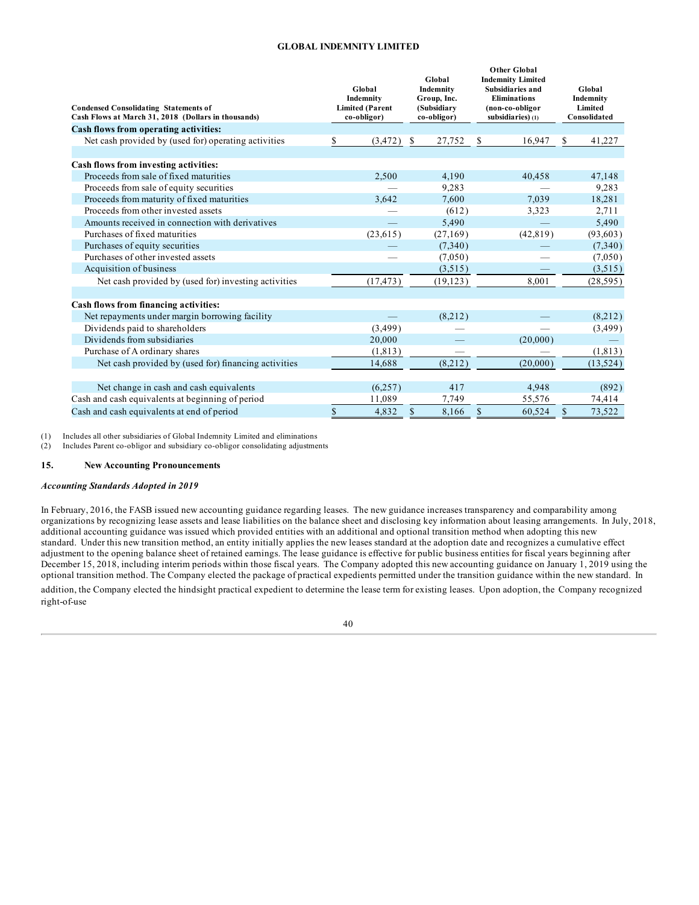**GLOBAL INDEMNITY LIMITED**

| Condensed Consolidating Statements of Cash Flows at March 31, 2018 (Dollars in thousands) | Global Indemnity Limited (Parent co-obligor) | Global Indemnity Group, Inc. (Subsidiary co-obligor) | Other Global Indemnity Limited Subsidiaries and Eliminations (non-co-obligor subsidiaries) (1) | Global Indemnity Limited Consolidated |
|---|---|---|---|---|
| **Cash flows from operating activities:** | | | | |
| Net cash provided by (used for) operating activities | $ (3,472) | $ 27,752 | $ 16,947 | $ 41,227 |
| **Cash flows from investing activities:** | | | | |
| Proceeds from sale of fixed maturities | 2,500 | 4,190 | 40,458 | 47,148 |
| Proceeds from sale of equity securities | — | 9,283 | — | 9,283 |
| Proceeds from maturity of fixed maturities | 3,642 | 7,600 | 7,039 | 18,281 |
| Proceeds from other invested assets | — | (612) | 3,323 | 2,711 |
| Amounts received in connection with derivatives | — | 5,490 | — | 5,490 |
| Purchases of fixed maturities | (23,615) | (27,169) | (42,819) | (93,603) |
| Purchases of equity securities | — | (7,340) | — | (7,340) |
| Purchases of other invested assets | — | (7,050) | — | (7,050) |
| Acquisition of business | | (3,515) | — | (3,515) |
| Net cash provided by (used for) investing activities | (17,473) | (19,123) | 8,001 | (28,595) |
| **Cash flows from financing activities:** | | | | |
| Net repayments under margin borrowing facility | — | (8,212) | — | (8,212) |
| Dividends paid to shareholders | (3,499) | — | — | (3,499) |
| Dividends from subsidiaries | 20,000 | — | (20,000) | — |
| Purchase of A ordinary shares | (1,813) | — | — | (1,813) |
| Net cash provided by (used for) financing activities | 14,688 | (8,212) | (20,000) | (13,524) |
| Net change in cash and cash equivalents | (6,257) | 417 | 4,948 | (892) |
| Cash and cash equivalents at beginning of period | 11,089 | 7,749 | 55,576 | 74,414 |
| Cash and cash equivalents at end of period | $ 4,832 | $ 8,166 | $ 60,524 | $ 73,522 |

(1) Includes all other subsidiaries of Global Indemnity Limited and eliminations
(2) Includes Parent co-obligor and subsidiary co-obligor consolidating adjustments

## 15. New Accounting Pronouncements

***Accounting Standards Adopted in 2019***

In February, 2016, the FASB issued new accounting guidance regarding leases. The new guidance increases transparency and comparability among organizations by recognizing lease assets and lease liabilities on the balance sheet and disclosing key information about leasing arrangements. In July, 2018, additional accounting guidance was issued which provided entities with an additional and optional transition method when adopting this new standard. Under this new transition method, an entity initially applies the new leases standard at the adoption date and recognizes a cumulative effect adjustment to the opening balance sheet of retained earnings. The lease guidance is effective for public business entities for fiscal years beginning after December 15, 2018, including interim periods within those fiscal years. The Company adopted this new accounting guidance on January 1, 2019 using the optional transition method. The Company elected the package of practical expedients permitted under the transition guidance within the new standard. In addition, the Company elected the hindsight practical expedient to determine the lease term for existing leases. Upon adoption, the Company recognized right-of-use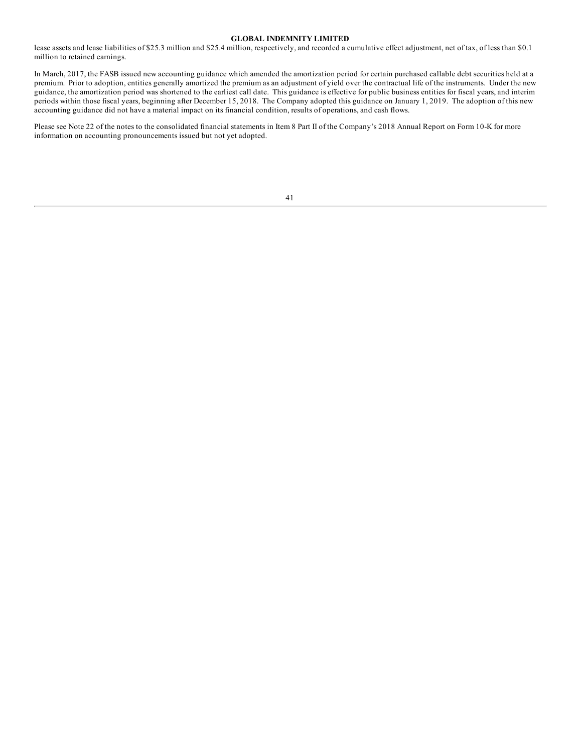lease assets and lease liabilities of $25.3 million and $25.4 million, respectively, and recorded a cumulative effect adjustment, net of tax, of less than $0.1 million to retained earnings.

In March, 2017, the FASB issued new accounting guidance which amended the amortization period for certain purchased callable debt securities held at a premium. Prior to adoption, entities generally amortized the premium as an adjustment of yield over the contractual life of the instruments. Under the new guidance, the amortization period was shortened to the earliest call date. This guidance is effective for public business entities for fiscal years, and interim periods within those fiscal years, beginning after December 15, 2018. The Company adopted this guidance on January 1, 2019. The adoption of this new accounting guidance did not have a material impact on its financial condition, results of operations, and cash flows.

Please see Note 22 of the notes to the consolidated financial statements in Item 8 Part II of the Company's 2018 Annual Report on Form 10-K for more information on accounting pronouncements issued but not yet adopted.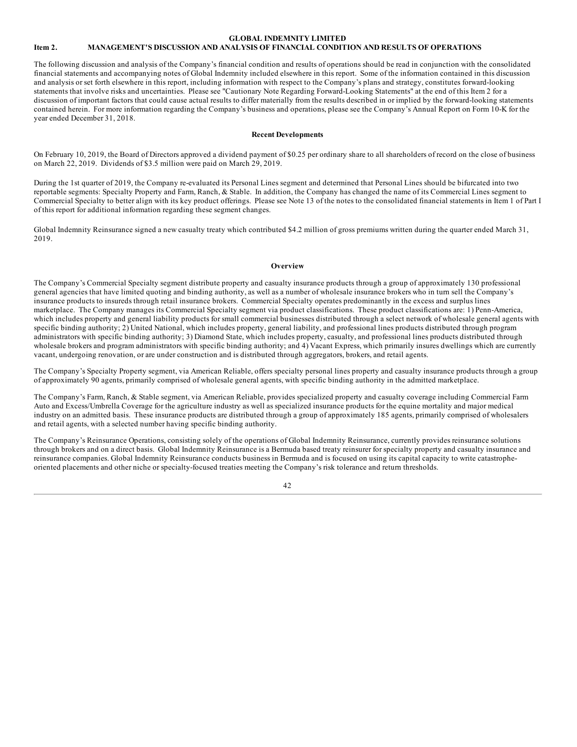# GLOBAL INDEMNITY LIMITED

## Item 2. MANAGEMENT'S DISCUSSION AND ANALYSIS OF FINANCIAL CONDITION AND RESULTS OF OPERATIONS

The following discussion and analysis of the Company's financial condition and results of operations should be read in conjunction with the consolidated financial statements and accompanying notes of Global Indemnity included elsewhere in this report. Some of the information contained in this discussion and analysis or set forth elsewhere in this report, including information with respect to the Company's plans and strategy, constitutes forward-looking statements that involve risks and uncertainties. Please see "Cautionary Note Regarding Forward-Looking Statements" at the end of this Item 2 for a discussion of important factors that could cause actual results to differ materially from the results described in or implied by the forward-looking statements contained herein. For more information regarding the Company's business and operations, please see the Company's Annual Report on Form 10-K for the year ended December 31, 2018.

### Recent Developments

On February 10, 2019, the Board of Directors approved a dividend payment of $0.25 per ordinary share to all shareholders of record on the close of business on March 22, 2019. Dividends of $3.5 million were paid on March 29, 2019.

During the 1st quarter of 2019, the Company re-evaluated its Personal Lines segment and determined that Personal Lines should be bifurcated into two reportable segments: Specialty Property and Farm, Ranch, & Stable. In addition, the Company has changed the name of its Commercial Lines segment to Commercial Specialty to better align with its key product offerings. Please see Note 13 of the notes to the consolidated financial statements in Item 1 of Part I of this report for additional information regarding these segment changes.

Global Indemnity Reinsurance signed a new casualty treaty which contributed $4.2 million of gross premiums written during the quarter ended March 31, 2019.

### Overview

The Company's Commercial Specialty segment distribute property and casualty insurance products through a group of approximately 130 professional general agencies that have limited quoting and binding authority, as well as a number of wholesale insurance brokers who in turn sell the Company's insurance products to insureds through retail insurance brokers. Commercial Specialty operates predominantly in the excess and surplus lines marketplace. The Company manages its Commercial Specialty segment via product classifications. These product classifications are: 1) Penn-America, which includes property and general liability products for small commercial businesses distributed through a select network of wholesale general agents with specific binding authority; 2) United National, which includes property, general liability, and professional lines products distributed through program administrators with specific binding authority; 3) Diamond State, which includes property, casualty, and professional lines products distributed through wholesale brokers and program administrators with specific binding authority; and 4) Vacant Express, which primarily insures dwellings which are currently vacant, undergoing renovation, or are under construction and is distributed through aggregators, brokers, and retail agents.

The Company's Specialty Property segment, via American Reliable, offers specialty personal lines property and casualty insurance products through a group of approximately 90 agents, primarily comprised of wholesale general agents, with specific binding authority in the admitted marketplace.

The Company's Farm, Ranch, & Stable segment, via American Reliable, provides specialized property and casualty coverage including Commercial Farm Auto and Excess/Umbrella Coverage for the agriculture industry as well as specialized insurance products for the equine mortality and major medical industry on an admitted basis. These insurance products are distributed through a group of approximately 185 agents, primarily comprised of wholesalers and retail agents, with a selected number having specific binding authority.

The Company's Reinsurance Operations, consisting solely of the operations of Global Indemnity Reinsurance, currently provides reinsurance solutions through brokers and on a direct basis. Global Indemnity Reinsurance is a Bermuda based treaty reinsurer for specialty property and casualty insurance and reinsurance companies. Global Indemnity Reinsurance conducts business in Bermuda and is focused on using its capital capacity to write catastrophe-oriented placements and other niche or specialty-focused treaties meeting the Company's risk tolerance and return thresholds.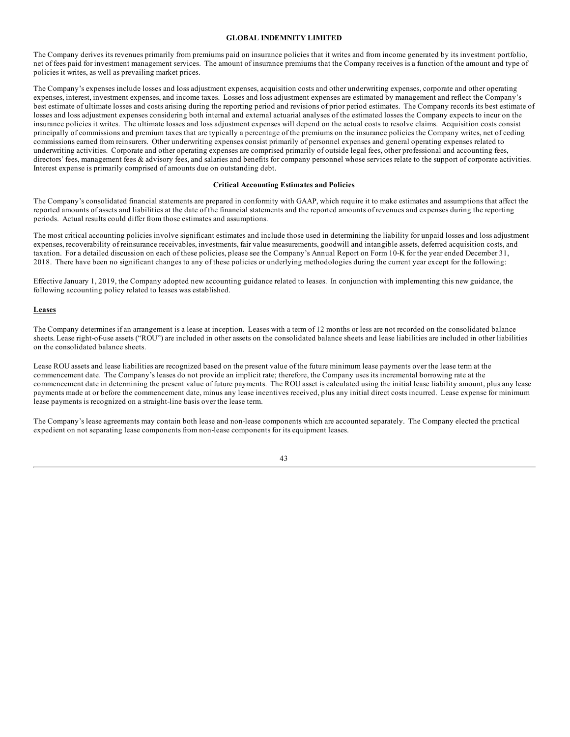The Company derives its revenues primarily from premiums paid on insurance policies that it writes and from income generated by its investment portfolio, net of fees paid for investment management services. The amount of insurance premiums that the Company receives is a function of the amount and type of policies it writes, as well as prevailing market prices.

The Company's expenses include losses and loss adjustment expenses, acquisition costs and other underwriting expenses, corporate and other operating expenses, interest, investment expenses, and income taxes. Losses and loss adjustment expenses are estimated by management and reflect the Company's best estimate of ultimate losses and costs arising during the reporting period and revisions of prior period estimates. The Company records its best estimate of losses and loss adjustment expenses considering both internal and external actuarial analyses of the estimated losses the Company expects to incur on the insurance policies it writes. The ultimate losses and loss adjustment expenses will depend on the actual costs to resolve claims. Acquisition costs consist principally of commissions and premium taxes that are typically a percentage of the premiums on the insurance policies the Company writes, net of ceding commissions earned from reinsurers. Other underwriting expenses consist primarily of personnel expenses and general operating expenses related to underwriting activities. Corporate and other operating expenses are comprised primarily of outside legal fees, other professional and accounting fees, directors' fees, management fees & advisory fees, and salaries and benefits for company personnel whose services relate to the support of corporate activities. Interest expense is primarily comprised of amounts due on outstanding debt.

## Critical Accounting Estimates and Policies

The Company's consolidated financial statements are prepared in conformity with GAAP, which require it to make estimates and assumptions that affect the reported amounts of assets and liabilities at the date of the financial statements and the reported amounts of revenues and expenses during the reporting periods. Actual results could differ from those estimates and assumptions.

The most critical accounting policies involve significant estimates and include those used in determining the liability for unpaid losses and loss adjustment expenses, recoverability of reinsurance receivables, investments, fair value measurements, goodwill and intangible assets, deferred acquisition costs, and taxation. For a detailed discussion on each of these policies, please see the Company's Annual Report on Form 10-K for the year ended December 31, 2018. There have been no significant changes to any of these policies or underlying methodologies during the current year except for the following:

Effective January 1, 2019, the Company adopted new accounting guidance related to leases. In conjunction with implementing this new guidance, the following accounting policy related to leases was established.

### Leases

The Company determines if an arrangement is a lease at inception. Leases with a term of 12 months or less are not recorded on the consolidated balance sheets. Lease right-of-use assets ("ROU") are included in other assets on the consolidated balance sheets and lease liabilities are included in other liabilities on the consolidated balance sheets.

Lease ROU assets and lease liabilities are recognized based on the present value of the future minimum lease payments over the lease term at the commencement date. The Company's leases do not provide an implicit rate; therefore, the Company uses its incremental borrowing rate at the commencement date in determining the present value of future payments. The ROU asset is calculated using the initial lease liability amount, plus any lease payments made at or before the commencement date, minus any lease incentives received, plus any initial direct costs incurred. Lease expense for minimum lease payments is recognized on a straight-line basis over the lease term.

The Company's lease agreements may contain both lease and non-lease components which are accounted separately. The Company elected the practical expedient on not separating lease components from non-lease components for its equipment leases.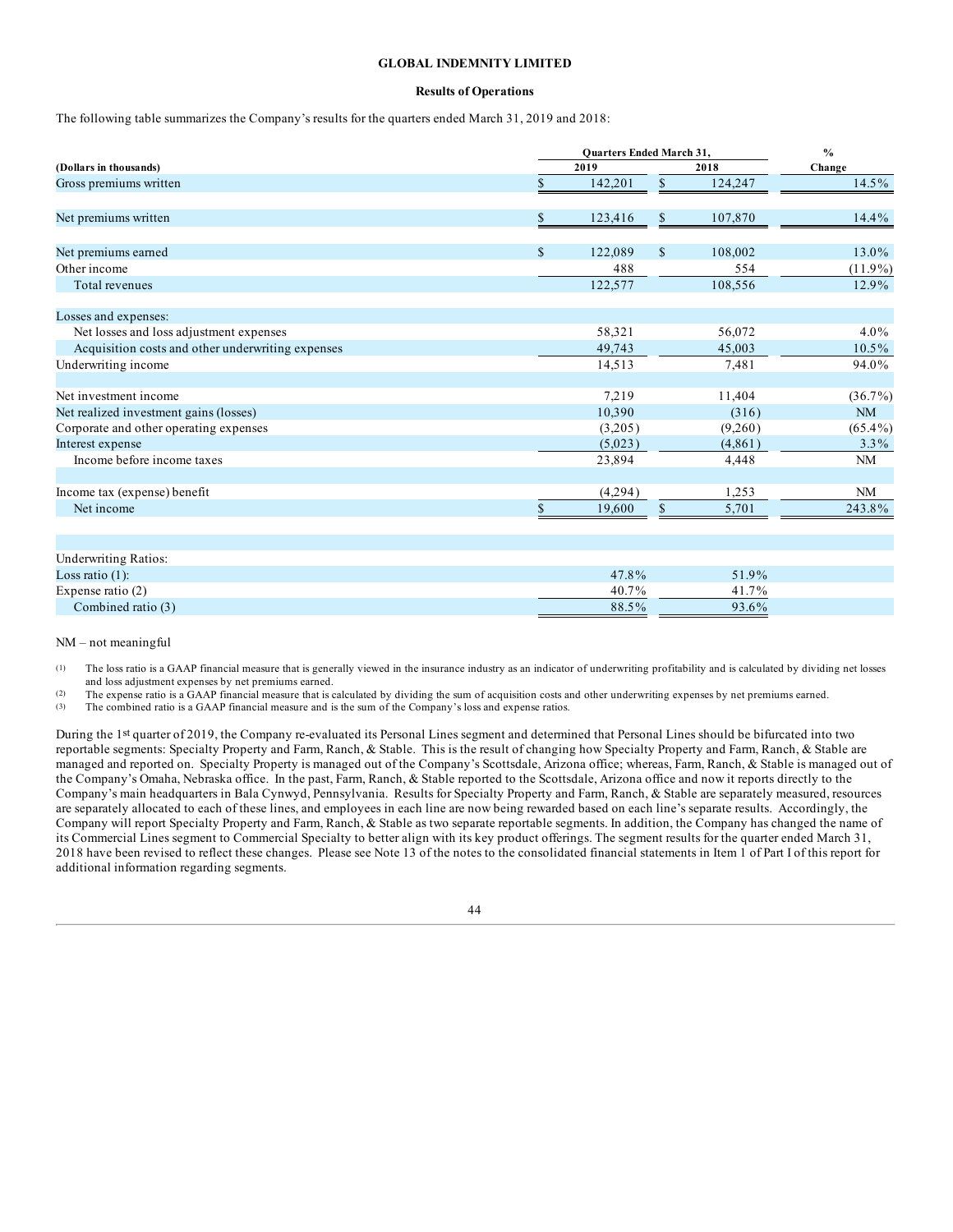**GLOBAL INDEMNITY LIMITED**

**Results of Operations**

The following table summarizes the Company's results for the quarters ended March 31, 2019 and 2018:

| (Dollars in thousands) | Quarters Ended March 31, 2019 | Quarters Ended March 31, 2018 | % Change |
|---|---|---|---|
| Gross premiums written | $ 142,201 | $ 124,247 | 14.5% |
| Net premiums written | $ 123,416 | $ 107,870 | 14.4% |
| Net premiums earned | $ 122,089 | $ 108,002 | 13.0% |
| Other income | 488 | 554 | (11.9%) |
| Total revenues | 122,577 | 108,556 | 12.9% |
| Losses and expenses: | | | |
| Net losses and loss adjustment expenses | 58,321 | 56,072 | 4.0% |
| Acquisition costs and other underwriting expenses | 49,743 | 45,003 | 10.5% |
| Underwriting income | 14,513 | 7,481 | 94.0% |
| Net investment income | 7,219 | 11,404 | (36.7%) |
| Net realized investment gains (losses) | 10,390 | (316) | NM |
| Corporate and other operating expenses | (3,205) | (9,260) | (65.4%) |
| Interest expense | (5,023) | (4,861) | 3.3% |
| Income before income taxes | 23,894 | 4,448 | NM |
| Income tax (expense) benefit | (4,294) | 1,253 | NM |
| Net income | $ 19,600 | $ 5,701 | 243.8% |
| Underwriting Ratios: | | | |
| Loss ratio (1): | 47.8% | 51.9% | |
| Expense ratio (2) | 40.7% | 41.7% | |
| Combined ratio (3) | 88.5% | 93.6% | |

NM – not meaningful

(1) The loss ratio is a GAAP financial measure that is generally viewed in the insurance industry as an indicator of underwriting profitability and is calculated by dividing net losses and loss adjustment expenses by net premiums earned.

(2) The expense ratio is a GAAP financial measure that is calculated by dividing the sum of acquisition costs and other underwriting expenses by net premiums earned.

(3) The combined ratio is a GAAP financial measure and is the sum of the Company's loss and expense ratios.

During the 1st quarter of 2019, the Company re-evaluated its Personal Lines segment and determined that Personal Lines should be bifurcated into two reportable segments: Specialty Property and Farm, Ranch, & Stable. This is the result of changing how Specialty Property and Farm, Ranch, & Stable are managed and reported on. Specialty Property is managed out of the Company's Scottsdale, Arizona office; whereas, Farm, Ranch, & Stable is managed out of the Company's Omaha, Nebraska office. In the past, Farm, Ranch, & Stable reported to the Scottsdale, Arizona office and now it reports directly to the Company's main headquarters in Bala Cynwyd, Pennsylvania. Results for Specialty Property and Farm, Ranch, & Stable are separately measured, resources are separately allocated to each of these lines, and employees in each line are now being rewarded based on each line's separate results. Accordingly, the Company will report Specialty Property and Farm, Ranch, & Stable as two separate reportable segments. In addition, the Company has changed the name of its Commercial Lines segment to Commercial Specialty to better align with its key product offerings. The segment results for the quarter ended March 31, 2018 have been revised to reflect these changes. Please see Note 13 of the notes to the consolidated financial statements in Item 1 of Part I of this report for additional information regarding segments.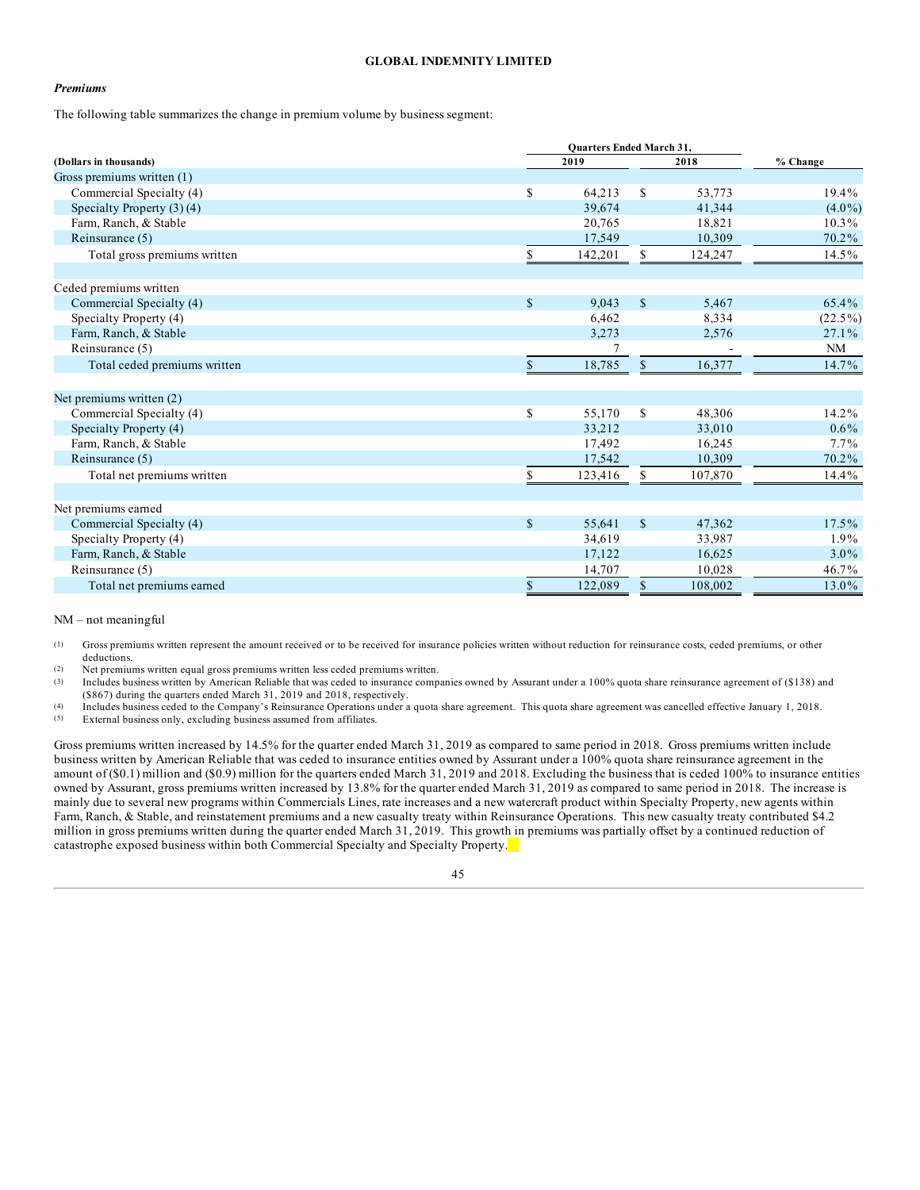**GLOBAL INDEMNITY LIMITED**

***Premiums***

The following table summarizes the change in premium volume by business segment:

| (Dollars in thousands) | Quarters Ended March 31, 2019 | Quarters Ended March 31, 2018 | % Change |
|---|---|---|---|
| Gross premiums written (1) | | | |
| Commercial Specialty (4) | $ 64,213 | $ 53,773 | 19.4% |
| Specialty Property (3) (4) | 39,674 | 41,344 | (4.0%) |
| Farm, Ranch, & Stable | 20,765 | 18,821 | 10.3% |
| Reinsurance (5) | 17,549 | 10,309 | 70.2% |
| Total gross premiums written | $ 142,201 | $ 124,247 | 14.5% |
| | | | |
| Ceded premiums written | | | |
| Commercial Specialty (4) | $ 9,043 | $ 5,467 | 65.4% |
| Specialty Property (4) | 6,462 | 8,334 | (22.5%) |
| Farm, Ranch, & Stable | 3,273 | 2,576 | 27.1% |
| Reinsurance (5) | 7 | - | NM |
| Total ceded premiums written | $ 18,785 | $ 16,377 | 14.7% |
| | | | |
| Net premiums written (2) | | | |
| Commercial Specialty (4) | $ 55,170 | $ 48,306 | 14.2% |
| Specialty Property (4) | 33,212 | 33,010 | 0.6% |
| Farm, Ranch, & Stable | 17,492 | 16,245 | 7.7% |
| Reinsurance (5) | 17,542 | 10,309 | 70.2% |
| Total net premiums written | $ 123,416 | $ 107,870 | 14.4% |
| | | | |
| Net premiums earned | | | |
| Commercial Specialty (4) | $ 55,641 | $ 47,362 | 17.5% |
| Specialty Property (4) | 34,619 | 33,987 | 1.9% |
| Farm, Ranch, & Stable | 17,122 | 16,625 | 3.0% |
| Reinsurance (5) | 14,707 | 10,028 | 46.7% |
| Total net premiums earned | $ 122,089 | $ 108,002 | 13.0% |

NM – not meaningful

(1) Gross premiums written represent the amount received or to be received for insurance policies written without reduction for reinsurance costs, ceded premiums, or other deductions.

(2) Net premiums written equal gross premiums written less ceded premiums written.

(3) Includes business written by American Reliable that was ceded to insurance companies owned by Assurant under a 100% quota share reinsurance agreement of ($138) and ($867) during the quarters ended March 31, 2019 and 2018, respectively.

(4) Includes business ceded to the Company's Reinsurance Operations under a quota share agreement. This quota share agreement was cancelled effective January 1, 2018.

(5) External business only, excluding business assumed from affiliates.

Gross premiums written increased by 14.5% for the quarter ended March 31, 2019 as compared to same period in 2018. Gross premiums written include business written by American Reliable that was ceded to insurance entities owned by Assurant under a 100% quota share reinsurance agreement in the amount of ($0.1) million and ($0.9) million for the quarters ended March 31, 2019 and 2018. Excluding the business that is ceded 100% to insurance entities owned by Assurant, gross premiums written increased by 13.8% for the quarter ended March 31, 2019 as compared to same period in 2018. The increase is mainly due to several new programs within Commercials Lines, rate increases and a new watercraft product within Specialty Property, new agents within Farm, Ranch, & Stable, and reinstatement premiums and a new casualty treaty within Reinsurance Operations. This new casualty treaty contributed $4.2 million in gross premiums written during the quarter ended March 31, 2019. This growth in premiums was partially offset by a continued reduction of catastrophe exposed business within both Commercial Specialty and Specialty Property.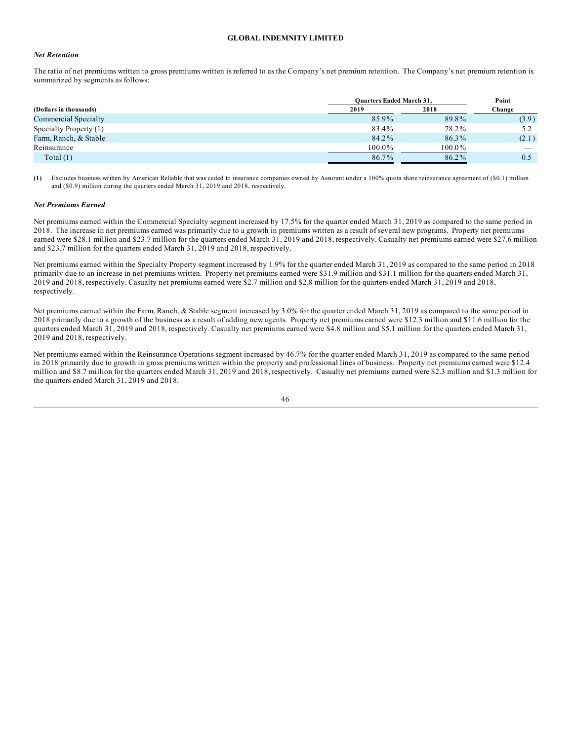**GLOBAL INDEMNITY LIMITED**

### *Net Retention*

The ratio of net premiums written to gross premiums written is referred to as the Company's net premium retention. The Company's net premium retention is summarized by segments as follows:

| (Dollars in thousands) | Quarters Ended March 31, 2019 | 2018 | Point Change |
|---|---|---|---|
| Commercial Specialty | 85.9% | 89.8% | (3.9) |
| Specialty Property (1) | 83.4% | 78.2% | 5.2 |
| Farm, Ranch, & Stable | 84.2% | 86.3% | (2.1) |
| Reinsurance | 100.0% | 100.0% | — |
| Total (1) | 86.7% | 86.2% | 0.5 |

**(1)** Excludes business written by American Reliable that was ceded to insurance companies owned by Assurant under a 100% quota share reinsurance agreement of ($0.1) million and ($0.9) million during the quarters ended March 31, 2019 and 2018, respectively.

### *Net Premiums Earned*

Net premiums earned within the Commercial Specialty segment increased by 17.5% for the quarter ended March 31, 2019 as compared to the same period in 2018. The increase in net premiums earned was primarily due to a growth in premiums written as a result of several new programs. Property net premiums earned were $28.1 million and $23.7 million for the quarters ended March 31, 2019 and 2018, respectively. Casualty net premiums earned were $27.6 million and $23.7 million for the quarters ended March 31, 2019 and 2018, respectively.

Net premiums earned within the Specialty Property segment increased by 1.9% for the quarter ended March 31, 2019 as compared to the same period in 2018 primarily due to an increase in net premiums written. Property net premiums earned were $31.9 million and $31.1 million for the quarters ended March 31, 2019 and 2018, respectively. Casualty net premiums earned were $2.7 million and $2.8 million for the quarters ended March 31, 2019 and 2018, respectively.

Net premiums earned within the Farm, Ranch, & Stable segment increased by 3.0% for the quarter ended March 31, 2019 as compared to the same period in 2018 primarily due to a growth of the business as a result of adding new agents. Property net premiums earned were $12.3 million and $11.6 million for the quarters ended March 31, 2019 and 2018, respectively. Casualty net premiums earned were $4.8 million and $5.1 million for the quarters ended March 31, 2019 and 2018, respectively.

Net premiums earned within the Reinsurance Operations segment increased by 46.7% for the quarter ended March 31, 2019 as compared to the same period in 2018 primarily due to growth in gross premiums written within the property and professional lines of business. Property net premiums earned were $12.4 million and $8.7 million for the quarters ended March 31, 2019 and 2018, respectively. Casualty net premiums earned were $2.3 million and $1.3 million for the quarters ended March 31, 2019 and 2018.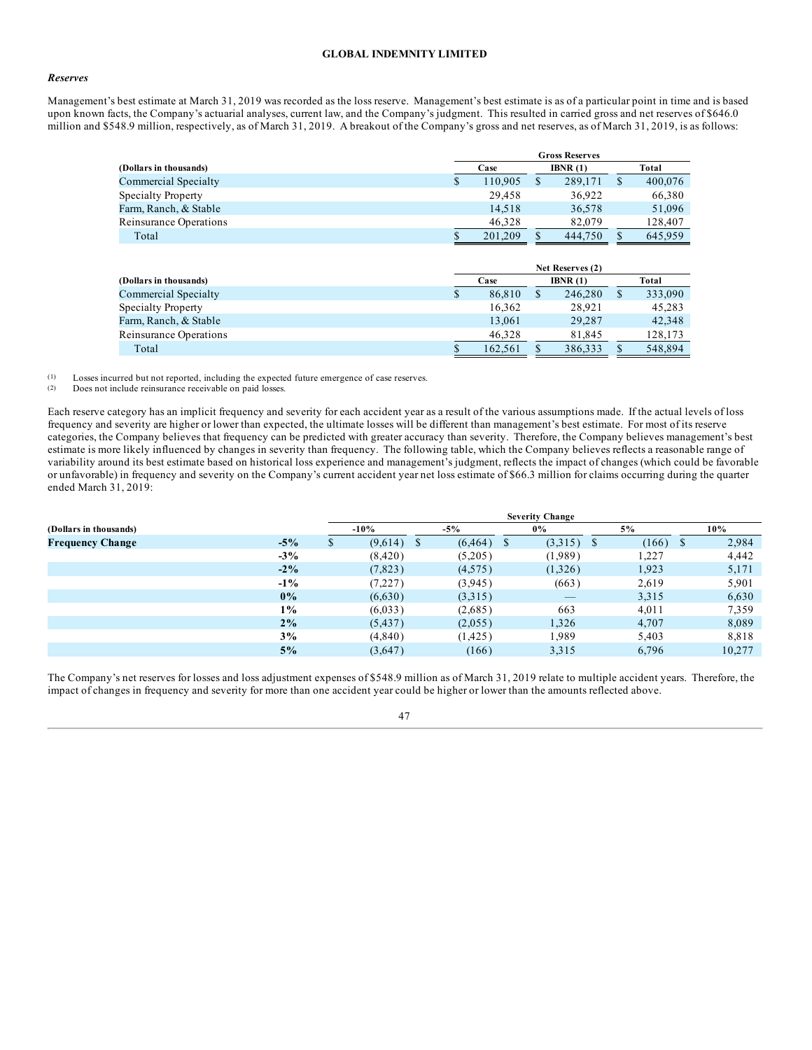GLOBAL INDEMNITY LIMITED

### *Reserves*

Management's best estimate at March 31, 2019 was recorded as the loss reserve. Management's best estimate is as of a particular point in time and is based upon known facts, the Company's actuarial analyses, current law, and the Company's judgment. This resulted in carried gross and net reserves of $646.0 million and $548.9 million, respectively, as of March 31, 2019. A breakout of the Company's gross and net reserves, as of March 31, 2019, is as follows:

| (Dollars in thousands) | Gross Reserves | | |
|---|---|---|---|
| | Case | IBNR (1) | Total |
| Commercial Specialty | $ 110,905 | $ 289,171 | $ 400,076 |
| Specialty Property | 29,458 | 36,922 | 66,380 |
| Farm, Ranch, & Stable | 14,518 | 36,578 | 51,096 |
| Reinsurance Operations | 46,328 | 82,079 | 128,407 |
| Total | $ 201,209 | $ 444,750 | $ 645,959 |

| (Dollars in thousands) | Net Reserves (2) | | |
|---|---|---|---|
| | Case | IBNR (1) | Total |
| Commercial Specialty | $ 86,810 | $ 246,280 | $ 333,090 |
| Specialty Property | 16,362 | 28,921 | 45,283 |
| Farm, Ranch, & Stable | 13,061 | 29,287 | 42,348 |
| Reinsurance Operations | 46,328 | 81,845 | 128,173 |
| Total | $ 162,561 | $ 386,333 | $ 548,894 |

(1) Losses incurred but not reported, including the expected future emergence of case reserves.
(2) Does not include reinsurance receivable on paid losses.

Each reserve category has an implicit frequency and severity for each accident year as a result of the various assumptions made. If the actual levels of loss frequency and severity are higher or lower than expected, the ultimate losses will be different than management's best estimate. For most of its reserve categories, the Company believes that frequency can be predicted with greater accuracy than severity. Therefore, the Company believes management's best estimate is more likely influenced by changes in severity than frequency. The following table, which the Company believes reflects a reasonable range of variability around its best estimate based on historical loss experience and management's judgment, reflects the impact of changes (which could be favorable or unfavorable) in frequency and severity on the Company's current accident year net loss estimate of $66.3 million for claims occurring during the quarter ended March 31, 2019:

| (Dollars in thousands) | | Severity Change | | | | |
|---|---|---|---|---|---|---|
| | | -10% | -5% | 0% | 5% | 10% |
| **Frequency Change** | **-5%** | $ (9,614) | $ (6,464) | $ (3,315) | $ (166) | $ 2,984 |
| | **-3%** | (8,420) | (5,205) | (1,989) | 1,227 | 4,442 |
| | **-2%** | (7,823) | (4,575) | (1,326) | 1,923 | 5,171 |
| | **-1%** | (7,227) | (3,945) | (663) | 2,619 | 5,901 |
| | **0%** | (6,630) | (3,315) | — | 3,315 | 6,630 |
| | **1%** | (6,033) | (2,685) | 663 | 4,011 | 7,359 |
| | **2%** | (5,437) | (2,055) | 1,326 | 4,707 | 8,089 |
| | **3%** | (4,840) | (1,425) | 1,989 | 5,403 | 8,818 |
| | **5%** | (3,647) | (166) | 3,315 | 6,796 | 10,277 |

The Company's net reserves for losses and loss adjustment expenses of $548.9 million as of March 31, 2019 relate to multiple accident years. Therefore, the impact of changes in frequency and severity for more than one accident year could be higher or lower than the amounts reflected above.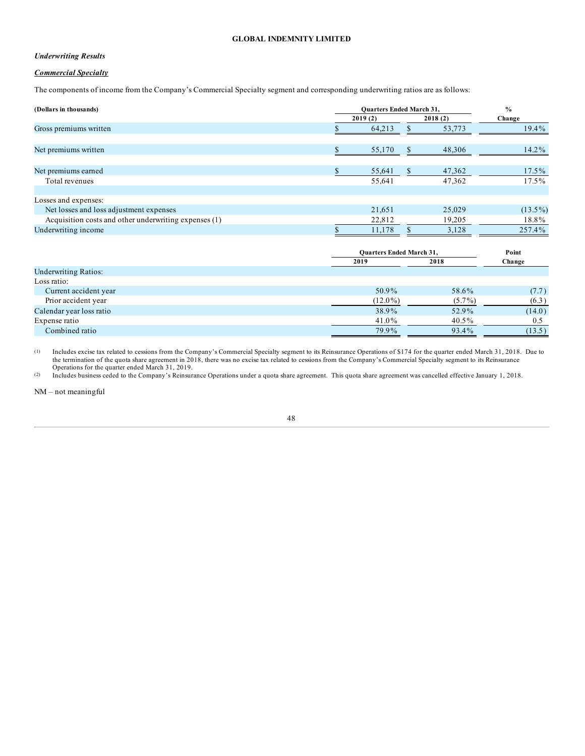**GLOBAL INDEMNITY LIMITED**

***Underwriting Results***

***Commercial Specialty***

The components of income from the Company's Commercial Specialty segment and corresponding underwriting ratios are as follows:

| (Dollars in thousands) | Quarters Ended March 31, 2019 (2) | Quarters Ended March 31, 2018 (2) | % Change |
|---|---|---|---|
| Gross premiums written | $ 64,213 | $ 53,773 | 19.4% |
| Net premiums written | $ 55,170 | $ 48,306 | 14.2% |
| Net premiums earned | $ 55,641 | $ 47,362 | 17.5% |
| Total revenues | 55,641 | 47,362 | 17.5% |
| Losses and expenses: | | | |
| Net losses and loss adjustment expenses | 21,651 | 25,029 | (13.5%) |
| Acquisition costs and other underwriting expenses (1) | 22,812 | 19,205 | 18.8% |
| Underwriting income | $ 11,178 | $ 3,128 | 257.4% |

| | Quarters Ended March 31, 2019 | Quarters Ended March 31, 2018 | Point Change |
|---|---|---|---|
| Underwriting Ratios: | | | |
| Loss ratio: | | | |
| Current accident year | 50.9% | 58.6% | (7.7) |
| Prior accident year | (12.0%) | (5.7%) | (6.3) |
| Calendar year loss ratio | 38.9% | 52.9% | (14.0) |
| Expense ratio | 41.0% | 40.5% | 0.5 |
| Combined ratio | 79.9% | 93.4% | (13.5) |

(1) Includes excise tax related to cessions from the Company's Commercial Specialty segment to its Reinsurance Operations of $174 for the quarter ended March 31, 2018. Due to the termination of the quota share agreement in 2018, there was no excise tax related to cessions from the Company's Commercial Specialty segment to its Reinsurance Operations for the quarter ended March 31, 2019.

(2) Includes business ceded to the Company's Reinsurance Operations under a quota share agreement. This quota share agreement was cancelled effective January 1, 2018.

NM – not meaningful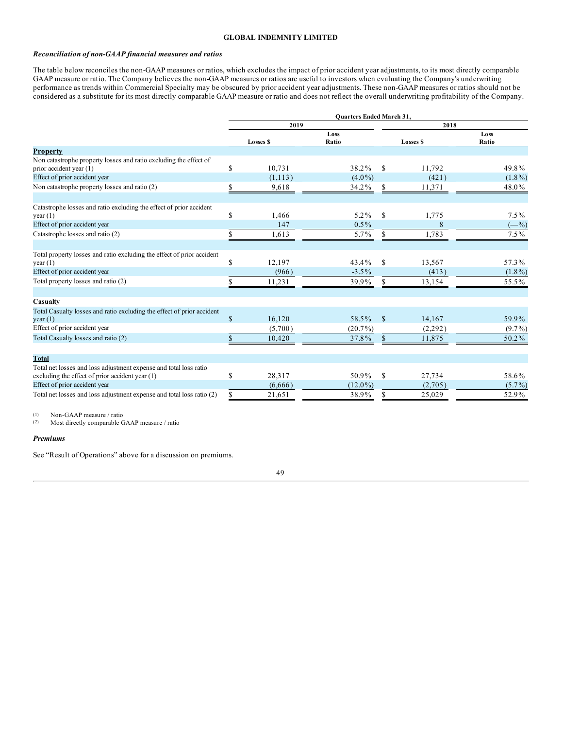**GLOBAL INDEMNITY LIMITED**

***Reconciliation of non-GAAP financial measures and ratios***

The table below reconciles the non-GAAP measures or ratios, which excludes the impact of prior accident year adjustments, to its most directly comparable GAAP measure or ratio. The Company believes the non-GAAP measures or ratios are useful to investors when evaluating the Company's underwriting performance as trends within Commercial Specialty may be obscured by prior accident year adjustments. These non-GAAP measures or ratios should not be considered as a substitute for its most directly comparable GAAP measure or ratio and does not reflect the overall underwriting profitability of the Company.

| | Quarters Ended March 31, | | | |
|---|---|---|---|---|
| | 2019 | | 2018 | |
| | Losses $ | Loss Ratio | Losses $ | Loss Ratio |
| **Property** | | | | |
| Non catastrophe property losses and ratio excluding the effect of prior accident year (1) | $ 10,731 | 38.2% | $ 11,792 | 49.8% |
| Effect of prior accident year | (1,113) | (4.0%) | (421) | (1.8%) |
| Non catastrophe property losses and ratio (2) | $ 9,618 | 34.2% | $ 11,371 | 48.0% |
| | | | | |
| Catastrophe losses and ratio excluding the effect of prior accident year (1) | $ 1,466 | 5.2% | $ 1,775 | 7.5% |
| Effect of prior accident year | 147 | 0.5% | 8 | (—%) |
| Catastrophe losses and ratio (2) | $ 1,613 | 5.7% | $ 1,783 | 7.5% |
| | | | | |
| Total property losses and ratio excluding the effect of prior accident year (1) | $ 12,197 | 43.4% | $ 13,567 | 57.3% |
| Effect of prior accident year | (966) | -3.5% | (413) | (1.8%) |
| Total property losses and ratio (2) | $ 11,231 | 39.9% | $ 13,154 | 55.5% |
| | | | | |
| **Casualty** | | | | |
| Total Casualty losses and ratio excluding the effect of prior accident year (1) | $ 16,120 | 58.5% | $ 14,167 | 59.9% |
| Effect of prior accident year | (5,700) | (20.7%) | (2,292) | (9.7%) |
| Total Casualty losses and ratio (2) | $ 10,420 | 37.8% | $ 11,875 | 50.2% |
| | | | | |
| **Total** | | | | |
| Total net losses and loss adjustment expense and total loss ratio excluding the effect of prior accident year (1) | $ 28,317 | 50.9% | $ 27,734 | 58.6% |
| Effect of prior accident year | (6,666) | (12.0%) | (2,705) | (5.7%) |
| Total net losses and loss adjustment expense and total loss ratio (2) | $ 21,651 | 38.9% | $ 25,029 | 52.9% |

(1) Non-GAAP measure / ratio
(2) Most directly comparable GAAP measure / ratio

***Premiums***

See "Result of Operations" above for a discussion on premiums.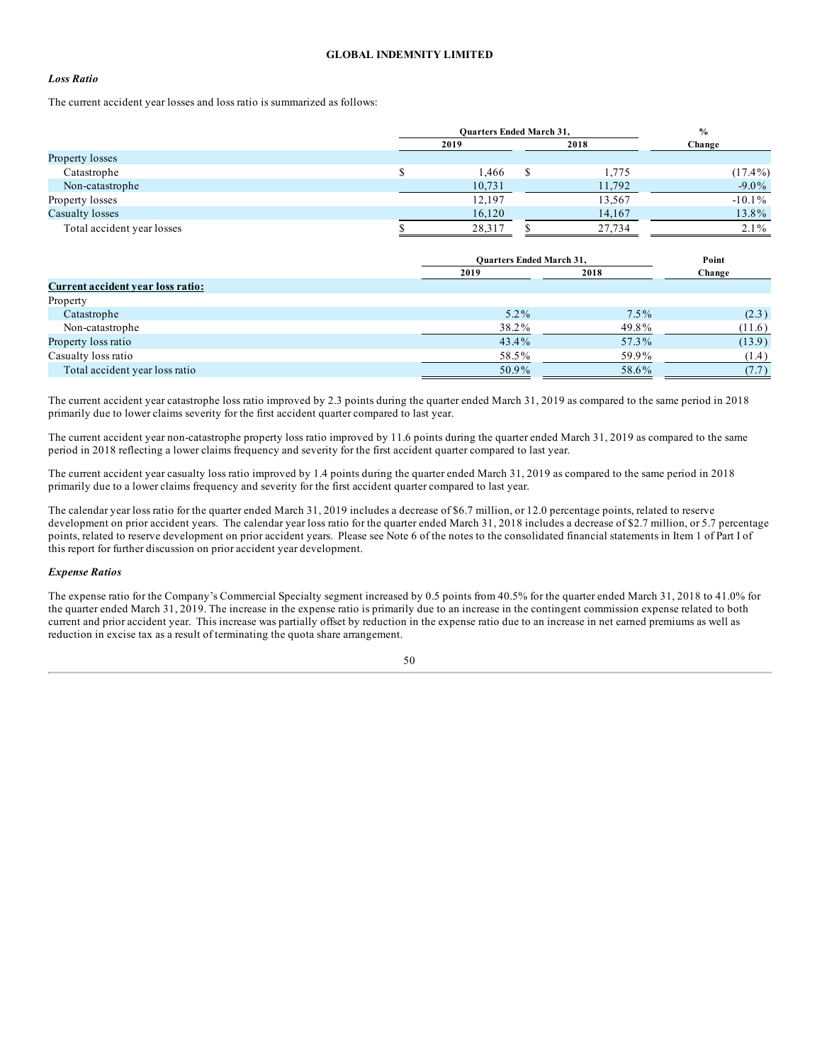### *Loss Ratio*

The current accident year losses and loss ratio is summarized as follows:

| | Quarters Ended March 31, | | % |
|---|---|---|---|
| | 2019 | 2018 | Change |
| Property losses | | | |
| Catastrophe | $ 1,466 | $ 1,775 | (17.4%) |
| Non-catastrophe | 10,731 | 11,792 | -9.0% |
| Property losses | 12,197 | 13,567 | -10.1% |
| Casualty losses | 16,120 | 14,167 | 13.8% |
| Total accident year losses | $ 28,317 | $ 27,734 | 2.1% |

| | Quarters Ended March 31, | | Point |
|---|---|---|---|
| | 2019 | 2018 | Change |
| **Current accident year loss ratio:** | | | |
| Property | | | |
| Catastrophe | 5.2% | 7.5% | (2.3) |
| Non-catastrophe | 38.2% | 49.8% | (11.6) |
| Property loss ratio | 43.4% | 57.3% | (13.9) |
| Casualty loss ratio | 58.5% | 59.9% | (1.4) |
| Total accident year loss ratio | 50.9% | 58.6% | (7.7) |

The current accident year catastrophe loss ratio improved by 2.3 points during the quarter ended March 31, 2019 as compared to the same period in 2018 primarily due to lower claims severity for the first accident quarter compared to last year.

The current accident year non-catastrophe property loss ratio improved by 11.6 points during the quarter ended March 31, 2019 as compared to the same period in 2018 reflecting a lower claims frequency and severity for the first accident quarter compared to last year.

The current accident year casualty loss ratio improved by 1.4 points during the quarter ended March 31, 2019 as compared to the same period in 2018 primarily due to a lower claims frequency and severity for the first accident quarter compared to last year.

The calendar year loss ratio for the quarter ended March 31, 2019 includes a decrease of $6.7 million, or 12.0 percentage points, related to reserve development on prior accident years. The calendar year loss ratio for the quarter ended March 31, 2018 includes a decrease of $2.7 million, or 5.7 percentage points, related to reserve development on prior accident years. Please see Note 6 of the notes to the consolidated financial statements in Item 1 of Part I of this report for further discussion on prior accident year development.

### *Expense Ratios*

The expense ratio for the Company's Commercial Specialty segment increased by 0.5 points from 40.5% for the quarter ended March 31, 2018 to 41.0% for the quarter ended March 31, 2019. The increase in the expense ratio is primarily due to an increase in the contingent commission expense related to both current and prior accident year. This increase was partially offset by reduction in the expense ratio due to an increase in net earned premiums as well as reduction in excise tax as a result of terminating the quota share arrangement.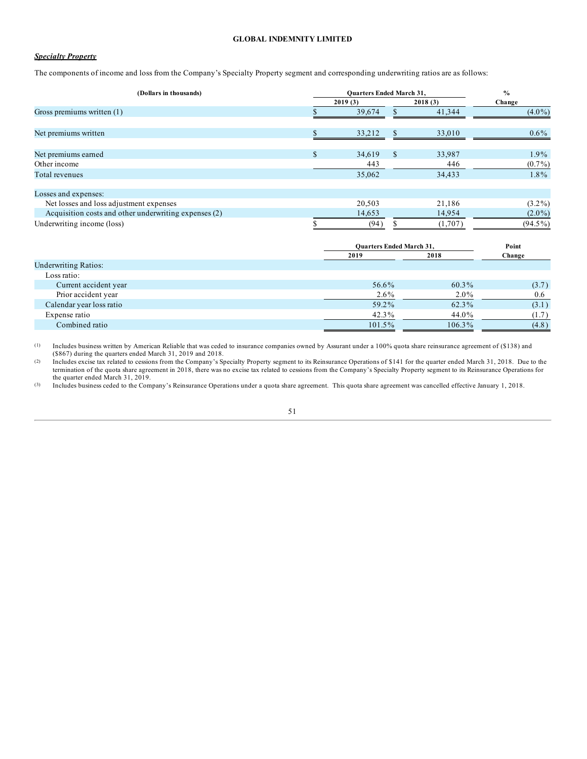**GLOBAL INDEMNITY LIMITED**

***Specialty Property***

The components of income and loss from the Company's Specialty Property segment and corresponding underwriting ratios are as follows:

| (Dollars in thousands) | Quarters Ended March 31, 2019 (3) | Quarters Ended March 31, 2018 (3) | % Change |
|---|---|---|---|
| Gross premiums written (1) | $ 39,674 | $ 41,344 | (4.0%) |
| Net premiums written | $ 33,212 | $ 33,010 | 0.6% |
| Net premiums earned | $ 34,619 | $ 33,987 | 1.9% |
| Other income | 443 | 446 | (0.7%) |
| Total revenues | 35,062 | 34,433 | 1.8% |
| Losses and expenses: | | | |
| Net losses and loss adjustment expenses | 20,503 | 21,186 | (3.2%) |
| Acquisition costs and other underwriting expenses (2) | 14,653 | 14,954 | (2.0%) |
| Underwriting income (loss) | $ (94) | $ (1,707) | (94.5%) |

| | Quarters Ended March 31, 2019 | Quarters Ended March 31, 2018 | Point Change |
|---|---|---|---|
| Underwriting Ratios: | | | |
| Loss ratio: | | | |
| Current accident year | 56.6% | 60.3% | (3.7) |
| Prior accident year | 2.6% | 2.0% | 0.6 |
| Calendar year loss ratio | 59.2% | 62.3% | (3.1) |
| Expense ratio | 42.3% | 44.0% | (1.7) |
| Combined ratio | 101.5% | 106.3% | (4.8) |

(1) Includes business written by American Reliable that was ceded to insurance companies owned by Assurant under a 100% quota share reinsurance agreement of ($138) and ($867) during the quarters ended March 31, 2019 and 2018.

(2) Includes excise tax related to cessions from the Company's Specialty Property segment to its Reinsurance Operations of $141 for the quarter ended March 31, 2018. Due to the termination of the quota share agreement in 2018, there was no excise tax related to cessions from the Company's Specialty Property segment to its Reinsurance Operations for the quarter ended March 31, 2019.

(3) Includes business ceded to the Company's Reinsurance Operations under a quota share agreement. This quota share agreement was cancelled effective January 1, 2018.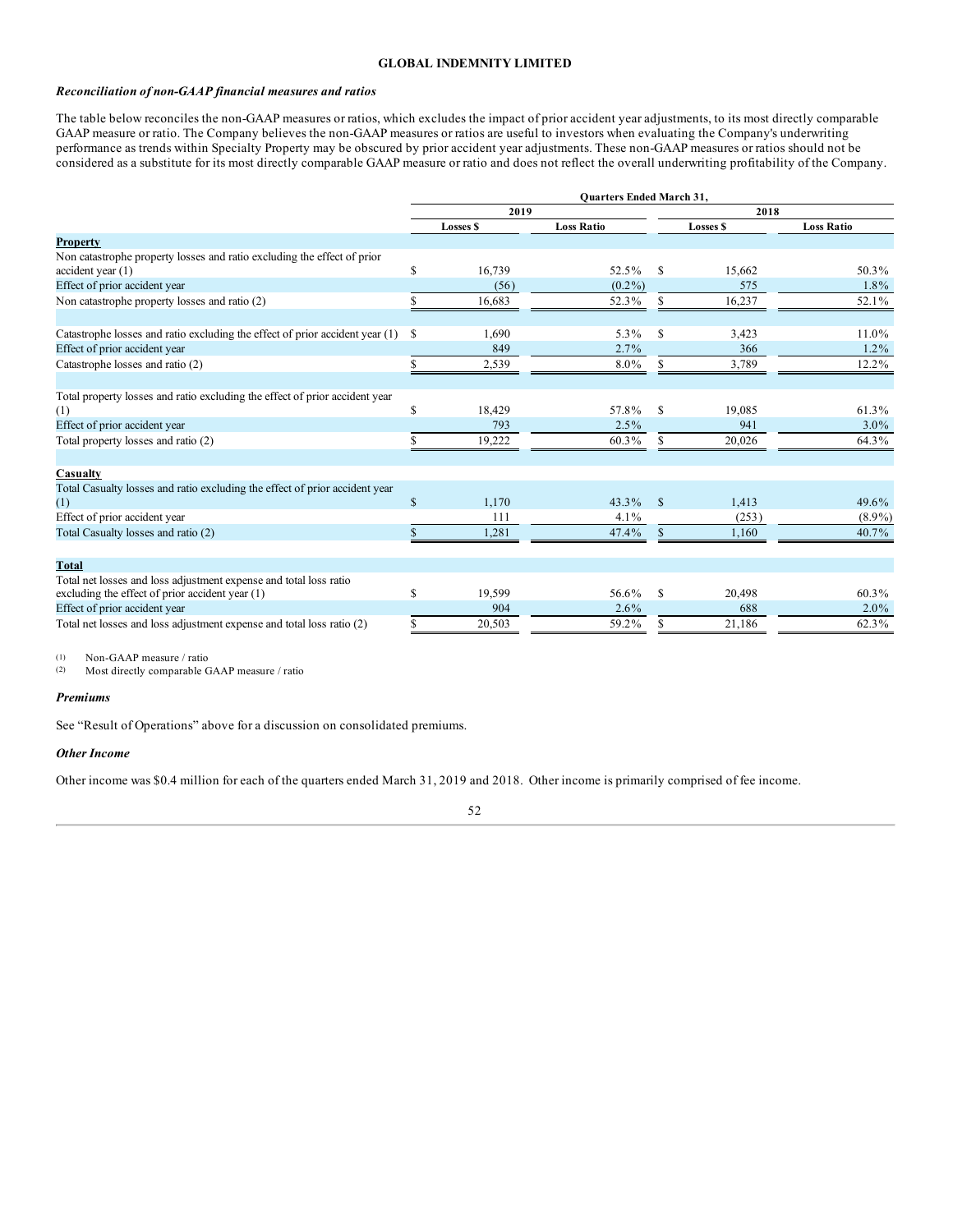### *Reconciliation of non-GAAP financial measures and ratios*

The table below reconciles the non-GAAP measures or ratios, which excludes the impact of prior accident year adjustments, to its most directly comparable GAAP measure or ratio. The Company believes the non-GAAP measures or ratios are useful to investors when evaluating the Company's underwriting performance as trends within Specialty Property may be obscured by prior accident year adjustments. These non-GAAP measures or ratios should not be considered as a substitute for its most directly comparable GAAP measure or ratio and does not reflect the overall underwriting profitability of the Company.

| | Quarters Ended March 31, | | | |
|---|---|---|---|---|
| | 2019 | | 2018 | |
| | Losses $ | Loss Ratio | Losses $ | Loss Ratio |
| **Property** | | | | |
| Non catastrophe property losses and ratio excluding the effect of prior accident year (1) | $ 16,739 | 52.5% | $ 15,662 | 50.3% |
| Effect of prior accident year | (56) | (0.2%) | 575 | 1.8% |
| Non catastrophe property losses and ratio (2) | $ 16,683 | 52.3% | $ 16,237 | 52.1% |
| | | | | |
| Catastrophe losses and ratio excluding the effect of prior accident year (1) | $ 1,690 | 5.3% | $ 3,423 | 11.0% |
| Effect of prior accident year | 849 | 2.7% | 366 | 1.2% |
| Catastrophe losses and ratio (2) | $ 2,539 | 8.0% | $ 3,789 | 12.2% |
| | | | | |
| Total property losses and ratio excluding the effect of prior accident year (1) | $ 18,429 | 57.8% | $ 19,085 | 61.3% |
| Effect of prior accident year | 793 | 2.5% | 941 | 3.0% |
| Total property losses and ratio (2) | $ 19,222 | 60.3% | $ 20,026 | 64.3% |
| | | | | |
| **Casualty** | | | | |
| Total Casualty losses and ratio excluding the effect of prior accident year (1) | $ 1,170 | 43.3% | $ 1,413 | 49.6% |
| Effect of prior accident year | 111 | 4.1% | (253) | (8.9%) |
| Total Casualty losses and ratio (2) | $ 1,281 | 47.4% | $ 1,160 | 40.7% |
| | | | | |
| **Total** | | | | |
| Total net losses and loss adjustment expense and total loss ratio excluding the effect of prior accident year (1) | $ 19,599 | 56.6% | $ 20,498 | 60.3% |
| Effect of prior accident year | 904 | 2.6% | 688 | 2.0% |
| Total net losses and loss adjustment expense and total loss ratio (2) | $ 20,503 | 59.2% | $ 21,186 | 62.3% |

(1) Non-GAAP measure / ratio
(2) Most directly comparable GAAP measure / ratio

### *Premiums*

See "Result of Operations" above for a discussion on consolidated premiums.

### *Other Income*

Other income was $0.4 million for each of the quarters ended March 31, 2019 and 2018. Other income is primarily comprised of fee income.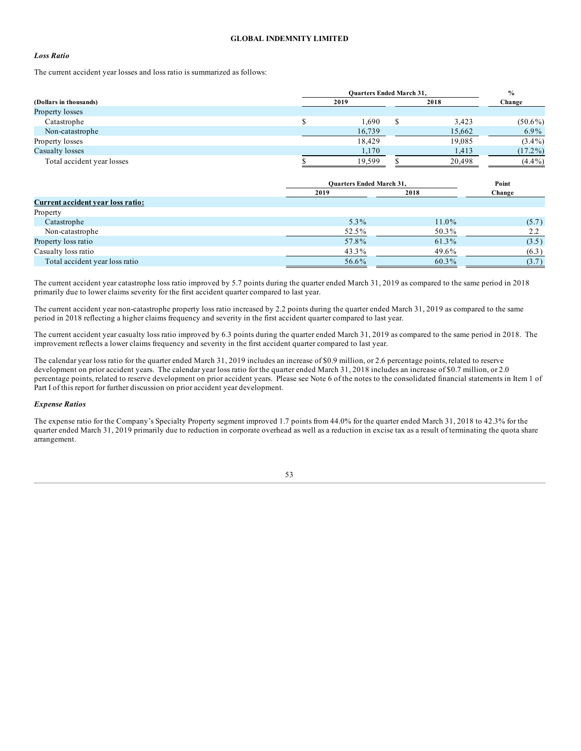GLOBAL INDEMNITY LIMITED

***Loss Ratio***

The current accident year losses and loss ratio is summarized as follows:

| (Dollars in thousands) | Quarters Ended March 31, 2019 | 2018 | % Change |
|---|---|---|---|
| Property losses | | | |
| Catastrophe | $ 1,690 | $ 3,423 | (50.6%) |
| Non-catastrophe | 16,739 | 15,662 | 6.9% |
| Property losses | 18,429 | 19,085 | (3.4%) |
| Casualty losses | 1,170 | 1,413 | (17.2%) |
| Total accident year losses | $ 19,599 | $ 20,498 | (4.4%) |

| | Quarters Ended March 31, 2019 | 2018 | Point Change |
|---|---|---|---|
| **Current accident year loss ratio:** | | | |
| Property | | | |
| Catastrophe | 5.3% | 11.0% | (5.7) |
| Non-catastrophe | 52.5% | 50.3% | 2.2 |
| Property loss ratio | 57.8% | 61.3% | (3.5) |
| Casualty loss ratio | 43.3% | 49.6% | (6.3) |
| Total accident year loss ratio | 56.6% | 60.3% | (3.7) |

The current accident year catastrophe loss ratio improved by 5.7 points during the quarter ended March 31, 2019 as compared to the same period in 2018 primarily due to lower claims severity for the first accident quarter compared to last year.

The current accident year non-catastrophe property loss ratio increased by 2.2 points during the quarter ended March 31, 2019 as compared to the same period in 2018 reflecting a higher claims frequency and severity in the first accident quarter compared to last year.

The current accident year casualty loss ratio improved by 6.3 points during the quarter ended March 31, 2019 as compared to the same period in 2018. The improvement reflects a lower claims frequency and severity in the first accident quarter compared to last year.

The calendar year loss ratio for the quarter ended March 31, 2019 includes an increase of $0.9 million, or 2.6 percentage points, related to reserve development on prior accident years. The calendar year loss ratio for the quarter ended March 31, 2018 includes an increase of $0.7 million, or 2.0 percentage points, related to reserve development on prior accident years. Please see Note 6 of the notes to the consolidated financial statements in Item 1 of Part I of this report for further discussion on prior accident year development.

***Expense Ratios***

The expense ratio for the Company's Specialty Property segment improved 1.7 points from 44.0% for the quarter ended March 31, 2018 to 42.3% for the quarter ended March 31, 2019 primarily due to reduction in corporate overhead as well as a reduction in excise tax as a result of terminating the quota share arrangement.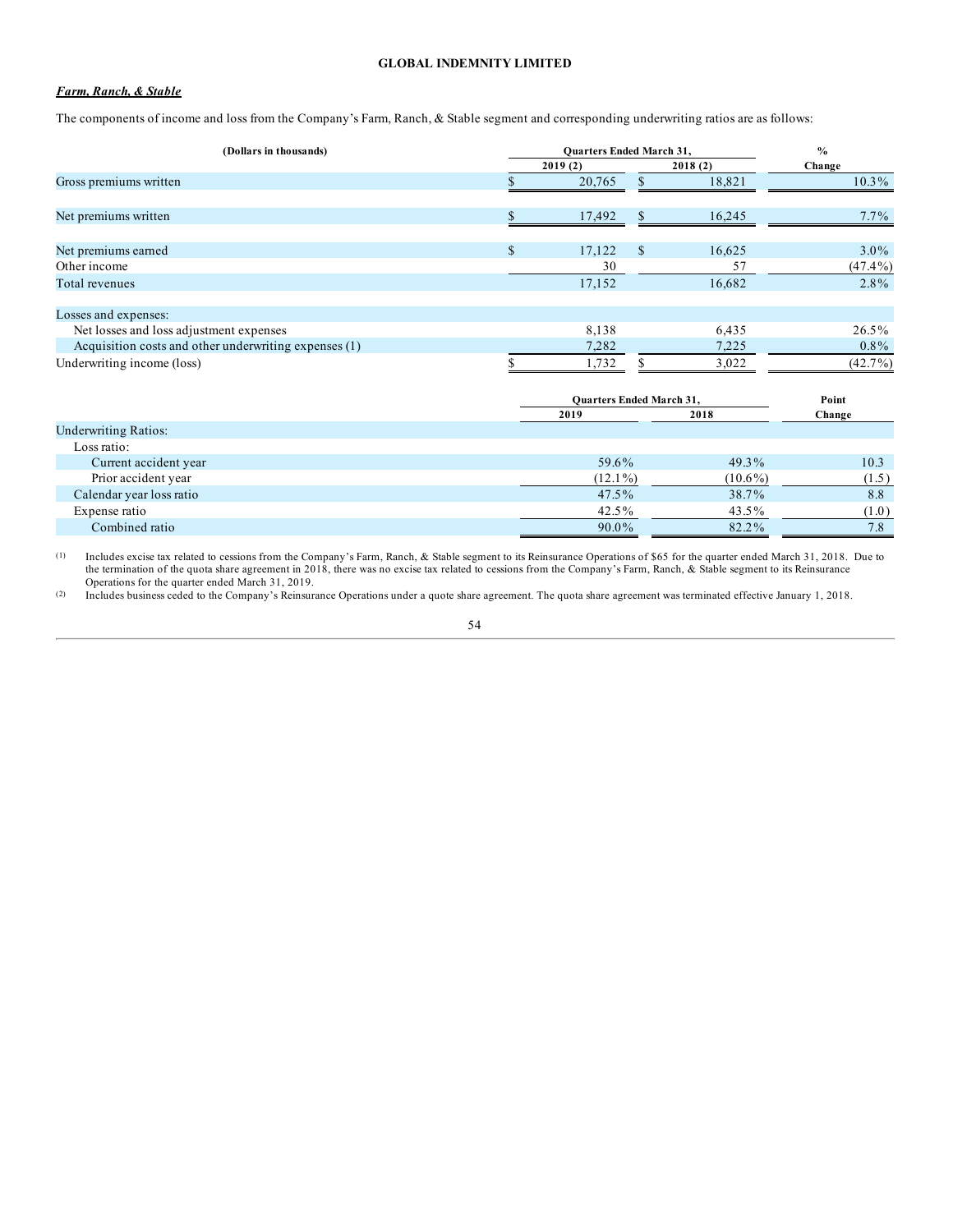GLOBAL INDEMNITY LIMITED

***Farm, Ranch, & Stable***

The components of income and loss from the Company's Farm, Ranch, & Stable segment and corresponding underwriting ratios are as follows:

| (Dollars in thousands) | Quarters Ended March 31, | | % |
|---|---|---|---|
| | 2019 (2) | 2018 (2) | Change |
| Gross premiums written | $ 20,765 | $ 18,821 | 10.3% |
| Net premiums written | $ 17,492 | $ 16,245 | 7.7% |
| Net premiums earned | $ 17,122 | $ 16,625 | 3.0% |
| Other income | 30 | 57 | (47.4%) |
| Total revenues | 17,152 | 16,682 | 2.8% |
| Losses and expenses: | | | |
| Net losses and loss adjustment expenses | 8,138 | 6,435 | 26.5% |
| Acquisition costs and other underwriting expenses (1) | 7,282 | 7,225 | 0.8% |
| Underwriting income (loss) | $ 1,732 | $ 3,022 | (42.7%) |

| | Quarters Ended March 31, | | Point |
|---|---|---|---|
| | 2019 | 2018 | Change |
| Underwriting Ratios: | | | |
| Loss ratio: | | | |
| Current accident year | 59.6% | 49.3% | 10.3 |
| Prior accident year | (12.1%) | (10.6%) | (1.5) |
| Calendar year loss ratio | 47.5% | 38.7% | 8.8 |
| Expense ratio | 42.5% | 43.5% | (1.0) |
| Combined ratio | 90.0% | 82.2% | 7.8 |

(1) Includes excise tax related to cessions from the Company's Farm, Ranch, & Stable segment to its Reinsurance Operations of $65 for the quarter ended March 31, 2018. Due to the termination of the quota share agreement in 2018, there was no excise tax related to cessions from the Company's Farm, Ranch, & Stable segment to its Reinsurance Operations for the quarter ended March 31, 2019.

(2) Includes business ceded to the Company's Reinsurance Operations under a quote share agreement. The quota share agreement was terminated effective January 1, 2018.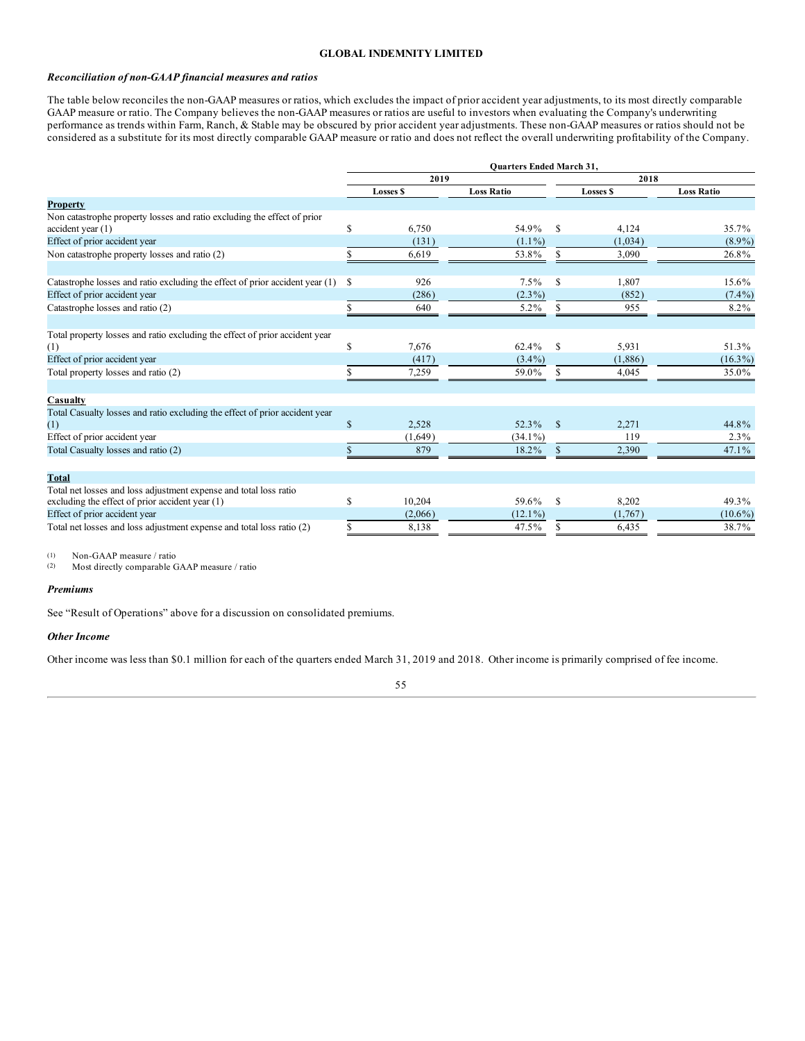**GLOBAL INDEMNITY LIMITED**

***Reconciliation of non-GAAP financial measures and ratios***

The table below reconciles the non-GAAP measures or ratios, which excludes the impact of prior accident year adjustments, to its most directly comparable GAAP measure or ratio. The Company believes the non-GAAP measures or ratios are useful to investors when evaluating the Company's underwriting performance as trends within Farm, Ranch, & Stable may be obscured by prior accident year adjustments. These non-GAAP measures or ratios should not be considered as a substitute for its most directly comparable GAAP measure or ratio and does not reflect the overall underwriting profitability of the Company.

| | Quarters Ended March 31, | | | |
|---|---|---|---|---|
| | 2019 | | 2018 | |
| | Losses $ | Loss Ratio | Losses $ | Loss Ratio |
| **Property** | | | | |
| Non catastrophe property losses and ratio excluding the effect of prior accident year (1) | $ 6,750 | 54.9% | $ 4,124 | 35.7% |
| Effect of prior accident year | (131) | (1.1%) | (1,034) | (8.9%) |
| Non catastrophe property losses and ratio (2) | $ 6,619 | 53.8% | $ 3,090 | 26.8% |
| | | | | |
| Catastrophe losses and ratio excluding the effect of prior accident year (1) | $ 926 | 7.5% | $ 1,807 | 15.6% |
| Effect of prior accident year | (286) | (2.3%) | (852) | (7.4%) |
| Catastrophe losses and ratio (2) | $ 640 | 5.2% | $ 955 | 8.2% |
| | | | | |
| Total property losses and ratio excluding the effect of prior accident year (1) | $ 7,676 | 62.4% | $ 5,931 | 51.3% |
| Effect of prior accident year | (417) | (3.4%) | (1,886) | (16.3%) |
| Total property losses and ratio (2) | $ 7,259 | 59.0% | $ 4,045 | 35.0% |
| | | | | |
| **Casualty** | | | | |
| Total Casualty losses and ratio excluding the effect of prior accident year (1) | $ 2,528 | 52.3% | $ 2,271 | 44.8% |
| Effect of prior accident year | (1,649) | (34.1%) | 119 | 2.3% |
| Total Casualty losses and ratio (2) | $ 879 | 18.2% | $ 2,390 | 47.1% |
| | | | | |
| **Total** | | | | |
| Total net losses and loss adjustment expense and total loss ratio excluding the effect of prior accident year (1) | $ 10,204 | 59.6% | $ 8,202 | 49.3% |
| Effect of prior accident year | (2,066) | (12.1%) | (1,767) | (10.6%) |
| Total net losses and loss adjustment expense and total loss ratio (2) | $ 8,138 | 47.5% | $ 6,435 | 38.7% |

(1) Non-GAAP measure / ratio
(2) Most directly comparable GAAP measure / ratio

***Premiums***

See "Result of Operations" above for a discussion on consolidated premiums.

***Other Income***

Other income was less than $0.1 million for each of the quarters ended March 31, 2019 and 2018. Other income is primarily comprised of fee income.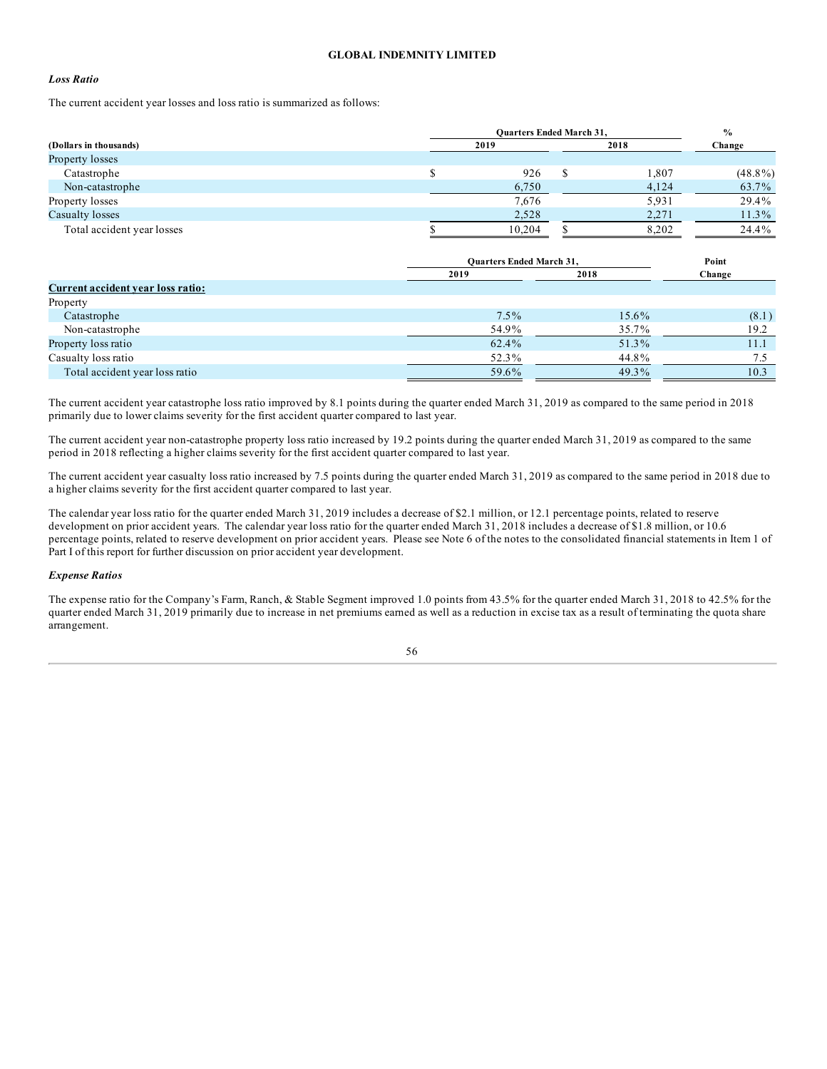**GLOBAL INDEMNITY LIMITED**

***Loss Ratio***

The current accident year losses and loss ratio is summarized as follows:

| (Dollars in thousands) | Quarters Ended March 31, 2019 | Quarters Ended March 31, 2018 | % Change |
|---|---|---|---|
| Property losses | | | |
| Catastrophe | $ 926 | $ 1,807 | (48.8%) |
| Non-catastrophe | 6,750 | 4,124 | 63.7% |
| Property losses | 7,676 | 5,931 | 29.4% |
| Casualty losses | 2,528 | 2,271 | 11.3% |
| Total accident year losses | $ 10,204 | $ 8,202 | 24.4% |

| | Quarters Ended March 31, 2019 | Quarters Ended March 31, 2018 | Point Change |
|---|---|---|---|
| **Current accident year loss ratio:** | | | |
| Property | | | |
| Catastrophe | 7.5% | 15.6% | (8.1) |
| Non-catastrophe | 54.9% | 35.7% | 19.2 |
| Property loss ratio | 62.4% | 51.3% | 11.1 |
| Casualty loss ratio | 52.3% | 44.8% | 7.5 |
| Total accident year loss ratio | 59.6% | 49.3% | 10.3 |

The current accident year catastrophe loss ratio improved by 8.1 points during the quarter ended March 31, 2019 as compared to the same period in 2018 primarily due to lower claims severity for the first accident quarter compared to last year.

The current accident year non-catastrophe property loss ratio increased by 19.2 points during the quarter ended March 31, 2019 as compared to the same period in 2018 reflecting a higher claims severity for the first accident quarter compared to last year.

The current accident year casualty loss ratio increased by 7.5 points during the quarter ended March 31, 2019 as compared to the same period in 2018 due to a higher claims severity for the first accident quarter compared to last year.

The calendar year loss ratio for the quarter ended March 31, 2019 includes a decrease of $2.1 million, or 12.1 percentage points, related to reserve development on prior accident years. The calendar year loss ratio for the quarter ended March 31, 2018 includes a decrease of $1.8 million, or 10.6 percentage points, related to reserve development on prior accident years. Please see Note 6 of the notes to the consolidated financial statements in Item 1 of Part I of this report for further discussion on prior accident year development.

***Expense Ratios***

The expense ratio for the Company's Farm, Ranch, & Stable Segment improved 1.0 points from 43.5% for the quarter ended March 31, 2018 to 42.5% for the quarter ended March 31, 2019 primarily due to increase in net premiums earned as well as a reduction in excise tax as a result of terminating the quota share arrangement.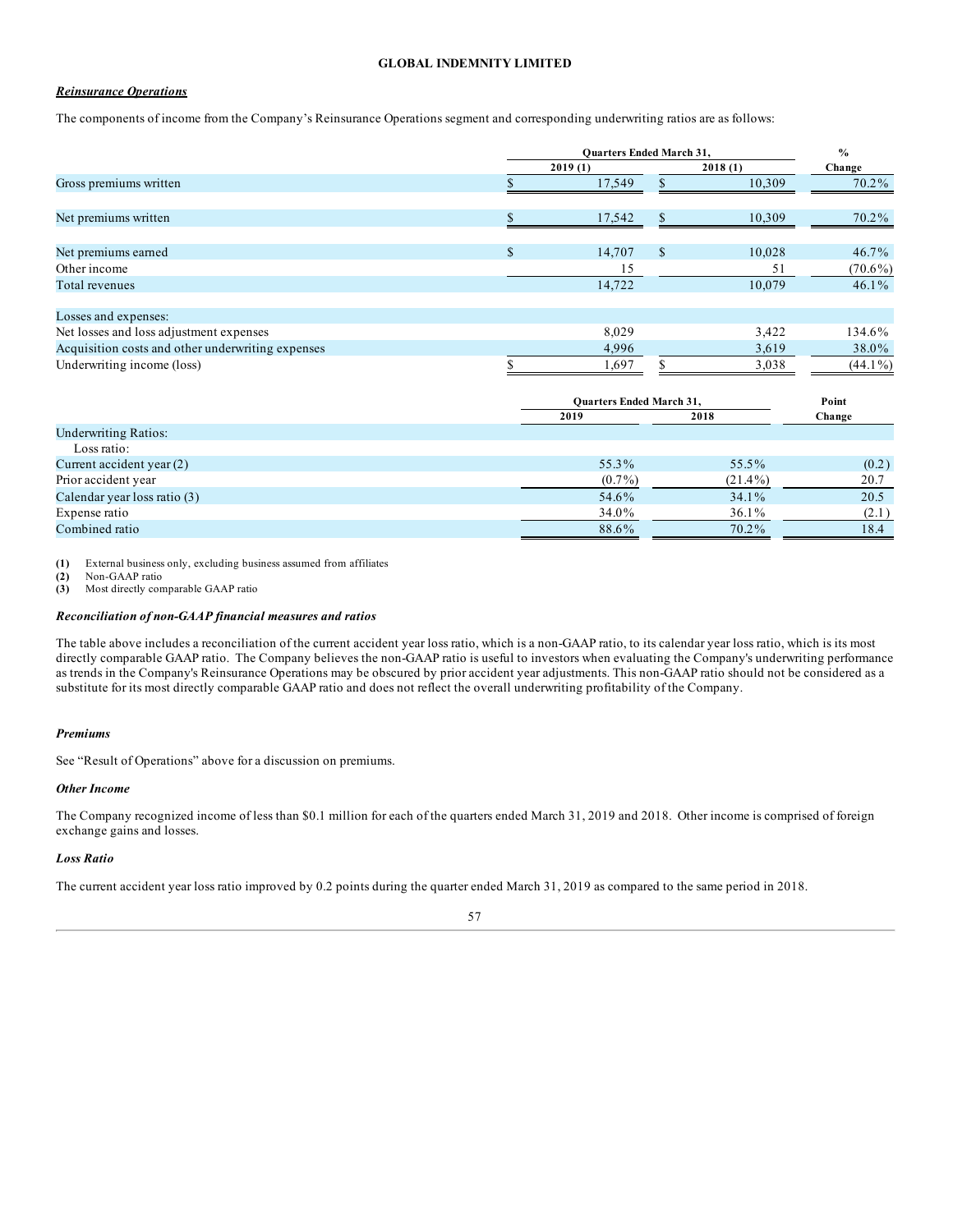**GLOBAL INDEMNITY LIMITED**

***Reinsurance Operations***

The components of income from the Company's Reinsurance Operations segment and corresponding underwriting ratios are as follows:

| | Quarters Ended March 31, | | % |
|---|---|---|---|
| | 2019 (1) | 2018 (1) | Change |
| Gross premiums written | $ 17,549 | $ 10,309 | 70.2% |
| Net premiums written | $ 17,542 | $ 10,309 | 70.2% |
| Net premiums earned | $ 14,707 | $ 10,028 | 46.7% |
| Other income | 15 | 51 | (70.6%) |
| Total revenues | 14,722 | 10,079 | 46.1% |
| Losses and expenses: | | | |
| Net losses and loss adjustment expenses | 8,029 | 3,422 | 134.6% |
| Acquisition costs and other underwriting expenses | 4,996 | 3,619 | 38.0% |
| Underwriting income (loss) | $ 1,697 | $ 3,038 | (44.1%) |

| | Quarters Ended March 31, | | Point |
|---|---|---|---|
| | 2019 | 2018 | Change |
| Underwriting Ratios: | | | |
| Loss ratio: | | | |
| Current accident year (2) | 55.3% | 55.5% | (0.2) |
| Prior accident year | (0.7%) | (21.4%) | 20.7 |
| Calendar year loss ratio (3) | 54.6% | 34.1% | 20.5 |
| Expense ratio | 34.0% | 36.1% | (2.1) |
| Combined ratio | 88.6% | 70.2% | 18.4 |

**(1)** External business only, excluding business assumed from affiliates
**(2)** Non-GAAP ratio
**(3)** Most directly comparable GAAP ratio

***Reconciliation of non-GAAP financial measures and ratios***

The table above includes a reconciliation of the current accident year loss ratio, which is a non-GAAP ratio, to its calendar year loss ratio, which is its most directly comparable GAAP ratio. The Company believes the non-GAAP ratio is useful to investors when evaluating the Company's underwriting performance as trends in the Company's Reinsurance Operations may be obscured by prior accident year adjustments. This non-GAAP ratio should not be considered as a substitute for its most directly comparable GAAP ratio and does not reflect the overall underwriting profitability of the Company.

***Premiums***

See "Result of Operations" above for a discussion on premiums.

***Other Income***

The Company recognized income of less than $0.1 million for each of the quarters ended March 31, 2019 and 2018. Other income is comprised of foreign exchange gains and losses.

***Loss Ratio***

The current accident year loss ratio improved by 0.2 points during the quarter ended March 31, 2019 as compared to the same period in 2018.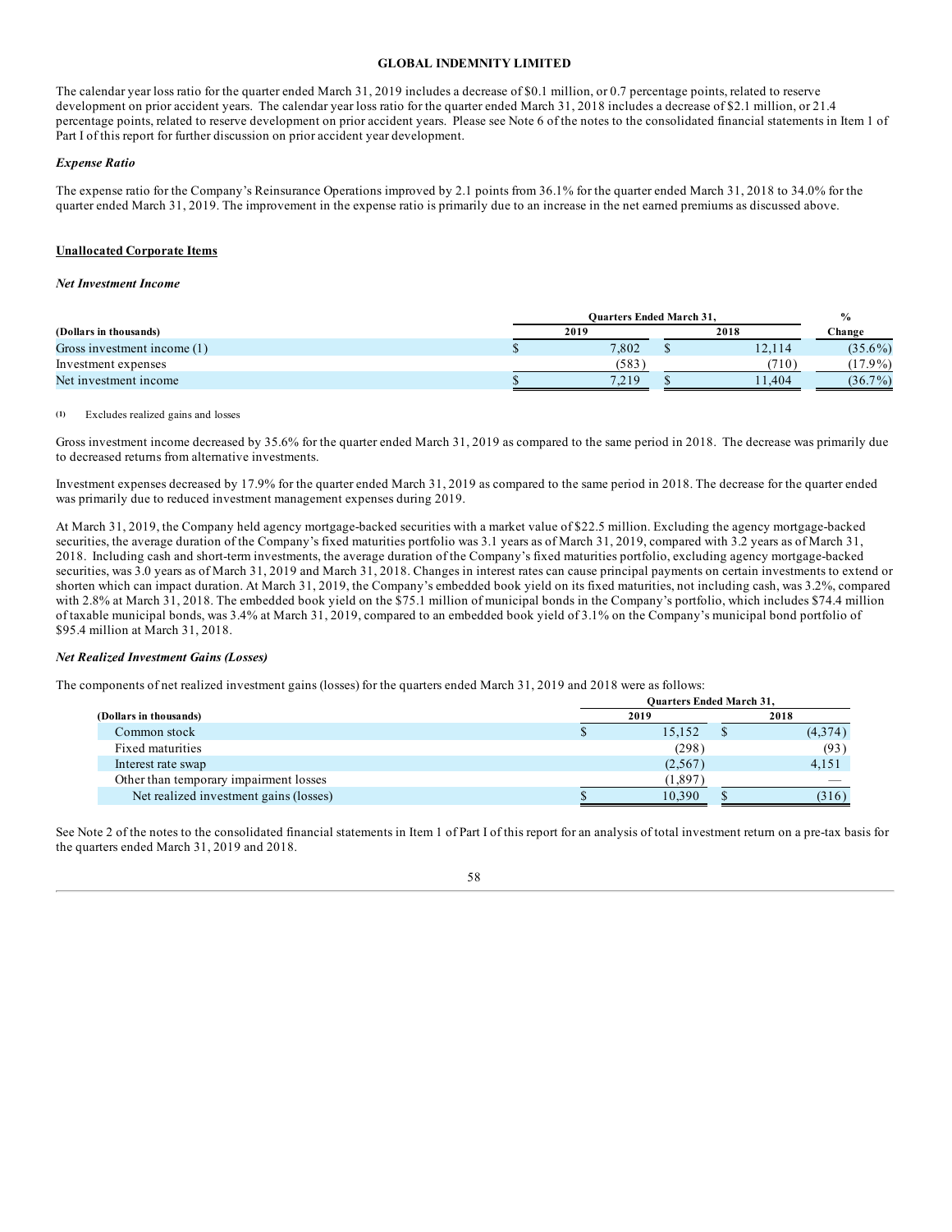The calendar year loss ratio for the quarter ended March 31, 2019 includes a decrease of $0.1 million, or 0.7 percentage points, related to reserve development on prior accident years. The calendar year loss ratio for the quarter ended March 31, 2018 includes a decrease of $2.1 million, or 21.4 percentage points, related to reserve development on prior accident years. Please see Note 6 of the notes to the consolidated financial statements in Item 1 of Part I of this report for further discussion on prior accident year development.

*Expense Ratio*

The expense ratio for the Company's Reinsurance Operations improved by 2.1 points from 36.1% for the quarter ended March 31, 2018 to 34.0% for the quarter ended March 31, 2019. The improvement in the expense ratio is primarily due to an increase in the net earned premiums as discussed above.

**Unallocated Corporate Items**

*Net Investment Income*

| (Dollars in thousands) | Quarters Ended March 31, 2019 | Quarters Ended March 31, 2018 | % Change |
|---|---|---|---|
| Gross investment income (1) | $ 7,802 | $ 12,114 | (35.6%) |
| Investment expenses | (583) | (710) | (17.9%) |
| Net investment income | $ 7,219 | $ 11,404 | (36.7%) |

(1) Excludes realized gains and losses

Gross investment income decreased by 35.6% for the quarter ended March 31, 2019 as compared to the same period in 2018. The decrease was primarily due to decreased returns from alternative investments.

Investment expenses decreased by 17.9% for the quarter ended March 31, 2019 as compared to the same period in 2018. The decrease for the quarter ended was primarily due to reduced investment management expenses during 2019.

At March 31, 2019, the Company held agency mortgage-backed securities with a market value of $22.5 million. Excluding the agency mortgage-backed securities, the average duration of the Company's fixed maturities portfolio was 3.1 years as of March 31, 2019, compared with 3.2 years as of March 31, 2018. Including cash and short-term investments, the average duration of the Company's fixed maturities portfolio, excluding agency mortgage-backed securities, was 3.0 years as of March 31, 2019 and March 31, 2018. Changes in interest rates can cause principal payments on certain investments to extend or shorten which can impact duration. At March 31, 2019, the Company's embedded book yield on its fixed maturities, not including cash, was 3.2%, compared with 2.8% at March 31, 2018. The embedded book yield on the $75.1 million of municipal bonds in the Company's portfolio, which includes $74.4 million of taxable municipal bonds, was 3.4% at March 31, 2019, compared to an embedded book yield of 3.1% on the Company's municipal bond portfolio of $95.4 million at March 31, 2018.

*Net Realized Investment Gains (Losses)*

The components of net realized investment gains (losses) for the quarters ended March 31, 2019 and 2018 were as follows:

| (Dollars in thousands) | Quarters Ended March 31, 2019 | Quarters Ended March 31, 2018 |
|---|---|---|
| Common stock | $ 15,152 | $ (4,374) |
| Fixed maturities | (298) | (93) |
| Interest rate swap | (2,567) | 4,151 |
| Other than temporary impairment losses | (1,897) | — |
| Net realized investment gains (losses) | $ 10,390 | $ (316) |

See Note 2 of the notes to the consolidated financial statements in Item 1 of Part I of this report for an analysis of total investment return on a pre-tax basis for the quarters ended March 31, 2019 and 2018.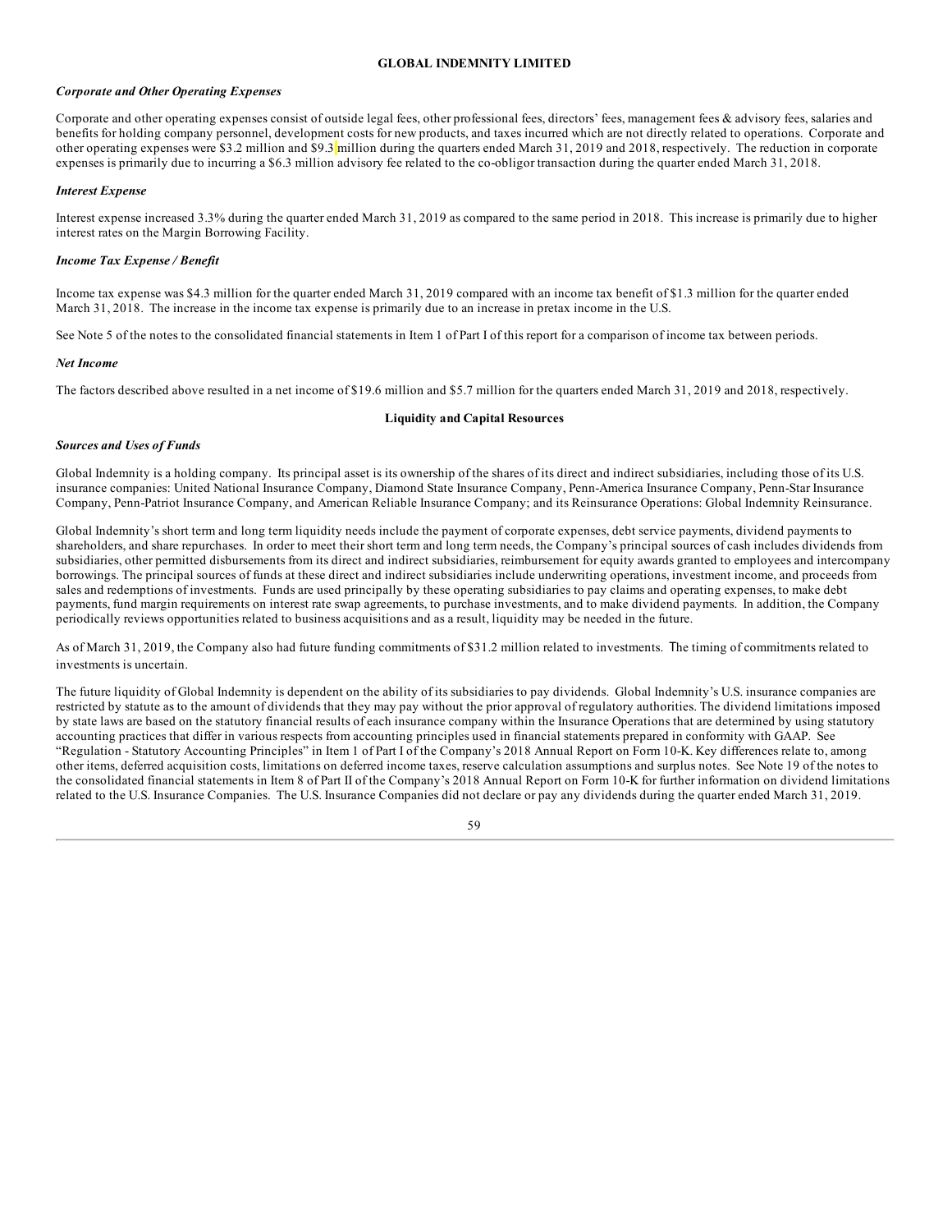### *Corporate and Other Operating Expenses*

Corporate and other operating expenses consist of outside legal fees, other professional fees, directors' fees, management fees & advisory fees, salaries and benefits for holding company personnel, development costs for new products, and taxes incurred which are not directly related to operations. Corporate and other operating expenses were $3.2 million and $9.3 million during the quarters ended March 31, 2019 and 2018, respectively. The reduction in corporate expenses is primarily due to incurring a $6.3 million advisory fee related to the co-obligor transaction during the quarter ended March 31, 2018.

### *Interest Expense*

Interest expense increased 3.3% during the quarter ended March 31, 2019 as compared to the same period in 2018. This increase is primarily due to higher interest rates on the Margin Borrowing Facility.

### *Income Tax Expense / Benefit*

Income tax expense was $4.3 million for the quarter ended March 31, 2019 compared with an income tax benefit of $1.3 million for the quarter ended March 31, 2018. The increase in the income tax expense is primarily due to an increase in pretax income in the U.S.

See Note 5 of the notes to the consolidated financial statements in Item 1 of Part I of this report for a comparison of income tax between periods.

### *Net Income*

The factors described above resulted in a net income of $19.6 million and $5.7 million for the quarters ended March 31, 2019 and 2018, respectively.

## Liquidity and Capital Resources

### *Sources and Uses of Funds*

Global Indemnity is a holding company. Its principal asset is its ownership of the shares of its direct and indirect subsidiaries, including those of its U.S. insurance companies: United National Insurance Company, Diamond State Insurance Company, Penn-America Insurance Company, Penn-Star Insurance Company, Penn-Patriot Insurance Company, and American Reliable Insurance Company; and its Reinsurance Operations: Global Indemnity Reinsurance.

Global Indemnity's short term and long term liquidity needs include the payment of corporate expenses, debt service payments, dividend payments to shareholders, and share repurchases. In order to meet their short term and long term needs, the Company's principal sources of cash includes dividends from subsidiaries, other permitted disbursements from its direct and indirect subsidiaries, reimbursement for equity awards granted to employees and intercompany borrowings. The principal sources of funds at these direct and indirect subsidiaries include underwriting operations, investment income, and proceeds from sales and redemptions of investments. Funds are used principally by these operating subsidiaries to pay claims and operating expenses, to make debt payments, fund margin requirements on interest rate swap agreements, to purchase investments, and to make dividend payments. In addition, the Company periodically reviews opportunities related to business acquisitions and as a result, liquidity may be needed in the future.

As of March 31, 2019, the Company also had future funding commitments of $31.2 million related to investments. The timing of commitments related to investments is uncertain.

The future liquidity of Global Indemnity is dependent on the ability of its subsidiaries to pay dividends. Global Indemnity's U.S. insurance companies are restricted by statute as to the amount of dividends that they may pay without the prior approval of regulatory authorities. The dividend limitations imposed by state laws are based on the statutory financial results of each insurance company within the Insurance Operations that are determined by using statutory accounting practices that differ in various respects from accounting principles used in financial statements prepared in conformity with GAAP. See "Regulation - Statutory Accounting Principles" in Item 1 of Part I of the Company's 2018 Annual Report on Form 10-K. Key differences relate to, among other items, deferred acquisition costs, limitations on deferred income taxes, reserve calculation assumptions and surplus notes. See Note 19 of the notes to the consolidated financial statements in Item 8 of Part II of the Company's 2018 Annual Report on Form 10-K for further information on dividend limitations related to the U.S. Insurance Companies. The U.S. Insurance Companies did not declare or pay any dividends during the quarter ended March 31, 2019.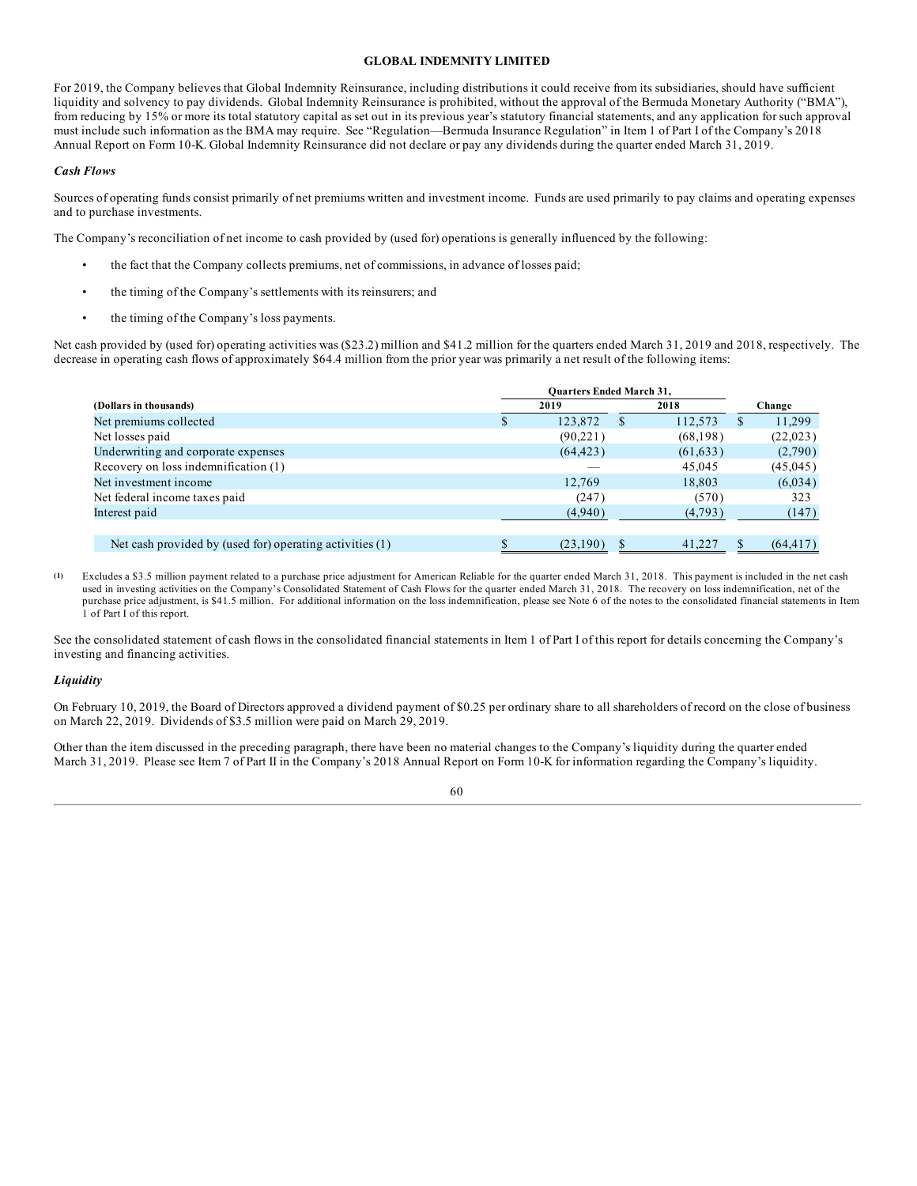For 2019, the Company believes that Global Indemnity Reinsurance, including distributions it could receive from its subsidiaries, should have sufficient liquidity and solvency to pay dividends. Global Indemnity Reinsurance is prohibited, without the approval of the Bermuda Monetary Authority ("BMA"), from reducing by 15% or more its total statutory capital as set out in its previous year's statutory financial statements, and any application for such approval must include such information as the BMA may require. See "Regulation—Bermuda Insurance Regulation" in Item 1 of Part I of the Company's 2018 Annual Report on Form 10-K. Global Indemnity Reinsurance did not declare or pay any dividends during the quarter ended March 31, 2019.

### *Cash Flows*

Sources of operating funds consist primarily of net premiums written and investment income. Funds are used primarily to pay claims and operating expenses and to purchase investments.

The Company's reconciliation of net income to cash provided by (used for) operations is generally influenced by the following:

- the fact that the Company collects premiums, net of commissions, in advance of losses paid;
- the timing of the Company's settlements with its reinsurers; and
- the timing of the Company's loss payments.

Net cash provided by (used for) operating activities was ($23.2) million and $41.2 million for the quarters ended March 31, 2019 and 2018, respectively. The decrease in operating cash flows of approximately $64.4 million from the prior year was primarily a net result of the following items:

| | Quarters Ended March 31, | | |
|---|---|---|---|
| **(Dollars in thousands)** | **2019** | **2018** | **Change** |
| Net premiums collected | $ 123,872 | $ 112,573 | $ 11,299 |
| Net losses paid | (90,221) | (68,198) | (22,023) |
| Underwriting and corporate expenses | (64,423) | (61,633) | (2,790) |
| Recovery on loss indemnification (1) | — | 45,045 | (45,045) |
| Net investment income | 12,769 | 18,803 | (6,034) |
| Net federal income taxes paid | (247) | (570) | 323 |
| Interest paid | (4,940) | (4,793) | (147) |
| Net cash provided by (used for) operating activities (1) | $ (23,190) | $ 41,227 | $ (64,417) |

(1) Excludes a $3.5 million payment related to a purchase price adjustment for American Reliable for the quarter ended March 31, 2018. This payment is included in the net cash used in investing activities on the Company's Consolidated Statement of Cash Flows for the quarter ended March 31, 2018. The recovery on loss indemnification, net of the purchase price adjustment, is $41.5 million. For additional information on the loss indemnification, please see Note 6 of the notes to the consolidated financial statements in Item 1 of Part I of this report.

See the consolidated statement of cash flows in the consolidated financial statements in Item 1 of Part I of this report for details concerning the Company's investing and financing activities.

### *Liquidity*

On February 10, 2019, the Board of Directors approved a dividend payment of $0.25 per ordinary share to all shareholders of record on the close of business on March 22, 2019. Dividends of $3.5 million were paid on March 29, 2019.

Other than the item discussed in the preceding paragraph, there have been no material changes to the Company's liquidity during the quarter ended March 31, 2019. Please see Item 7 of Part II in the Company's 2018 Annual Report on Form 10-K for information regarding the Company's liquidity.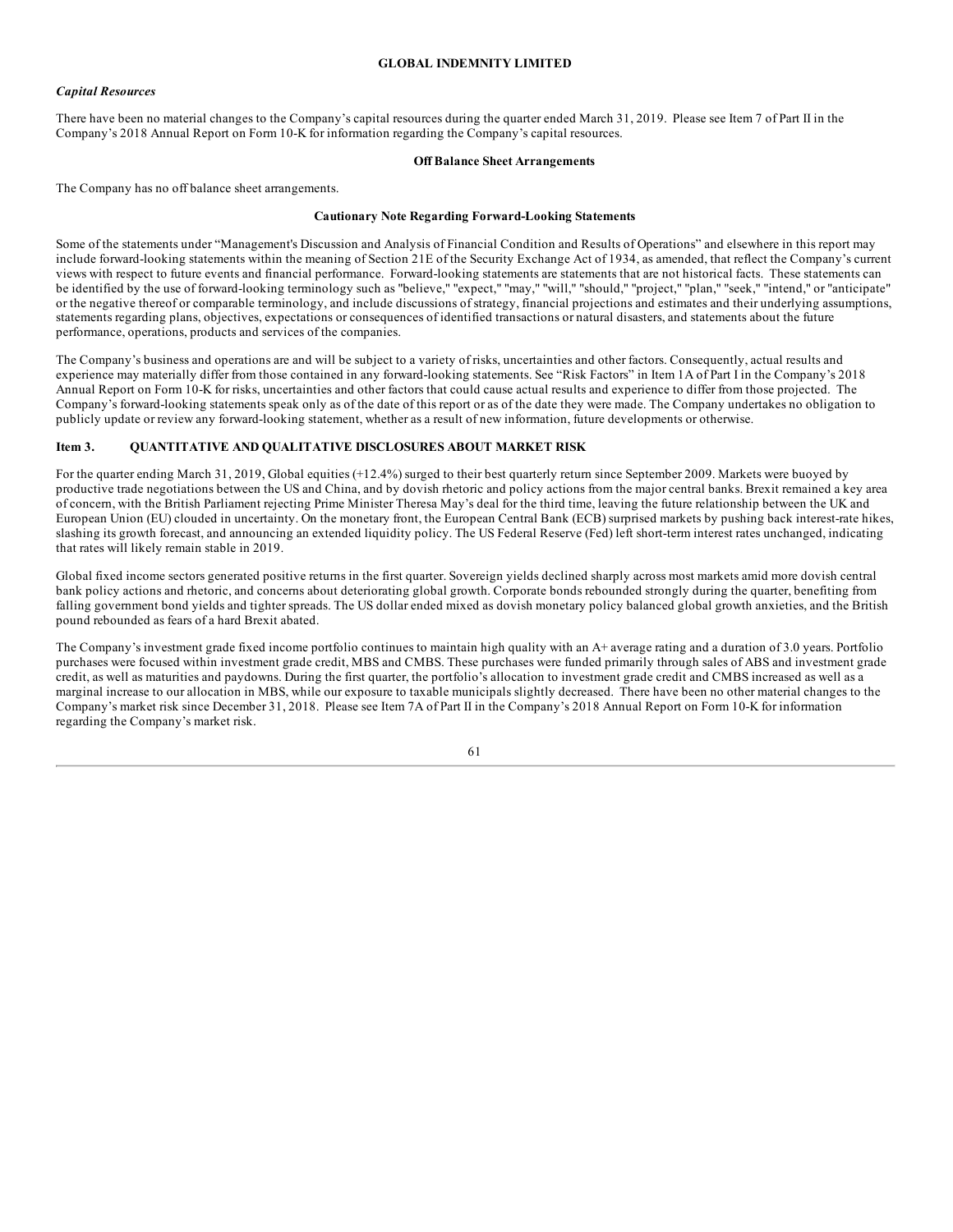### *Capital Resources*

There have been no material changes to the Company's capital resources during the quarter ended March 31, 2019. Please see Item 7 of Part II in the Company's 2018 Annual Report on Form 10-K for information regarding the Company's capital resources.

#### Off Balance Sheet Arrangements

The Company has no off balance sheet arrangements.

#### Cautionary Note Regarding Forward-Looking Statements

Some of the statements under "Management's Discussion and Analysis of Financial Condition and Results of Operations" and elsewhere in this report may include forward-looking statements within the meaning of Section 21E of the Security Exchange Act of 1934, as amended, that reflect the Company's current views with respect to future events and financial performance. Forward-looking statements are statements that are not historical facts. These statements can be identified by the use of forward-looking terminology such as "believe," "expect," "may," "will," "should," "project," "plan," "seek," "intend," or "anticipate" or the negative thereof or comparable terminology, and include discussions of strategy, financial projections and estimates and their underlying assumptions, statements regarding plans, objectives, expectations or consequences of identified transactions or natural disasters, and statements about the future performance, operations, products and services of the companies.

The Company's business and operations are and will be subject to a variety of risks, uncertainties and other factors. Consequently, actual results and experience may materially differ from those contained in any forward-looking statements. See "Risk Factors" in Item 1A of Part I in the Company's 2018 Annual Report on Form 10-K for risks, uncertainties and other factors that could cause actual results and experience to differ from those projected. The Company's forward-looking statements speak only as of the date of this report or as of the date they were made. The Company undertakes no obligation to publicly update or review any forward-looking statement, whether as a result of new information, future developments or otherwise.

## Item 3. QUANTITATIVE AND QUALITATIVE DISCLOSURES ABOUT MARKET RISK

For the quarter ending March 31, 2019, Global equities (+12.4%) surged to their best quarterly return since September 2009. Markets were buoyed by productive trade negotiations between the US and China, and by dovish rhetoric and policy actions from the major central banks. Brexit remained a key area of concern, with the British Parliament rejecting Prime Minister Theresa May's deal for the third time, leaving the future relationship between the UK and European Union (EU) clouded in uncertainty. On the monetary front, the European Central Bank (ECB) surprised markets by pushing back interest-rate hikes, slashing its growth forecast, and announcing an extended liquidity policy. The US Federal Reserve (Fed) left short-term interest rates unchanged, indicating that rates will likely remain stable in 2019.

Global fixed income sectors generated positive returns in the first quarter. Sovereign yields declined sharply across most markets amid more dovish central bank policy actions and rhetoric, and concerns about deteriorating global growth. Corporate bonds rebounded strongly during the quarter, benefiting from falling government bond yields and tighter spreads. The US dollar ended mixed as dovish monetary policy balanced global growth anxieties, and the British pound rebounded as fears of a hard Brexit abated.

The Company's investment grade fixed income portfolio continues to maintain high quality with an A+ average rating and a duration of 3.0 years. Portfolio purchases were focused within investment grade credit, MBS and CMBS. These purchases were funded primarily through sales of ABS and investment grade credit, as well as maturities and paydowns. During the first quarter, the portfolio's allocation to investment grade credit and CMBS increased as well as a marginal increase to our allocation in MBS, while our exposure to taxable municipals slightly decreased. There have been no other material changes to the Company's market risk since December 31, 2018. Please see Item 7A of Part II in the Company's 2018 Annual Report on Form 10-K for information regarding the Company's market risk.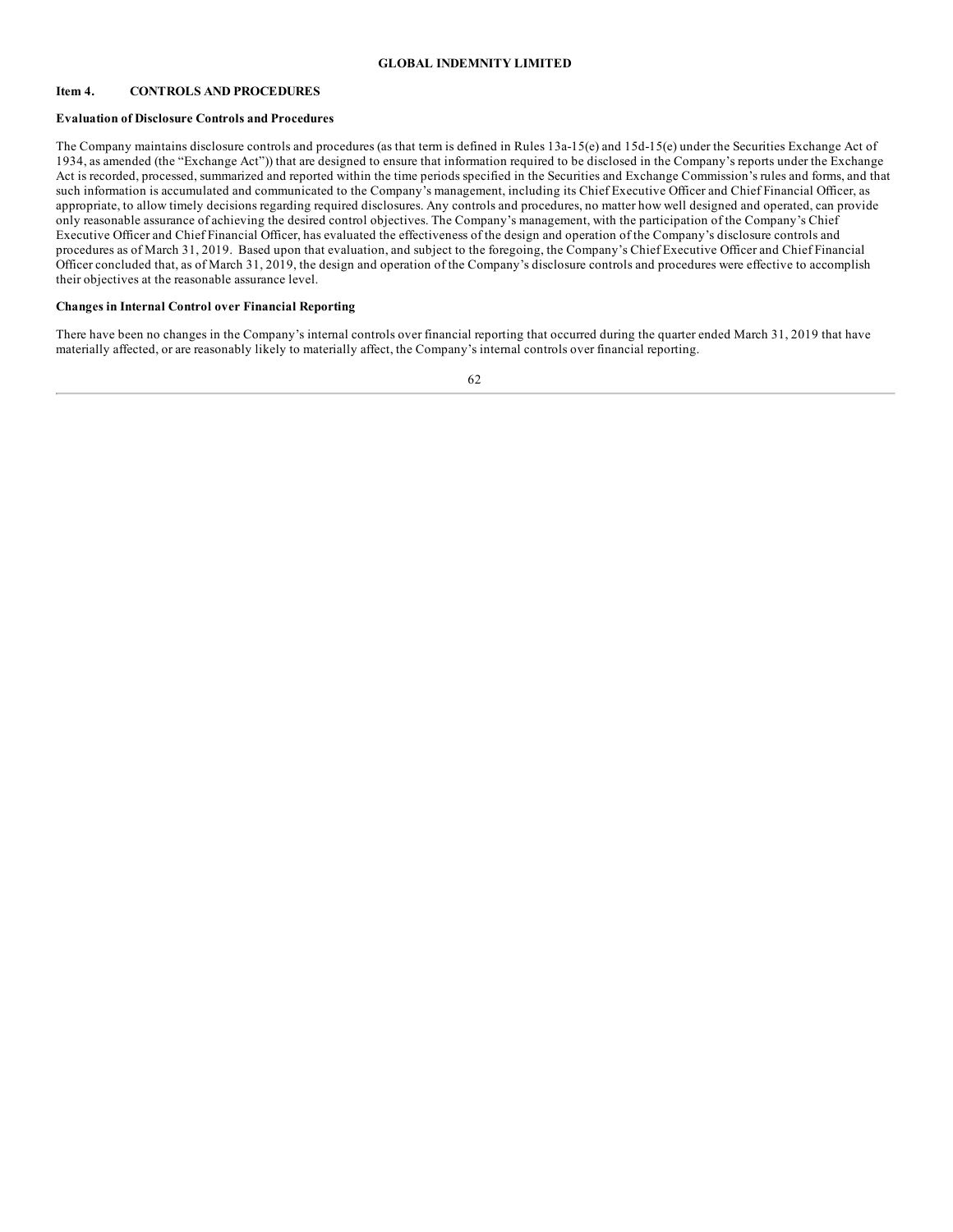## Item 4. CONTROLS AND PROCEDURES

### Evaluation of Disclosure Controls and Procedures

The Company maintains disclosure controls and procedures (as that term is defined in Rules 13a-15(e) and 15d-15(e) under the Securities Exchange Act of 1934, as amended (the "Exchange Act")) that are designed to ensure that information required to be disclosed in the Company's reports under the Exchange Act is recorded, processed, summarized and reported within the time periods specified in the Securities and Exchange Commission's rules and forms, and that such information is accumulated and communicated to the Company's management, including its Chief Executive Officer and Chief Financial Officer, as appropriate, to allow timely decisions regarding required disclosures. Any controls and procedures, no matter how well designed and operated, can provide only reasonable assurance of achieving the desired control objectives. The Company's management, with the participation of the Company's Chief Executive Officer and Chief Financial Officer, has evaluated the effectiveness of the design and operation of the Company's disclosure controls and procedures as of March 31, 2019. Based upon that evaluation, and subject to the foregoing, the Company's Chief Executive Officer and Chief Financial Officer concluded that, as of March 31, 2019, the design and operation of the Company's disclosure controls and procedures were effective to accomplish their objectives at the reasonable assurance level.

### Changes in Internal Control over Financial Reporting

There have been no changes in the Company's internal controls over financial reporting that occurred during the quarter ended March 31, 2019 that have materially affected, or are reasonably likely to materially affect, the Company's internal controls over financial reporting.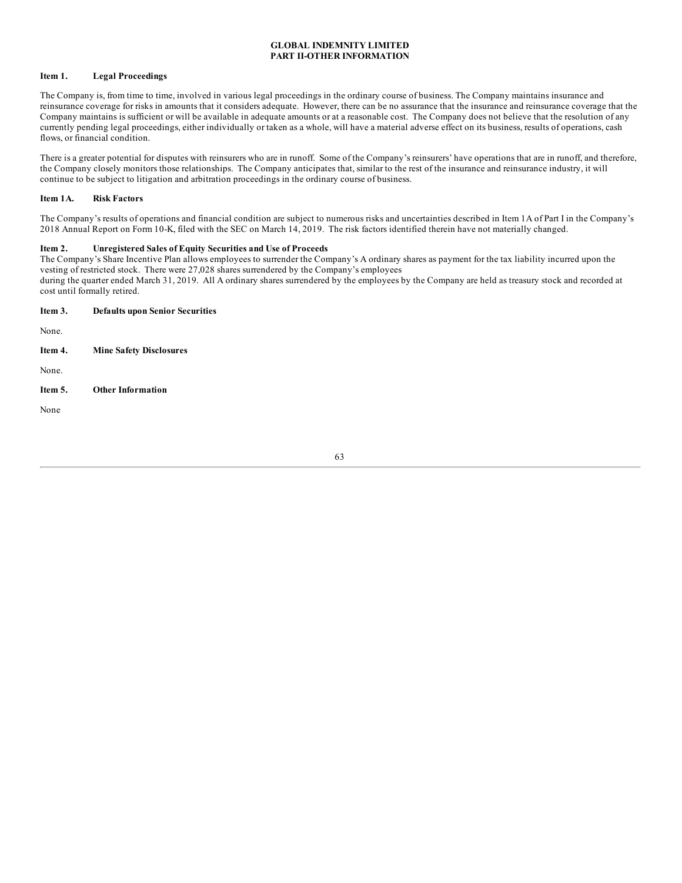**GLOBAL INDEMNITY LIMITED**
**PART II-OTHER INFORMATION**

**Item 1. Legal Proceedings**

The Company is, from time to time, involved in various legal proceedings in the ordinary course of business. The Company maintains insurance and reinsurance coverage for risks in amounts that it considers adequate. However, there can be no assurance that the insurance and reinsurance coverage that the Company maintains is sufficient or will be available in adequate amounts or at a reasonable cost. The Company does not believe that the resolution of any currently pending legal proceedings, either individually or taken as a whole, will have a material adverse effect on its business, results of operations, cash flows, or financial condition.

There is a greater potential for disputes with reinsurers who are in runoff. Some of the Company's reinsurers' have operations that are in runoff, and therefore, the Company closely monitors those relationships. The Company anticipates that, similar to the rest of the insurance and reinsurance industry, it will continue to be subject to litigation and arbitration proceedings in the ordinary course of business.

**Item 1A. Risk Factors**

The Company's results of operations and financial condition are subject to numerous risks and uncertainties described in Item 1A of Part I in the Company's 2018 Annual Report on Form 10-K, filed with the SEC on March 14, 2019. The risk factors identified therein have not materially changed.

**Item 2. Unregistered Sales of Equity Securities and Use of Proceeds**

The Company's Share Incentive Plan allows employees to surrender the Company's A ordinary shares as payment for the tax liability incurred upon the vesting of restricted stock. There were 27,028 shares surrendered by the Company's employees during the quarter ended March 31, 2019. All A ordinary shares surrendered by the employees by the Company are held as treasury stock and recorded at cost until formally retired.

**Item 3. Defaults upon Senior Securities**

None.

**Item 4. Mine Safety Disclosures**

None.

**Item 5. Other Information**

None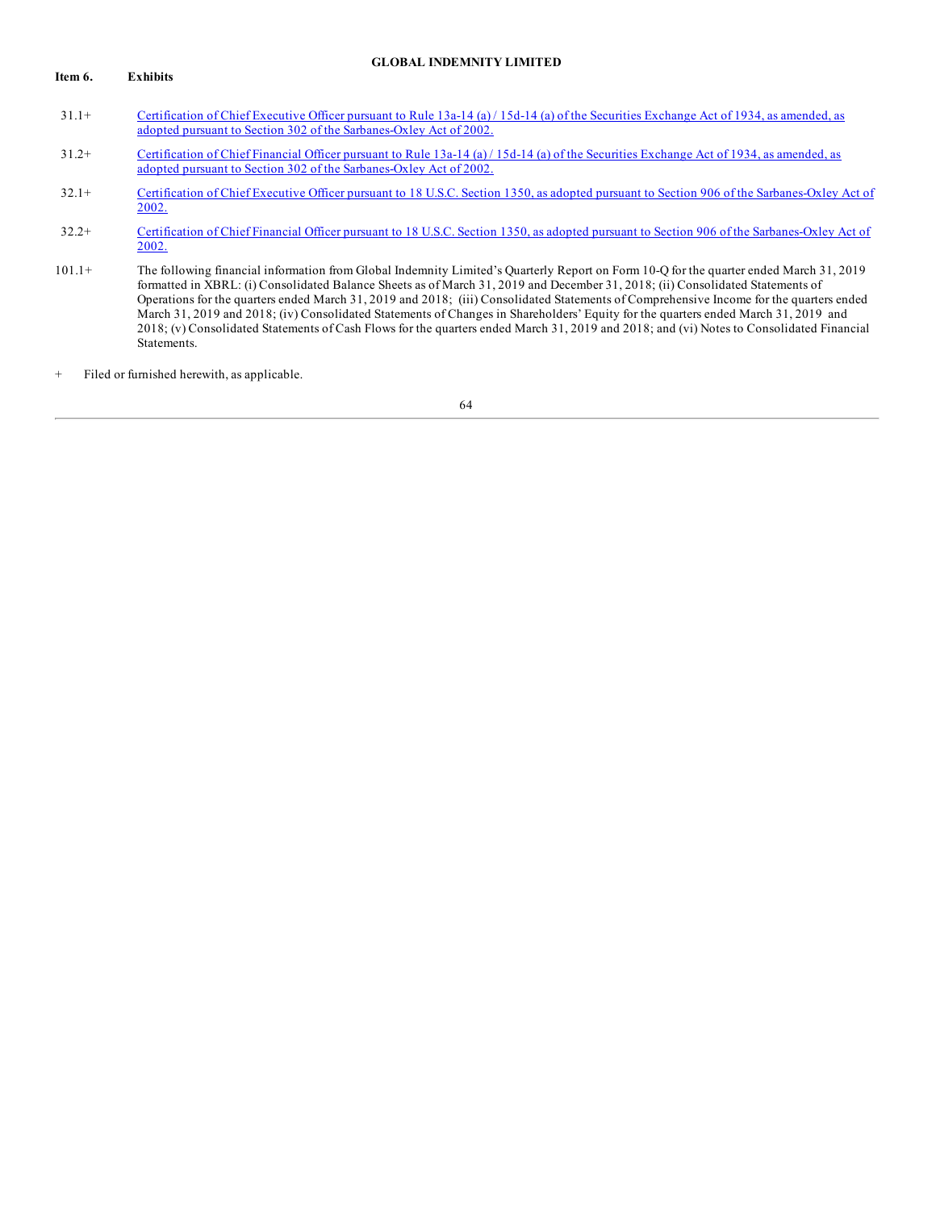GLOBAL INDEMNITY LIMITED

**Item 6. Exhibits**

| | |
|---|---|
| 31.1+ | Certification of Chief Executive Officer pursuant to Rule 13a-14 (a) / 15d-14 (a) of the Securities Exchange Act of 1934, as amended, as adopted pursuant to Section 302 of the Sarbanes-Oxley Act of 2002. |
| 31.2+ | Certification of Chief Financial Officer pursuant to Rule 13a-14 (a) / 15d-14 (a) of the Securities Exchange Act of 1934, as amended, as adopted pursuant to Section 302 of the Sarbanes-Oxley Act of 2002. |
| 32.1+ | Certification of Chief Executive Officer pursuant to 18 U.S.C. Section 1350, as adopted pursuant to Section 906 of the Sarbanes-Oxley Act of 2002. |
| 32.2+ | Certification of Chief Financial Officer pursuant to 18 U.S.C. Section 1350, as adopted pursuant to Section 906 of the Sarbanes-Oxley Act of 2002. |
| 101.1+ | The following financial information from Global Indemnity Limited's Quarterly Report on Form 10-Q for the quarter ended March 31, 2019 formatted in XBRL: (i) Consolidated Balance Sheets as of March 31, 2019 and December 31, 2018; (ii) Consolidated Statements of Operations for the quarters ended March 31, 2019 and 2018; (iii) Consolidated Statements of Comprehensive Income for the quarters ended March 31, 2019 and 2018; (iv) Consolidated Statements of Changes in Shareholders' Equity for the quarters ended March 31, 2019 and 2018; (v) Consolidated Statements of Cash Flows for the quarters ended March 31, 2019 and 2018; and (vi) Notes to Consolidated Financial Statements. |

\+ Filed or furnished herewith, as applicable.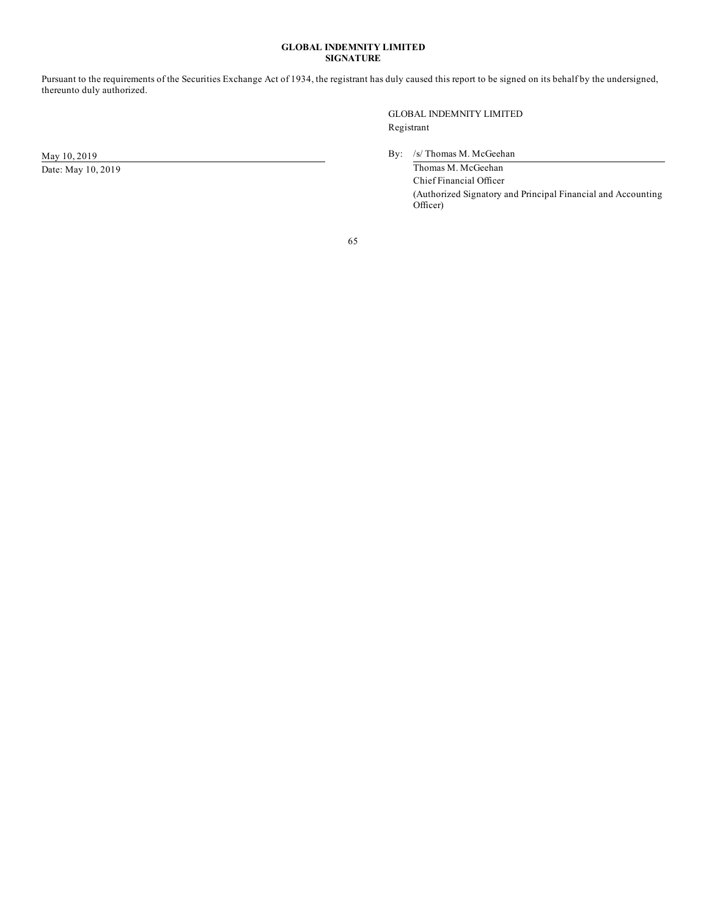**GLOBAL INDEMNITY LIMITED**
**SIGNATURE**

Pursuant to the requirements of the Securities Exchange Act of 1934, the registrant has duly caused this report to be signed on its behalf by the undersigned, thereunto duly authorized.

GLOBAL INDEMNITY LIMITED
Registrant

May 10, 2019
Date: May 10, 2019

By: /s/ Thomas M. McGeehan
Thomas M. McGeehan
Chief Financial Officer
(Authorized Signatory and Principal Financial and Accounting Officer)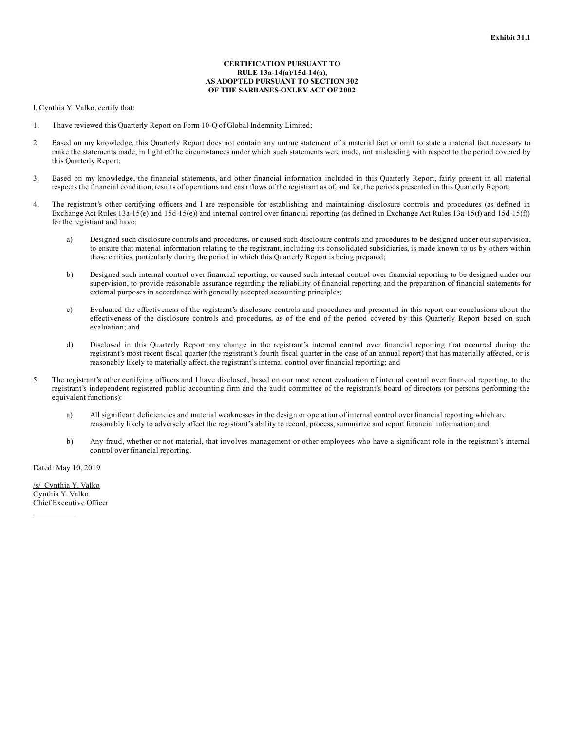**Exhibit 31.1**

**CERTIFICATION PURSUANT TO**
**RULE 13a-14(a)/15d-14(a),**
**AS ADOPTED PURSUANT TO SECTION 302**
**OF THE SARBANES-OXLEY ACT OF 2002**

I, Cynthia Y. Valko, certify that:

1. I have reviewed this Quarterly Report on Form 10-Q of Global Indemnity Limited;

2. Based on my knowledge, this Quarterly Report does not contain any untrue statement of a material fact or omit to state a material fact necessary to make the statements made, in light of the circumstances under which such statements were made, not misleading with respect to the period covered by this Quarterly Report;

3. Based on my knowledge, the financial statements, and other financial information included in this Quarterly Report, fairly present in all material respects the financial condition, results of operations and cash flows of the registrant as of, and for, the periods presented in this Quarterly Report;

4. The registrant's other certifying officers and I are responsible for establishing and maintaining disclosure controls and procedures (as defined in Exchange Act Rules 13a-15(e) and 15d-15(e)) and internal control over financial reporting (as defined in Exchange Act Rules 13a-15(f) and 15d-15(f)) for the registrant and have:

   a) Designed such disclosure controls and procedures, or caused such disclosure controls and procedures to be designed under our supervision, to ensure that material information relating to the registrant, including its consolidated subsidiaries, is made known to us by others within those entities, particularly during the period in which this Quarterly Report is being prepared;

   b) Designed such internal control over financial reporting, or caused such internal control over financial reporting to be designed under our supervision, to provide reasonable assurance regarding the reliability of financial reporting and the preparation of financial statements for external purposes in accordance with generally accepted accounting principles;

   c) Evaluated the effectiveness of the registrant's disclosure controls and procedures and presented in this report our conclusions about the effectiveness of the disclosure controls and procedures, as of the end of the period covered by this Quarterly Report based on such evaluation; and

   d) Disclosed in this Quarterly Report any change in the registrant's internal control over financial reporting that occurred during the registrant's most recent fiscal quarter (the registrant's fourth fiscal quarter in the case of an annual report) that has materially affected, or is reasonably likely to materially affect, the registrant's internal control over financial reporting; and

5. The registrant's other certifying officers and I have disclosed, based on our most recent evaluation of internal control over financial reporting, to the registrant's independent registered public accounting firm and the audit committee of the registrant's board of directors (or persons performing the equivalent functions):

   a) All significant deficiencies and material weaknesses in the design or operation of internal control over financial reporting which are reasonably likely to adversely affect the registrant's ability to record, process, summarize and report financial information; and

   b) Any fraud, whether or not material, that involves management or other employees who have a significant role in the registrant's internal control over financial reporting.

Dated: May 10, 2019

/s/ Cynthia Y. Valko
Cynthia Y. Valko
Chief Executive Officer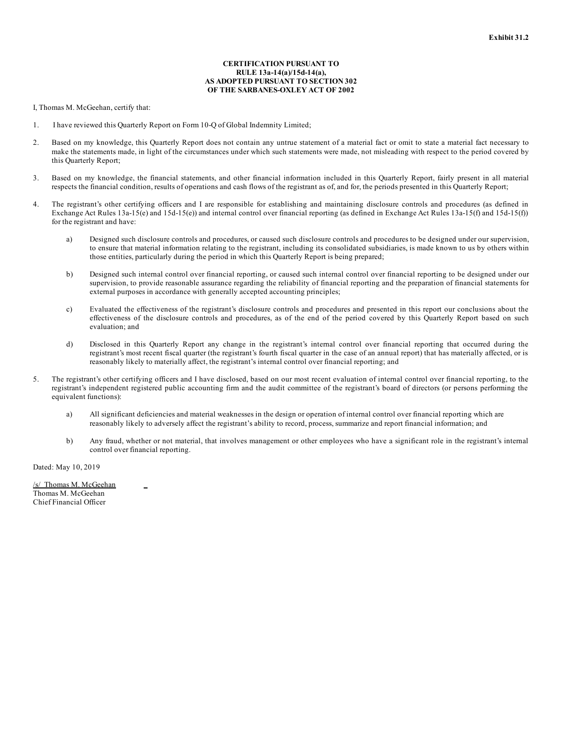**Exhibit 31.2**

**CERTIFICATION PURSUANT TO**
**RULE 13a-14(a)/15d-14(a),**
**AS ADOPTED PURSUANT TO SECTION 302**
**OF THE SARBANES-OXLEY ACT OF 2002**

I, Thomas M. McGeehan, certify that:

1. I have reviewed this Quarterly Report on Form 10-Q of Global Indemnity Limited;

2. Based on my knowledge, this Quarterly Report does not contain any untrue statement of a material fact or omit to state a material fact necessary to make the statements made, in light of the circumstances under which such statements were made, not misleading with respect to the period covered by this Quarterly Report;

3. Based on my knowledge, the financial statements, and other financial information included in this Quarterly Report, fairly present in all material respects the financial condition, results of operations and cash flows of the registrant as of, and for, the periods presented in this Quarterly Report;

4. The registrant's other certifying officers and I are responsible for establishing and maintaining disclosure controls and procedures (as defined in Exchange Act Rules 13a-15(e) and 15d-15(e)) and internal control over financial reporting (as defined in Exchange Act Rules 13a-15(f) and 15d-15(f)) for the registrant and have:

   a) Designed such disclosure controls and procedures, or caused such disclosure controls and procedures to be designed under our supervision, to ensure that material information relating to the registrant, including its consolidated subsidiaries, is made known to us by others within those entities, particularly during the period in which this Quarterly Report is being prepared;

   b) Designed such internal control over financial reporting, or caused such internal control over financial reporting to be designed under our supervision, to provide reasonable assurance regarding the reliability of financial reporting and the preparation of financial statements for external purposes in accordance with generally accepted accounting principles;

   c) Evaluated the effectiveness of the registrant's disclosure controls and procedures and presented in this report our conclusions about the effectiveness of the disclosure controls and procedures, as of the end of the period covered by this Quarterly Report based on such evaluation; and

   d) Disclosed in this Quarterly Report any change in the registrant's internal control over financial reporting that occurred during the registrant's most recent fiscal quarter (the registrant's fourth fiscal quarter in the case of an annual report) that has materially affected, or is reasonably likely to materially affect, the registrant's internal control over financial reporting; and

5. The registrant's other certifying officers and I have disclosed, based on our most recent evaluation of internal control over financial reporting, to the registrant's independent registered public accounting firm and the audit committee of the registrant's board of directors (or persons performing the equivalent functions):

   a) All significant deficiencies and material weaknesses in the design or operation of internal control over financial reporting which are reasonably likely to adversely affect the registrant's ability to record, process, summarize and report financial information; and

   b) Any fraud, whether or not material, that involves management or other employees who have a significant role in the registrant's internal control over financial reporting.

Dated: May 10, 2019

/s/ Thomas M. McGeehan
Thomas M. McGeehan
Chief Financial Officer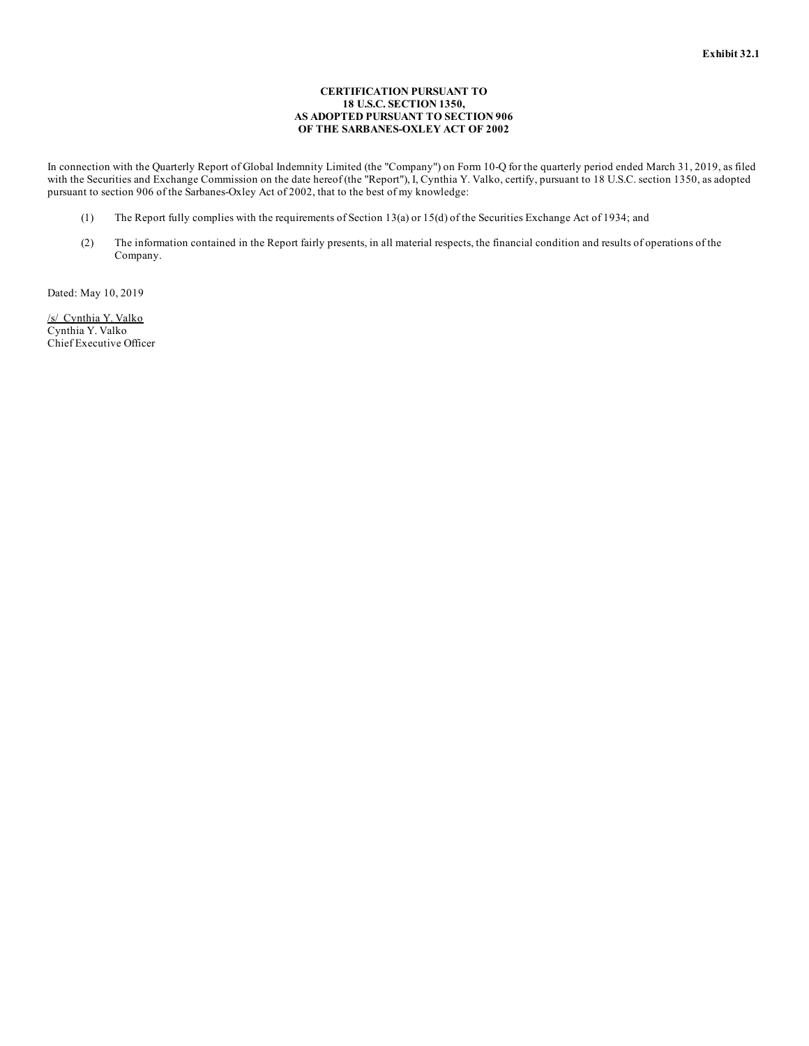**Exhibit 32.1**

**CERTIFICATION PURSUANT TO**
**18 U.S.C. SECTION 1350,**
**AS ADOPTED PURSUANT TO SECTION 906**
**OF THE SARBANES-OXLEY ACT OF 2002**

In connection with the Quarterly Report of Global Indemnity Limited (the "Company") on Form 10-Q for the quarterly period ended March 31, 2019, as filed with the Securities and Exchange Commission on the date hereof (the "Report"), I, Cynthia Y. Valko, certify, pursuant to 18 U.S.C. section 1350, as adopted pursuant to section 906 of the Sarbanes-Oxley Act of 2002, that to the best of my knowledge:

(1) The Report fully complies with the requirements of Section 13(a) or 15(d) of the Securities Exchange Act of 1934; and

(2) The information contained in the Report fairly presents, in all material respects, the financial condition and results of operations of the Company.

Dated: May 10, 2019

/s/ Cynthia Y. Valko
Cynthia Y. Valko
Chief Executive Officer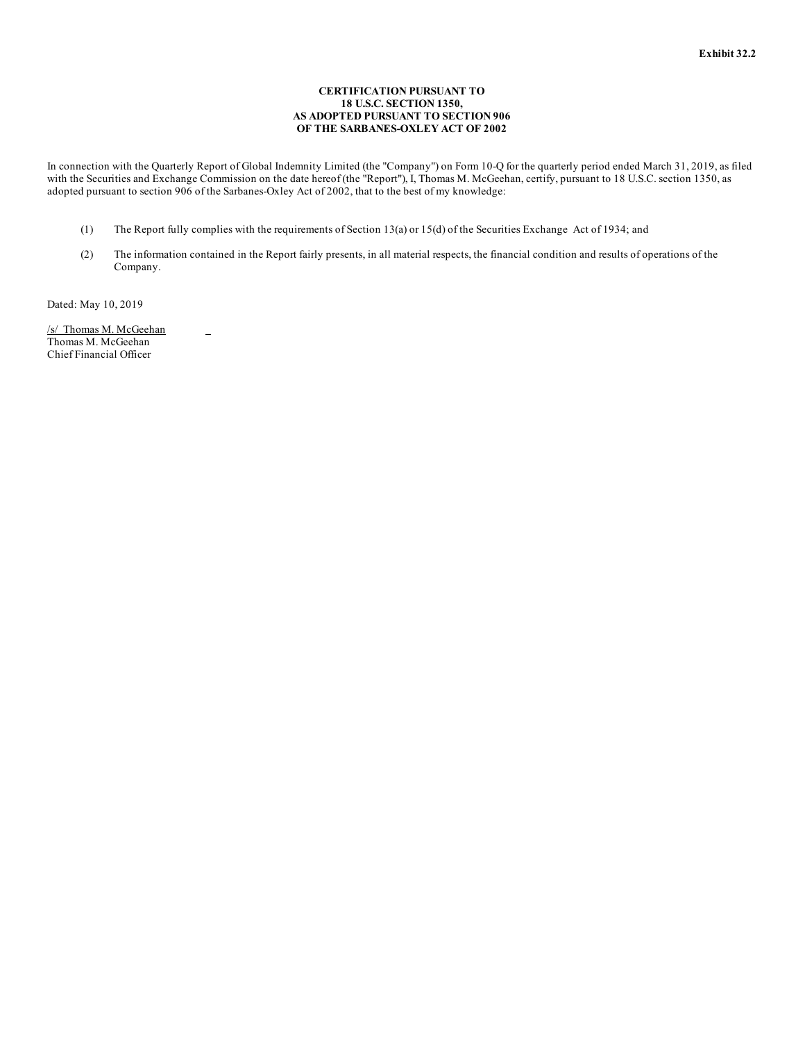**Exhibit 32.2**

**CERTIFICATION PURSUANT TO**
**18 U.S.C. SECTION 1350,**
**AS ADOPTED PURSUANT TO SECTION 906**
**OF THE SARBANES-OXLEY ACT OF 2002**

In connection with the Quarterly Report of Global Indemnity Limited (the "Company") on Form 10-Q for the quarterly period ended March 31, 2019, as filed with the Securities and Exchange Commission on the date hereof (the "Report"), I, Thomas M. McGeehan, certify, pursuant to 18 U.S.C. section 1350, as adopted pursuant to section 906 of the Sarbanes-Oxley Act of 2002, that to the best of my knowledge:

(1) The Report fully complies with the requirements of Section 13(a) or 15(d) of the Securities Exchange Act of 1934; and

(2) The information contained in the Report fairly presents, in all material respects, the financial condition and results of operations of the Company.

Dated: May 10, 2019

/s/ Thomas M. McGeehan
Thomas M. McGeehan
Chief Financial Officer